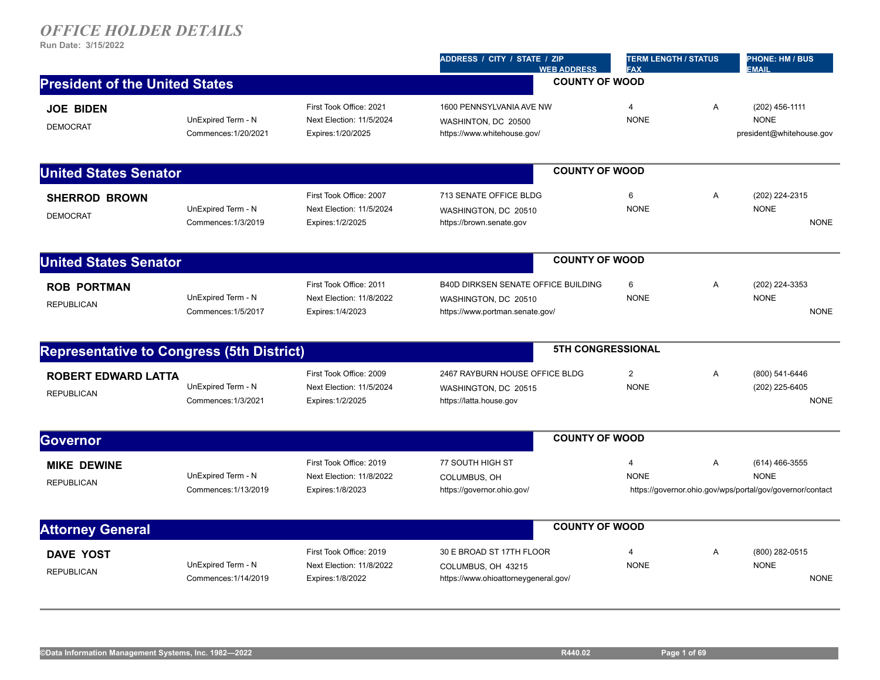# OFFICE HOLDER DETAILS

**Run Date: 3/15/2022**

| | | | ADDRESS / CITY / STATE / ZIP<br>WEB ADDRESS | TERM LENGTH / STATUS<br>FAX | | PHONE: HM / BUS<br>EMAIL |
|---|---|---|---|---|---|---|

## President of the United States — COUNTY OF WOOD

| | | | | | | |
|---|---|---|---|---|---|---|
| **JOE BIDEN** | | First Took Office: 2021 | 1600 PENNSYLVANIA AVE NW | 4 | A | (202) 456-1111 |
| DEMOCRAT | UnExpired Term - N | Next Election: 11/5/2024 | WASHINTON, DC 20500 | NONE | | NONE |
| | Commences:1/20/2021 | Expires:1/20/2025 | https://www.whitehouse.gov/ | | | president@whitehouse.gov |

## United States Senator — COUNTY OF WOOD

| | | | | | | |
|---|---|---|---|---|---|---|
| **SHERROD BROWN** | | First Took Office: 2007 | 713 SENATE OFFICE BLDG | 6 | A | (202) 224-2315 |
| DEMOCRAT | UnExpired Term - N | Next Election: 11/5/2024 | WASHINGTON, DC 20510 | NONE | | NONE |
| | Commences:1/3/2019 | Expires:1/2/2025 | https://brown.senate.gov | | | NONE |

## United States Senator — COUNTY OF WOOD

| | | | | | | |
|---|---|---|---|---|---|---|
| **ROB PORTMAN** | | First Took Office: 2011 | B40D DIRKSEN SENATE OFFICE BUILDING | 6 | A | (202) 224-3353 |
| REPUBLICAN | UnExpired Term - N | Next Election: 11/8/2022 | WASHINGTON, DC 20510 | NONE | | NONE |
| | Commences:1/5/2017 | Expires:1/4/2023 | https://www.portman.senate.gov/ | | | NONE |

## Representative to Congress (5th District) — 5TH CONGRESSIONAL

| | | | | | | |
|---|---|---|---|---|---|---|
| **ROBERT EDWARD LATTA** | | First Took Office: 2009 | 2467 RAYBURN HOUSE OFFICE BLDG | 2 | A | (800) 541-6446 |
| REPUBLICAN | UnExpired Term - N | Next Election: 11/5/2024 | WASHINGTON, DC 20515 | NONE | | (202) 225-6405 |
| | Commences:1/3/2021 | Expires:1/2/2025 | https://latta.house.gov | | | NONE |

## Governor — COUNTY OF WOOD

| | | | | | | |
|---|---|---|---|---|---|---|
| **MIKE DEWINE** | | First Took Office: 2019 | 77 SOUTH HIGH ST | 4 | A | (614) 466-3555 |
| REPUBLICAN | UnExpired Term - N | Next Election: 11/8/2022 | COLUMBUS, OH | NONE | | NONE |
| | Commences:1/13/2019 | Expires:1/8/2023 | https://governor.ohio.gov/ | | | https://governor.ohio.gov/wps/portal/gov/governor/contact |

## Attorney General — COUNTY OF WOOD

| | | | | | | |
|---|---|---|---|---|---|---|
| **DAVE YOST** | | First Took Office: 2019 | 30 E BROAD ST 17TH FLOOR | 4 | A | (800) 282-0515 |
| REPUBLICAN | UnExpired Term - N | Next Election: 11/8/2022 | COLUMBUS, OH 43215 | NONE | | NONE |
| | Commences:1/14/2019 | Expires:1/8/2022 | https://www.ohioattorneygeneral.gov/ | | | NONE |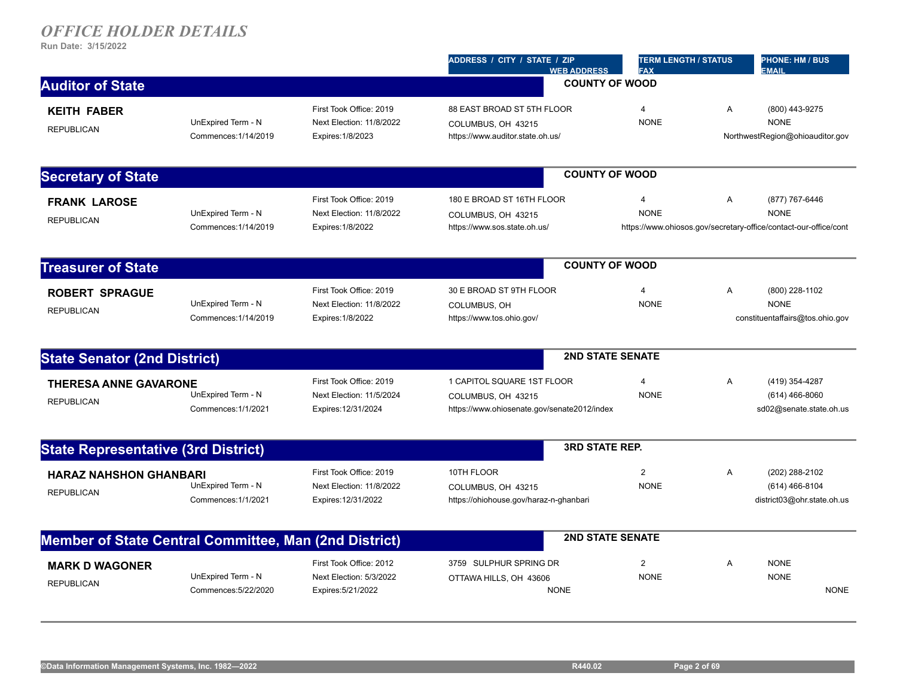# *OFFICE HOLDER DETAILS*

Run Date: 3/15/2022

| | | | ADDRESS / CITY / STATE / ZIP WEB ADDRESS | TERM LENGTH / STATUS FAX | | PHONE: HM / BUS EMAIL |
|---|---|---|---|---|---|---|

## Auditor of State

**COUNTY OF WOOD**

| | | | | | | |
|---|---|---|---|---|---|---|
| **KEITH FABER** | | First Took Office: 2019 | 88 EAST BROAD ST 5TH FLOOR | 4 | A | (800) 443-9275 |
| REPUBLICAN | UnExpired Term - N | Next Election: 11/8/2022 | COLUMBUS, OH 43215 | NONE | | NONE |
| | Commences:1/14/2019 | Expires:1/8/2023 | https://www.auditor.state.oh.us/ | | | NorthwestRegion@ohioauditor.gov |

## Secretary of State

**COUNTY OF WOOD**

| | | | | | | |
|---|---|---|---|---|---|---|
| **FRANK LAROSE** | | First Took Office: 2019 | 180 E BROAD ST 16TH FLOOR | 4 | A | (877) 767-6446 |
| REPUBLICAN | UnExpired Term - N | Next Election: 11/8/2022 | COLUMBUS, OH 43215 | NONE | | NONE |
| | Commences:1/14/2019 | Expires:1/8/2022 | https://www.sos.state.oh.us/ | | | https://www.ohiosos.gov/secretary-office/contact-our-office/cont |

## Treasurer of State

**COUNTY OF WOOD**

| | | | | | | |
|---|---|---|---|---|---|---|
| **ROBERT SPRAGUE** | | First Took Office: 2019 | 30 E BROAD ST 9TH FLOOR | 4 | A | (800) 228-1102 |
| REPUBLICAN | UnExpired Term - N | Next Election: 11/8/2022 | COLUMBUS, OH | NONE | | NONE |
| | Commences:1/14/2019 | Expires:1/8/2022 | https://www.tos.ohio.gov/ | | | constituentaffairs@tos.ohio.gov |

## State Senator (2nd District)

**2ND STATE SENATE**

| | | | | | | |
|---|---|---|---|---|---|---|
| **THERESA ANNE GAVARONE** | | First Took Office: 2019 | 1 CAPITOL SQUARE 1ST FLOOR | 4 | A | (419) 354-4287 |
| REPUBLICAN | UnExpired Term - N | Next Election: 11/5/2024 | COLUMBUS, OH 43215 | NONE | | (614) 466-8060 |
| | Commences:1/1/2021 | Expires:12/31/2024 | https://www.ohiosenate.gov/senate2012/index | | | sd02@senate.state.oh.us |

## State Representative (3rd District)

**3RD STATE REP.**

| | | | | | | |
|---|---|---|---|---|---|---|
| **HARAZ NAHSHON GHANBARI** | | First Took Office: 2019 | 10TH FLOOR | 2 | A | (202) 288-2102 |
| REPUBLICAN | UnExpired Term - N | Next Election: 11/8/2022 | COLUMBUS, OH 43215 | NONE | | (614) 466-8104 |
| | Commences:1/1/2021 | Expires:12/31/2022 | https://ohiohouse.gov/haraz-n-ghanbari | | | district03@ohr.state.oh.us |

## Member of State Central Committee, Man (2nd District)

**2ND STATE SENATE**

| | | | | | | |
|---|---|---|---|---|---|---|
| **MARK D WAGONER** | | First Took Office: 2012 | 3759 SULPHUR SPRING DR | 2 | A | NONE |
| REPUBLICAN | UnExpired Term - N | Next Election: 5/3/2022 | OTTAWA HILLS, OH 43606 | NONE | | NONE |
| | Commences:5/22/2020 | Expires:5/21/2022 | NONE | | | NONE |

©Data Information Management Systems, Inc. 1982—2022 R440.02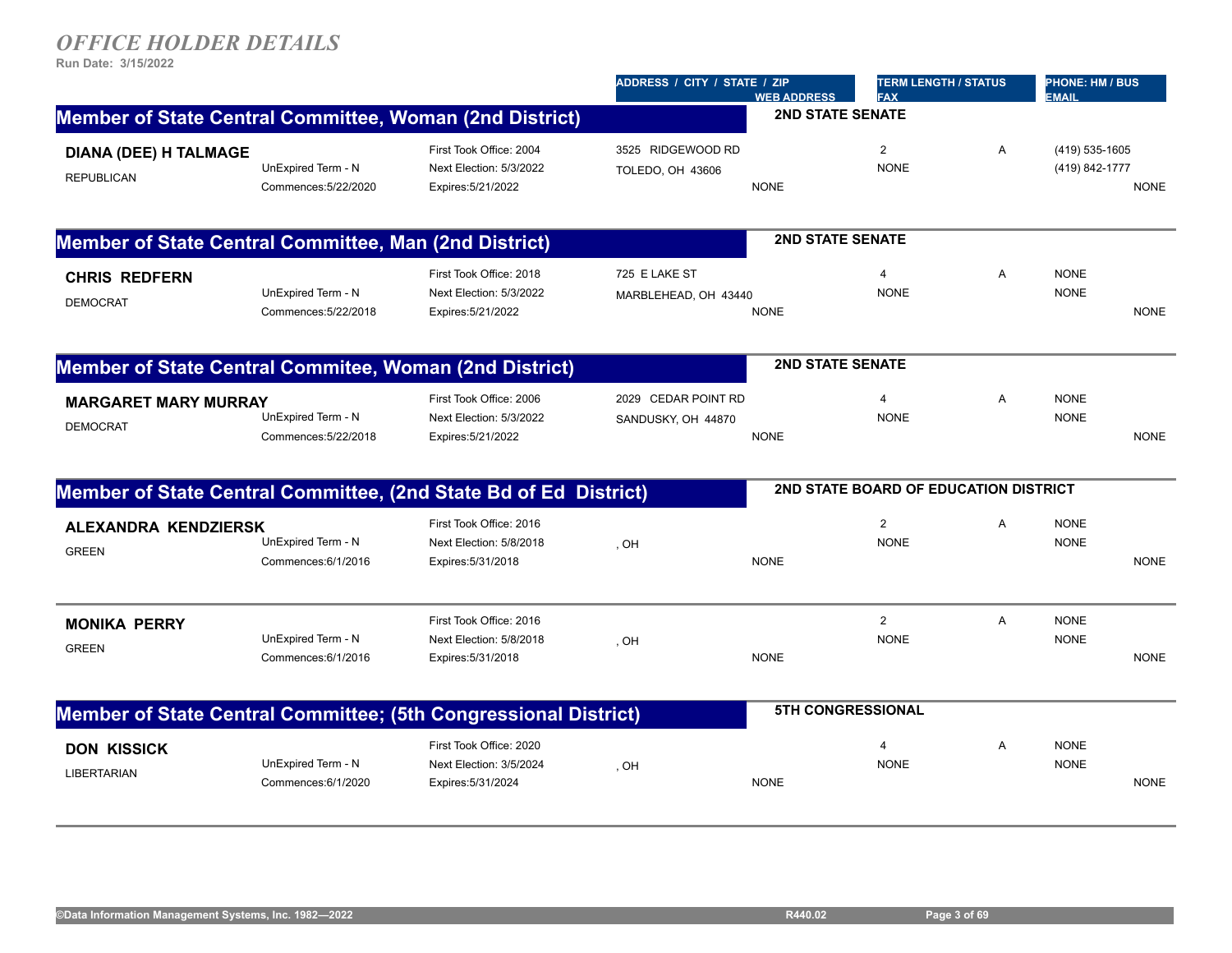# *OFFICE HOLDER DETAILS*

Run Date: 3/15/2022

| | | | ADDRESS / CITY / STATE / ZIP<br>WEB ADDRESS | TERM LENGTH / STATUS<br>FAX | | PHONE: HM / BUS<br>EMAIL |
|---|---|---|---|---|---|---|

## Member of State Central Committee, Woman (2nd District)

**2ND STATE SENATE**

| Name / Party | Term | Dates | Address / Web | Term Length / Fax | Status | Phone / Email |
|---|---|---|---|---|---|---|
| **DIANA (DEE) H TALMAGE**<br>REPUBLICAN | UnExpired Term - N<br>Commences:5/22/2020 | First Took Office: 2004<br>Next Election: 5/3/2022<br>Expires:5/21/2022 | 3525 RIDGEWOOD RD<br>TOLEDO, OH 43606<br>NONE | 2<br>NONE | A | (419) 535-1605<br>(419) 842-1777<br>NONE |

## Member of State Central Committee, Man (2nd District)

**2ND STATE SENATE**

| Name / Party | Term | Dates | Address / Web | Term Length / Fax | Status | Phone / Email |
|---|---|---|---|---|---|---|
| **CHRIS REDFERN**<br>DEMOCRAT | UnExpired Term - N<br>Commences:5/22/2018 | First Took Office: 2018<br>Next Election: 5/3/2022<br>Expires:5/21/2022 | 725 E LAKE ST<br>MARBLEHEAD, OH 43440<br>NONE | 4<br>NONE | A | NONE<br>NONE<br>NONE |

## Member of State Central Commitee, Woman (2nd District)

**2ND STATE SENATE**

| Name / Party | Term | Dates | Address / Web | Term Length / Fax | Status | Phone / Email |
|---|---|---|---|---|---|---|
| **MARGARET MARY MURRAY**<br>DEMOCRAT | UnExpired Term - N<br>Commences:5/22/2018 | First Took Office: 2006<br>Next Election: 5/3/2022<br>Expires:5/21/2022 | 2029 CEDAR POINT RD<br>SANDUSKY, OH 44870<br>NONE | 4<br>NONE | A | NONE<br>NONE<br>NONE |

## Member of State Central Committee, (2nd State Bd of Ed District)

**2ND STATE BOARD OF EDUCATION DISTRICT**

| Name / Party | Term | Dates | Address / Web | Term Length / Fax | Status | Phone / Email |
|---|---|---|---|---|---|---|
| **ALEXANDRA KENDZIERSK**<br>GREEN | UnExpired Term - N<br>Commences:6/1/2016 | First Took Office: 2016<br>Next Election: 5/8/2018<br>Expires:5/31/2018 | , OH<br>NONE | 2<br>NONE | A | NONE<br>NONE<br>NONE |
| **MONIKA PERRY**<br>GREEN | UnExpired Term - N<br>Commences:6/1/2016 | First Took Office: 2016<br>Next Election: 5/8/2018<br>Expires:5/31/2018 | , OH<br>NONE | 2<br>NONE | A | NONE<br>NONE<br>NONE |

## Member of State Central Committee; (5th Congressional District)

**5TH CONGRESSIONAL**

| Name / Party | Term | Dates | Address / Web | Term Length / Fax | Status | Phone / Email |
|---|---|---|---|---|---|---|
| **DON KISSICK**<br>LIBERTARIAN | UnExpired Term - N<br>Commences:6/1/2020 | First Took Office: 2020<br>Next Election: 3/5/2024<br>Expires:5/31/2024 | , OH<br>NONE | 4<br>NONE | A | NONE<br>NONE<br>NONE |

©Data Information Management Systems, Inc. 1982—2022 R440.02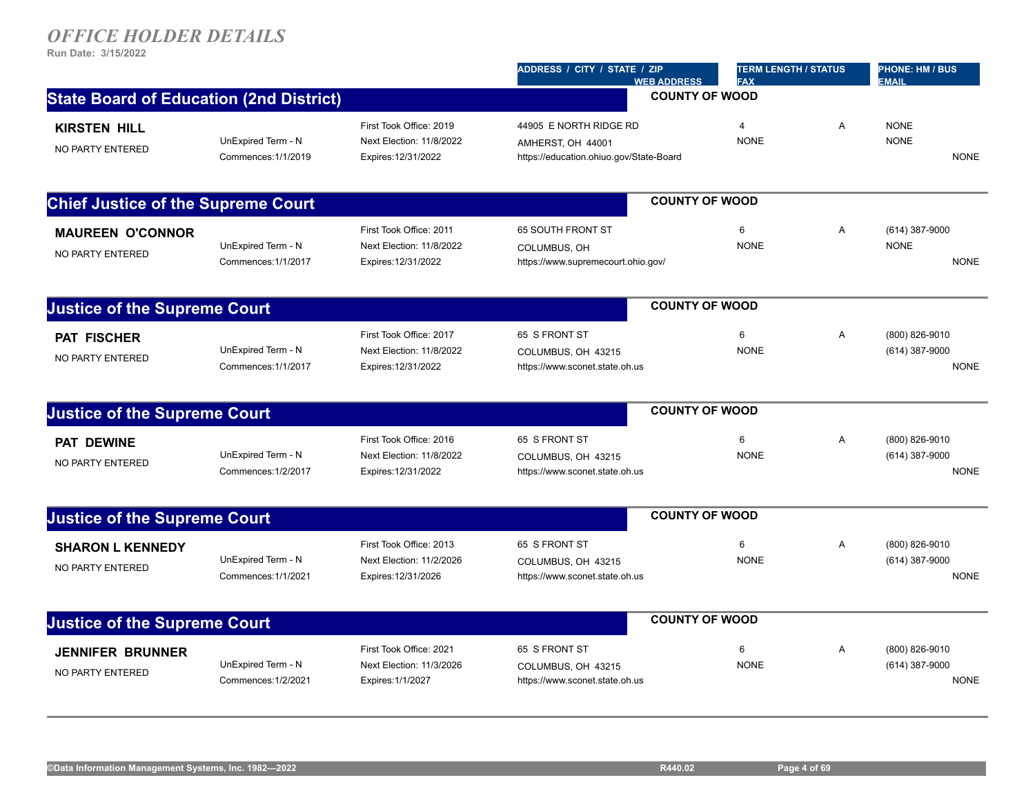# *OFFICE HOLDER DETAILS*

Run Date: 3/15/2022

| | | | ADDRESS / CITY / STATE / ZIP<br>WEB ADDRESS | TERM LENGTH / STATUS<br>FAX | | PHONE: HM / BUS<br>EMAIL |
|---|---|---|---|---|---|---|

## State Board of Education (2nd District)

**COUNTY OF WOOD**

| | | | | | | |
|---|---|---|---|---|---|---|
| **KIRSTEN HILL** | | First Took Office: 2019 | 44905 E NORTH RIDGE RD | 4 | A | NONE |
| NO PARTY ENTERED | UnExpired Term - N | Next Election: 11/8/2022 | AMHERST, OH 44001 | NONE | | NONE |
| | Commences:1/1/2019 | Expires:12/31/2022 | https://education.ohiuo.gov/State-Board | | | NONE |

## Chief Justice of the Supreme Court

**COUNTY OF WOOD**

| | | | | | | |
|---|---|---|---|---|---|---|
| **MAUREEN O'CONNOR** | | First Took Office: 2011 | 65 SOUTH FRONT ST | 6 | A | (614) 387-9000 |
| NO PARTY ENTERED | UnExpired Term - N | Next Election: 11/8/2022 | COLUMBUS, OH | NONE | | NONE |
| | Commences:1/1/2017 | Expires:12/31/2022 | https://www.supremecourt.ohio.gov/ | | | NONE |

## Justice of the Supreme Court

**COUNTY OF WOOD**

| | | | | | | |
|---|---|---|---|---|---|---|
| **PAT FISCHER** | | First Took Office: 2017 | 65 S FRONT ST | 6 | A | (800) 826-9010 |
| NO PARTY ENTERED | UnExpired Term - N | Next Election: 11/8/2022 | COLUMBUS, OH 43215 | NONE | | (614) 387-9000 |
| | Commences:1/1/2017 | Expires:12/31/2022 | https://www.sconet.state.oh.us | | | NONE |

## Justice of the Supreme Court

**COUNTY OF WOOD**

| | | | | | | |
|---|---|---|---|---|---|---|
| **PAT DEWINE** | | First Took Office: 2016 | 65 S FRONT ST | 6 | A | (800) 826-9010 |
| NO PARTY ENTERED | UnExpired Term - N | Next Election: 11/8/2022 | COLUMBUS, OH 43215 | NONE | | (614) 387-9000 |
| | Commences:1/2/2017 | Expires:12/31/2022 | https://www.sconet.state.oh.us | | | NONE |

## Justice of the Supreme Court

**COUNTY OF WOOD**

| | | | | | | |
|---|---|---|---|---|---|---|
| **SHARON L KENNEDY** | | First Took Office: 2013 | 65 S FRONT ST | 6 | A | (800) 826-9010 |
| NO PARTY ENTERED | UnExpired Term - N | Next Election: 11/2/2026 | COLUMBUS, OH 43215 | NONE | | (614) 387-9000 |
| | Commences:1/1/2021 | Expires:12/31/2026 | https://www.sconet.state.oh.us | | | NONE |

## Justice of the Supreme Court

**COUNTY OF WOOD**

| | | | | | | |
|---|---|---|---|---|---|---|
| **JENNIFER BRUNNER** | | First Took Office: 2021 | 65 S FRONT ST | 6 | A | (800) 826-9010 |
| NO PARTY ENTERED | UnExpired Term - N | Next Election: 11/3/2026 | COLUMBUS, OH 43215 | NONE | | (614) 387-9000 |
| | Commences:1/2/2021 | Expires:1/1/2027 | https://www.sconet.state.oh.us | | | NONE |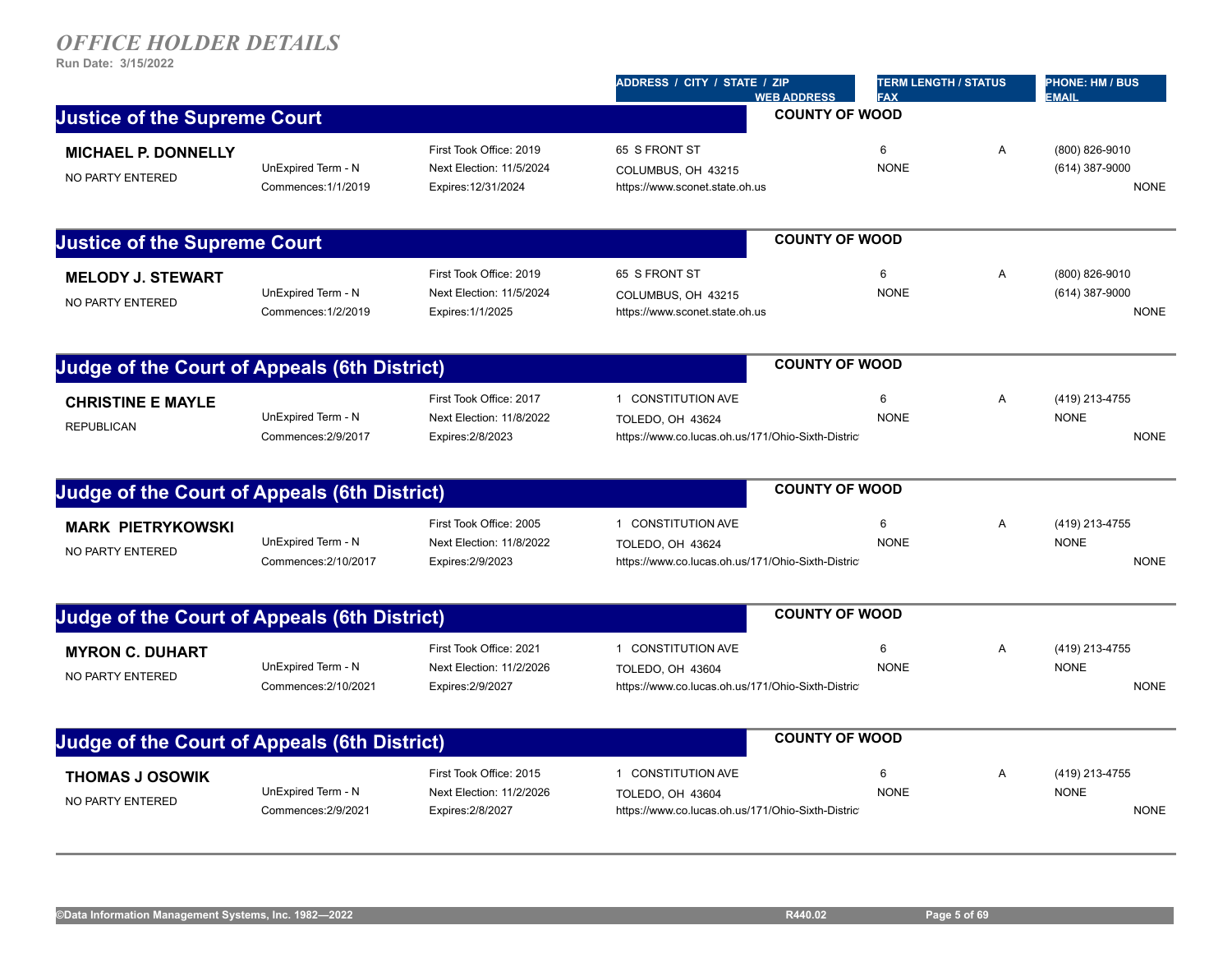# *OFFICE HOLDER DETAILS*

**Run Date: 3/15/2022**

| | | | ADDRESS / CITY / STATE / ZIP / WEB ADDRESS | TERM LENGTH / STATUS / FAX | | PHONE: HM / BUS / EMAIL |
|---|---|---|---|---|---|---|

## Justice of the Supreme Court — COUNTY OF WOOD

| | | | | | | |
|---|---|---|---|---|---|---|
| **MICHAEL P. DONNELLY** | | First Took Office: 2019 | 65 S FRONT ST | 6 | A | (800) 826-9010 |
| NO PARTY ENTERED | UnExpired Term - N | Next Election: 11/5/2024 | COLUMBUS, OH 43215 | NONE | | (614) 387-9000 |
| | Commences:1/1/2019 | Expires:12/31/2024 | https://www.sconet.state.oh.us | | | NONE |

## Justice of the Supreme Court — COUNTY OF WOOD

| | | | | | | |
|---|---|---|---|---|---|---|
| **MELODY J. STEWART** | | First Took Office: 2019 | 65 S FRONT ST | 6 | A | (800) 826-9010 |
| NO PARTY ENTERED | UnExpired Term - N | Next Election: 11/5/2024 | COLUMBUS, OH 43215 | NONE | | (614) 387-9000 |
| | Commences:1/2/2019 | Expires:1/1/2025 | https://www.sconet.state.oh.us | | | NONE |

## Judge of the Court of Appeals (6th District) — COUNTY OF WOOD

| | | | | | | |
|---|---|---|---|---|---|---|
| **CHRISTINE E MAYLE** | | First Took Office: 2017 | 1 CONSTITUTION AVE | 6 | A | (419) 213-4755 |
| REPUBLICAN | UnExpired Term - N | Next Election: 11/8/2022 | TOLEDO, OH 43624 | NONE | | NONE |
| | Commences:2/9/2017 | Expires:2/8/2023 | https://www.co.lucas.oh.us/171/Ohio-Sixth-Distric | | | NONE |

## Judge of the Court of Appeals (6th District) — COUNTY OF WOOD

| | | | | | | |
|---|---|---|---|---|---|---|
| **MARK PIETRYKOWSKI** | | First Took Office: 2005 | 1 CONSTITUTION AVE | 6 | A | (419) 213-4755 |
| NO PARTY ENTERED | UnExpired Term - N | Next Election: 11/8/2022 | TOLEDO, OH 43624 | NONE | | NONE |
| | Commences:2/10/2017 | Expires:2/9/2023 | https://www.co.lucas.oh.us/171/Ohio-Sixth-Distric | | | NONE |

## Judge of the Court of Appeals (6th District) — COUNTY OF WOOD

| | | | | | | |
|---|---|---|---|---|---|---|
| **MYRON C. DUHART** | | First Took Office: 2021 | 1 CONSTITUTION AVE | 6 | A | (419) 213-4755 |
| NO PARTY ENTERED | UnExpired Term - N | Next Election: 11/2/2026 | TOLEDO, OH 43604 | NONE | | NONE |
| | Commences:2/10/2021 | Expires:2/9/2027 | https://www.co.lucas.oh.us/171/Ohio-Sixth-Distric | | | NONE |

## Judge of the Court of Appeals (6th District) — COUNTY OF WOOD

| | | | | | | |
|---|---|---|---|---|---|---|
| **THOMAS J OSOWIK** | | First Took Office: 2015 | 1 CONSTITUTION AVE | 6 | A | (419) 213-4755 |
| NO PARTY ENTERED | UnExpired Term - N | Next Election: 11/2/2026 | TOLEDO, OH 43604 | NONE | | NONE |
| | Commences:2/9/2021 | Expires:2/8/2027 | https://www.co.lucas.oh.us/171/Ohio-Sixth-Distric | | | NONE |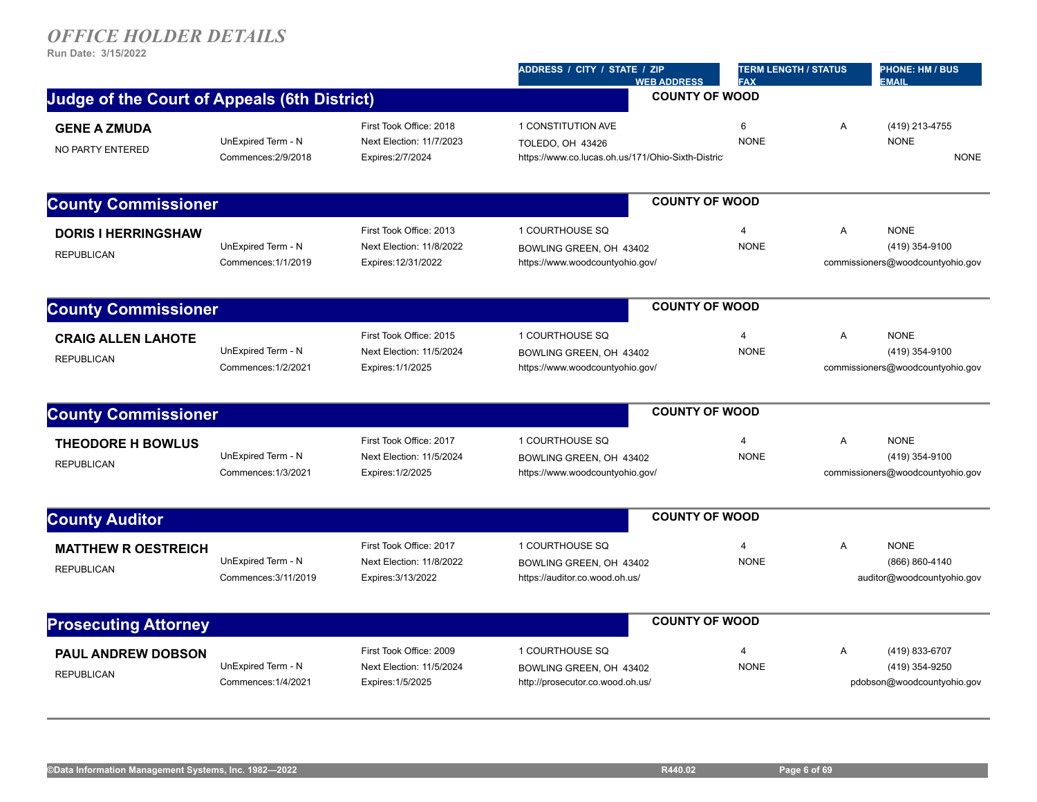## *OFFICE HOLDER DETAILS*

Run Date: 3/15/2022

| | | | ADDRESS / CITY / STATE / ZIP<br>WEB ADDRESS | TERM LENGTH / STATUS<br>FAX | | PHONE: HM / BUS<br>EMAIL |
|---|---|---|---|---|---|---|

### Judge of the Court of Appeals (6th District) — COUNTY OF WOOD

| | | | | | | |
|---|---|---|---|---|---|---|
| **GENE A ZMUDA** | | First Took Office: 2018 | 1 CONSTITUTION AVE | 6 | A | (419) 213-4755 |
| NO PARTY ENTERED | UnExpired Term - N | Next Election: 11/7/2023 | TOLEDO, OH 43426 | NONE | | NONE |
| | Commences:2/9/2018 | Expires:2/7/2024 | https://www.co.lucas.oh.us/171/Ohio-Sixth-Distric | | | NONE |

### County Commissioner — COUNTY OF WOOD

| | | | | | | |
|---|---|---|---|---|---|---|
| **DORIS I HERRINGSHAW** | | First Took Office: 2013 | 1 COURTHOUSE SQ | 4 | A | NONE |
| REPUBLICAN | UnExpired Term - N | Next Election: 11/8/2022 | BOWLING GREEN, OH 43402 | NONE | | (419) 354-9100 |
| | Commences:1/1/2019 | Expires:12/31/2022 | https://www.woodcountyohio.gov/ | | | commissioners@woodcountyohio.gov |

### County Commissioner — COUNTY OF WOOD

| | | | | | | |
|---|---|---|---|---|---|---|
| **CRAIG ALLEN LAHOTE** | | First Took Office: 2015 | 1 COURTHOUSE SQ | 4 | A | NONE |
| REPUBLICAN | UnExpired Term - N | Next Election: 11/5/2024 | BOWLING GREEN, OH 43402 | NONE | | (419) 354-9100 |
| | Commences:1/2/2021 | Expires:1/1/2025 | https://www.woodcountyohio.gov/ | | | commissioners@woodcountyohio.gov |

### County Commissioner — COUNTY OF WOOD

| | | | | | | |
|---|---|---|---|---|---|---|
| **THEODORE H BOWLUS** | | First Took Office: 2017 | 1 COURTHOUSE SQ | 4 | A | NONE |
| REPUBLICAN | UnExpired Term - N | Next Election: 11/5/2024 | BOWLING GREEN, OH 43402 | NONE | | (419) 354-9100 |
| | Commences:1/3/2021 | Expires:1/2/2025 | https://www.woodcountyohio.gov/ | | | commissioners@woodcountyohio.gov |

### County Auditor — COUNTY OF WOOD

| | | | | | | |
|---|---|---|---|---|---|---|
| **MATTHEW R OESTREICH** | | First Took Office: 2017 | 1 COURTHOUSE SQ | 4 | A | NONE |
| REPUBLICAN | UnExpired Term - N | Next Election: 11/8/2022 | BOWLING GREEN, OH 43402 | NONE | | (866) 860-4140 |
| | Commences:3/11/2019 | Expires:3/13/2022 | https://auditor.co.wood.oh.us/ | | | auditor@woodcountyohio.gov |

### Prosecuting Attorney — COUNTY OF WOOD

| | | | | | | |
|---|---|---|---|---|---|---|
| **PAUL ANDREW DOBSON** | | First Took Office: 2009 | 1 COURTHOUSE SQ | 4 | A | (419) 833-6707 |
| REPUBLICAN | UnExpired Term - N | Next Election: 11/5/2024 | BOWLING GREEN, OH 43402 | NONE | | (419) 354-9250 |
| | Commences:1/4/2021 | Expires:1/5/2025 | http://prosecutor.co.wood.oh.us/ | | | pdobson@woodcountyohio.gov |

©Data Information Management Systems, Inc. 1982—2022 R440.02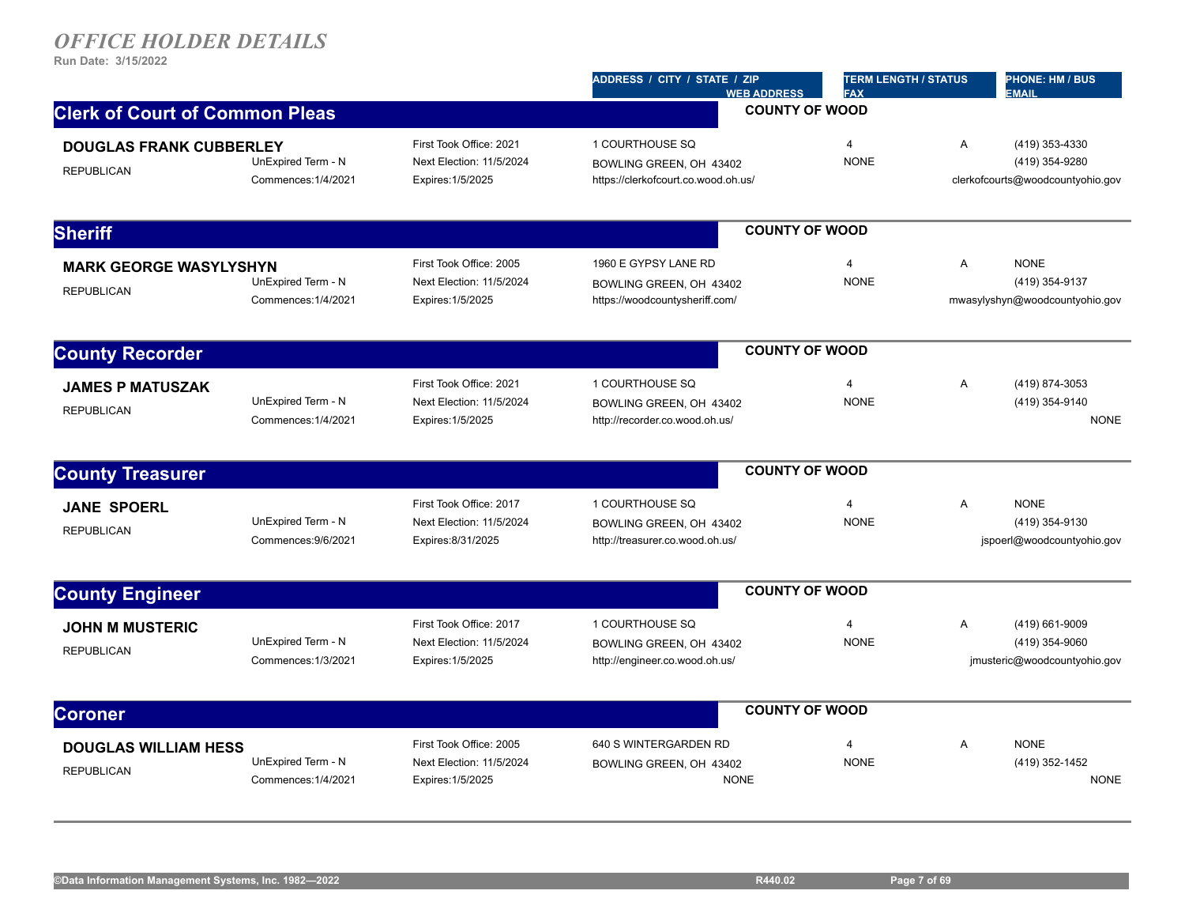# *OFFICE HOLDER DETAILS*

**Run Date: 3/15/2022**

| | | | ADDRESS / CITY / STATE / ZIP / WEB ADDRESS | TERM LENGTH / STATUS / FAX | | PHONE: HM / BUS / EMAIL |
|---|---|---|---|---|---|---|

## Clerk of Court of Common Pleas

**COUNTY OF WOOD**

| | | | | | | |
|---|---|---|---|---|---|---|
| **DOUGLAS FRANK CUBBERLEY** | | First Took Office: 2021 | 1 COURTHOUSE SQ | 4 | A | (419) 353-4330 |
| REPUBLICAN | UnExpired Term - N | Next Election: 11/5/2024 | BOWLING GREEN, OH 43402 | NONE | | (419) 354-9280 |
| | Commences:1/4/2021 | Expires:1/5/2025 | https://clerkofcourt.co.wood.oh.us/ | | | clerkofcourts@woodcountyohio.gov |

## Sheriff

**COUNTY OF WOOD**

| | | | | | | |
|---|---|---|---|---|---|---|
| **MARK GEORGE WASYLYSHYN** | | First Took Office: 2005 | 1960 E GYPSY LANE RD | 4 | A | NONE |
| REPUBLICAN | UnExpired Term - N | Next Election: 11/5/2024 | BOWLING GREEN, OH 43402 | NONE | | (419) 354-9137 |
| | Commences:1/4/2021 | Expires:1/5/2025 | https://woodcountysheriff.com/ | | | mwasylyshyn@woodcountyohio.gov |

## County Recorder

**COUNTY OF WOOD**

| | | | | | | |
|---|---|---|---|---|---|---|
| **JAMES P MATUSZAK** | | First Took Office: 2021 | 1 COURTHOUSE SQ | 4 | A | (419) 874-3053 |
| REPUBLICAN | UnExpired Term - N | Next Election: 11/5/2024 | BOWLING GREEN, OH 43402 | NONE | | (419) 354-9140 |
| | Commences:1/4/2021 | Expires:1/5/2025 | http://recorder.co.wood.oh.us/ | | | NONE |

## County Treasurer

**COUNTY OF WOOD**

| | | | | | | |
|---|---|---|---|---|---|---|
| **JANE SPOERL** | | First Took Office: 2017 | 1 COURTHOUSE SQ | 4 | A | NONE |
| REPUBLICAN | UnExpired Term - N | Next Election: 11/5/2024 | BOWLING GREEN, OH 43402 | NONE | | (419) 354-9130 |
| | Commences:9/6/2021 | Expires:8/31/2025 | http://treasurer.co.wood.oh.us/ | | | jspoerl@woodcountyohio.gov |

## County Engineer

**COUNTY OF WOOD**

| | | | | | | |
|---|---|---|---|---|---|---|
| **JOHN M MUSTERIC** | | First Took Office: 2017 | 1 COURTHOUSE SQ | 4 | A | (419) 661-9009 |
| REPUBLICAN | UnExpired Term - N | Next Election: 11/5/2024 | BOWLING GREEN, OH 43402 | NONE | | (419) 354-9060 |
| | Commences:1/3/2021 | Expires:1/5/2025 | http://engineer.co.wood.oh.us/ | | | jmusteric@woodcountyohio.gov |

## Coroner

**COUNTY OF WOOD**

| | | | | | | |
|---|---|---|---|---|---|---|
| **DOUGLAS WILLIAM HESS** | | First Took Office: 2005 | 640 S WINTERGARDEN RD | 4 | A | NONE |
| REPUBLICAN | UnExpired Term - N | Next Election: 11/5/2024 | BOWLING GREEN, OH 43402 | NONE | | (419) 352-1452 |
| | Commences:1/4/2021 | Expires:1/5/2025 | NONE | | | NONE |

©Data Information Management Systems, Inc. 1982—2022 R440.02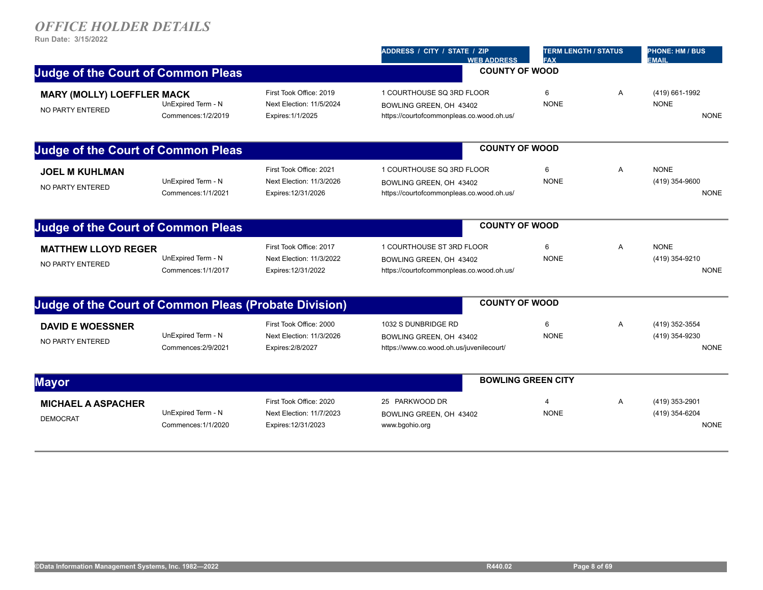# *OFFICE HOLDER DETAILS*

**Run Date: 3/15/2022**

| | | | ADDRESS / CITY / STATE / ZIP / WEB ADDRESS | TERM LENGTH / STATUS / FAX | | PHONE: HM / BUS / EMAIL |
|---|---|---|---|---|---|---|

## Judge of the Court of Common Pleas — COUNTY OF WOOD

| | | | | | | |
|---|---|---|---|---|---|---|
| **MARY (MOLLY) LOEFFLER MACK** | | First Took Office: 2019 | 1 COURTHOUSE SQ 3RD FLOOR | 6 | A | (419) 661-1992 |
| NO PARTY ENTERED | UnExpired Term - N | Next Election: 11/5/2024 | BOWLING GREEN, OH 43402 | NONE | | NONE |
| | Commences:1/2/2019 | Expires:1/1/2025 | https://courtofcommonpleas.co.wood.oh.us/ | | | NONE |

## Judge of the Court of Common Pleas — COUNTY OF WOOD

| | | | | | | |
|---|---|---|---|---|---|---|
| **JOEL M KUHLMAN** | | First Took Office: 2021 | 1 COURTHOUSE SQ 3RD FLOOR | 6 | A | NONE |
| NO PARTY ENTERED | UnExpired Term - N | Next Election: 11/3/2026 | BOWLING GREEN, OH 43402 | NONE | | (419) 354-9600 |
| | Commences:1/1/2021 | Expires:12/31/2026 | https://courtofcommonpleas.co.wood.oh.us/ | | | NONE |

## Judge of the Court of Common Pleas — COUNTY OF WOOD

| | | | | | | |
|---|---|---|---|---|---|---|
| **MATTHEW LLOYD REGER** | | First Took Office: 2017 | 1 COURTHOUSE ST 3RD FLOOR | 6 | A | NONE |
| NO PARTY ENTERED | UnExpired Term - N | Next Election: 11/3/2022 | BOWLING GREEN, OH 43402 | NONE | | (419) 354-9210 |
| | Commences:1/1/2017 | Expires:12/31/2022 | https://courtofcommonpleas.co.wood.oh.us/ | | | NONE |

## Judge of the Court of Common Pleas (Probate Division) — COUNTY OF WOOD

| | | | | | | |
|---|---|---|---|---|---|---|
| **DAVID E WOESSNER** | | First Took Office: 2000 | 1032 S DUNBRIDGE RD | 6 | A | (419) 352-3554 |
| NO PARTY ENTERED | UnExpired Term - N | Next Election: 11/3/2026 | BOWLING GREEN, OH 43402 | NONE | | (419) 354-9230 |
| | Commences:2/9/2021 | Expires:2/8/2027 | https://www.co.wood.oh.us/juvenilecourt/ | | | NONE |

## Mayor — BOWLING GREEN CITY

| | | | | | | |
|---|---|---|---|---|---|---|
| **MICHAEL A ASPACHER** | | First Took Office: 2020 | 25 PARKWOOD DR | 4 | A | (419) 353-2901 |
| DEMOCRAT | UnExpired Term - N | Next Election: 11/7/2023 | BOWLING GREEN, OH 43402 | NONE | | (419) 354-6204 |
| | Commences:1/1/2020 | Expires:12/31/2023 | www.bgohio.org | | | NONE |

©Data Information Management Systems, Inc. 1982—2022 R440.02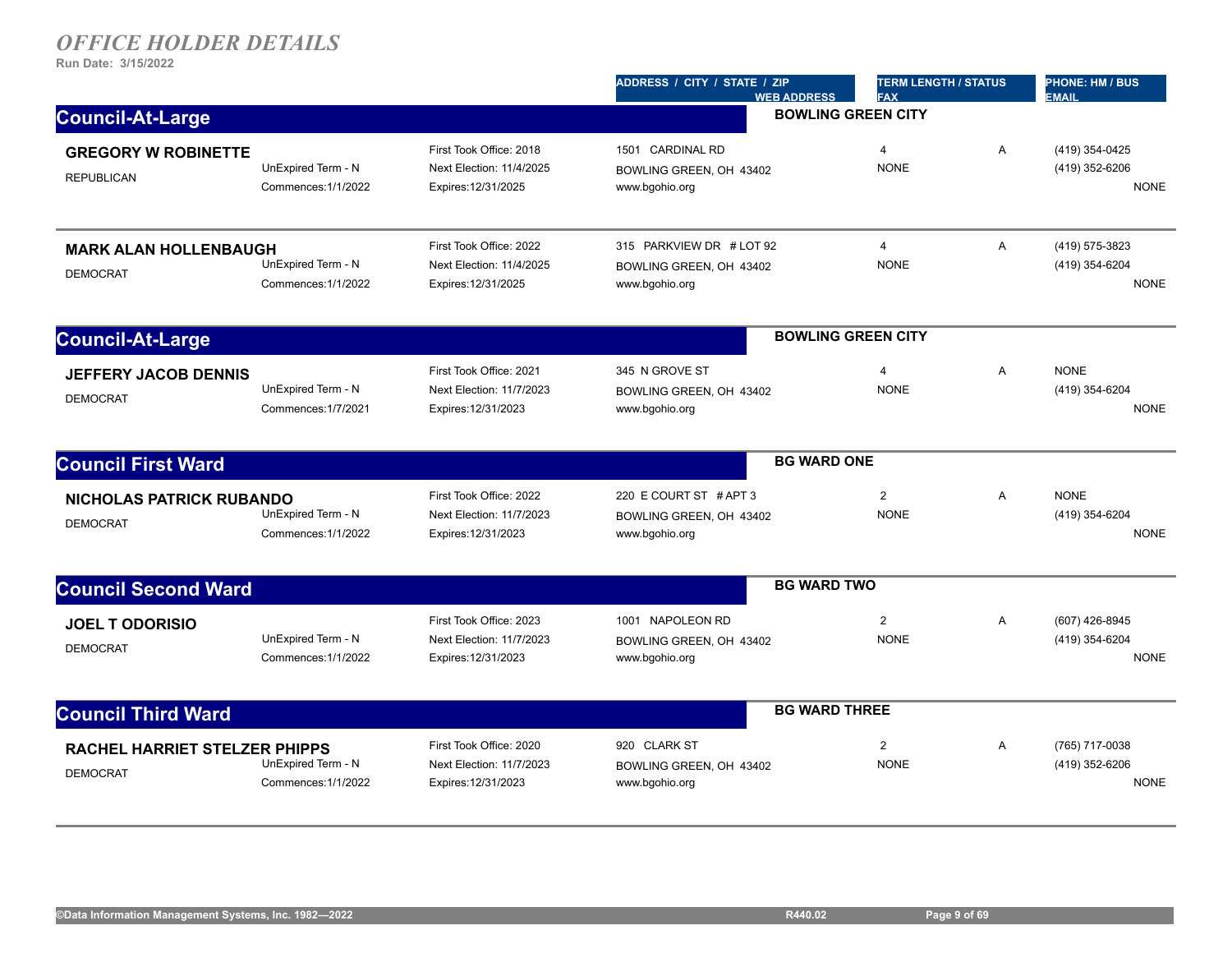# *OFFICE HOLDER DETAILS*

**Run Date: 3/15/2022**

| | | | ADDRESS / CITY / STATE / ZIP / WEB ADDRESS | TERM LENGTH / STATUS / FAX | | PHONE: HM / BUS / EMAIL |
|---|---|---|---|---|---|---|

## Council-At-Large — BOWLING GREEN CITY

| | | | | | | |
|---|---|---|---|---|---|---|
| **GREGORY W ROBINETTE** REPUBLICAN | UnExpired Term - N Commences:1/1/2022 | First Took Office: 2018 Next Election: 11/4/2025 Expires:12/31/2025 | 1501 CARDINAL RD BOWLING GREEN, OH 43402 www.bgohio.org | 4 NONE | A | (419) 354-0425 (419) 352-6206 NONE |
| **MARK ALAN HOLLENBAUGH** DEMOCRAT | UnExpired Term - N Commences:1/1/2022 | First Took Office: 2022 Next Election: 11/4/2025 Expires:12/31/2025 | 315 PARKVIEW DR # LOT 92 BOWLING GREEN, OH 43402 www.bgohio.org | 4 NONE | A | (419) 575-3823 (419) 354-6204 NONE |

## Council-At-Large — BOWLING GREEN CITY

| | | | | | | |
|---|---|---|---|---|---|---|
| **JEFFERY JACOB DENNIS** DEMOCRAT | UnExpired Term - N Commences:1/7/2021 | First Took Office: 2021 Next Election: 11/7/2023 Expires:12/31/2023 | 345 N GROVE ST BOWLING GREEN, OH 43402 www.bgohio.org | 4 NONE | A | NONE (419) 354-6204 NONE |

## Council First Ward — BG WARD ONE

| | | | | | | |
|---|---|---|---|---|---|---|
| **NICHOLAS PATRICK RUBANDO** DEMOCRAT | UnExpired Term - N Commences:1/1/2022 | First Took Office: 2022 Next Election: 11/7/2023 Expires:12/31/2023 | 220 E COURT ST # APT 3 BOWLING GREEN, OH 43402 www.bgohio.org | 2 NONE | A | NONE (419) 354-6204 NONE |

## Council Second Ward — BG WARD TWO

| | | | | | | |
|---|---|---|---|---|---|---|
| **JOEL T ODORISIO** DEMOCRAT | UnExpired Term - N Commences:1/1/2022 | First Took Office: 2023 Next Election: 11/7/2023 Expires:12/31/2023 | 1001 NAPOLEON RD BOWLING GREEN, OH 43402 www.bgohio.org | 2 NONE | A | (607) 426-8945 (419) 354-6204 NONE |

## Council Third Ward — BG WARD THREE

| | | | | | | |
|---|---|---|---|---|---|---|
| **RACHEL HARRIET STELZER PHIPPS** DEMOCRAT | UnExpired Term - N Commences:1/1/2022 | First Took Office: 2020 Next Election: 11/7/2023 Expires:12/31/2023 | 920 CLARK ST BOWLING GREEN, OH 43402 www.bgohio.org | 2 NONE | A | (765) 717-0038 (419) 352-6206 NONE |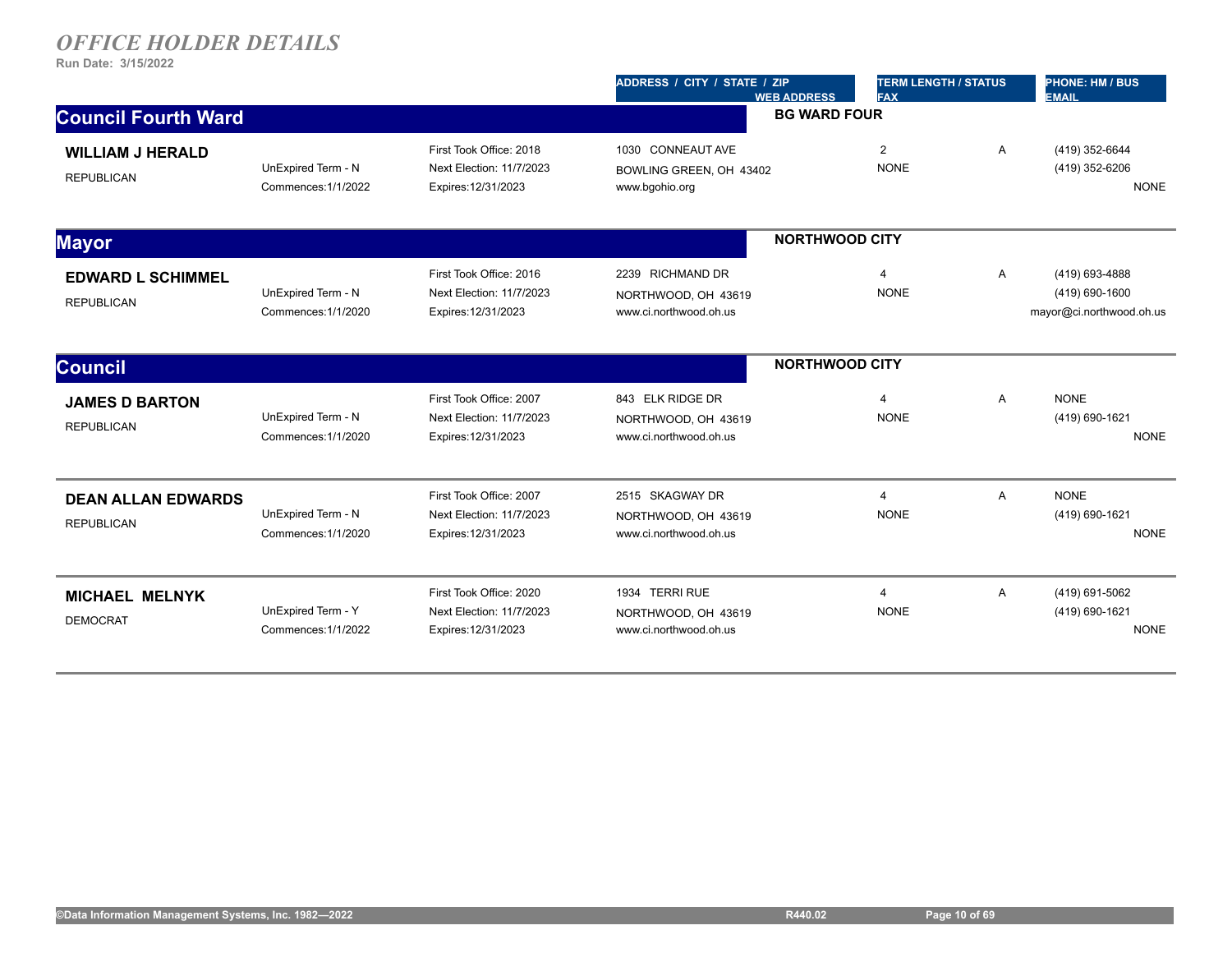# *OFFICE HOLDER DETAILS*

**Run Date: 3/15/2022**

| | | | ADDRESS / CITY / STATE / ZIP<br>WEB ADDRESS | TERM LENGTH / STATUS<br>FAX | | PHONE: HM / BUS<br>EMAIL |
|---|---|---|---|---|---|---|

## Council Fourth Ward — BG WARD FOUR

| | | | | | | |
|---|---|---|---|---|---|---|
| **WILLIAM J HERALD**<br>REPUBLICAN | UnExpired Term - N<br>Commences:1/1/2022 | First Took Office: 2018<br>Next Election: 11/7/2023<br>Expires:12/31/2023 | 1030 CONNEAUT AVE<br>BOWLING GREEN, OH 43402<br>www.bgohio.org | 2<br>NONE | A | (419) 352-6644<br>(419) 352-6206<br>NONE |

## Mayor — NORTHWOOD CITY

| | | | | | | |
|---|---|---|---|---|---|---|
| **EDWARD L SCHIMMEL**<br>REPUBLICAN | UnExpired Term - N<br>Commences:1/1/2020 | First Took Office: 2016<br>Next Election: 11/7/2023<br>Expires:12/31/2023 | 2239 RICHMOND DR<br>NORTHWOOD, OH 43619<br>www.ci.northwood.oh.us | 4<br>NONE | A | (419) 693-4888<br>(419) 690-1600<br>mayor@ci.northwood.oh.us |

## Council — NORTHWOOD CITY

| | | | | | | |
|---|---|---|---|---|---|---|
| **JAMES D BARTON**<br>REPUBLICAN | UnExpired Term - N<br>Commences:1/1/2020 | First Took Office: 2007<br>Next Election: 11/7/2023<br>Expires:12/31/2023 | 843 ELK RIDGE DR<br>NORTHWOOD, OH 43619<br>www.ci.northwood.oh.us | 4<br>NONE | A | NONE<br>(419) 690-1621<br>NONE |
| **DEAN ALLAN EDWARDS**<br>REPUBLICAN | UnExpired Term - N<br>Commences:1/1/2020 | First Took Office: 2007<br>Next Election: 11/7/2023<br>Expires:12/31/2023 | 2515 SKAGWAY DR<br>NORTHWOOD, OH 43619<br>www.ci.northwood.oh.us | 4<br>NONE | A | NONE<br>(419) 690-1621<br>NONE |
| **MICHAEL MELNYK**<br>DEMOCRAT | UnExpired Term - Y<br>Commences:1/1/2022 | First Took Office: 2020<br>Next Election: 11/7/2023<br>Expires:12/31/2023 | 1934 TERRI RUE<br>NORTHWOOD, OH 43619<br>www.ci.northwood.oh.us | 4<br>NONE | A | (419) 691-5062<br>(419) 690-1621<br>NONE |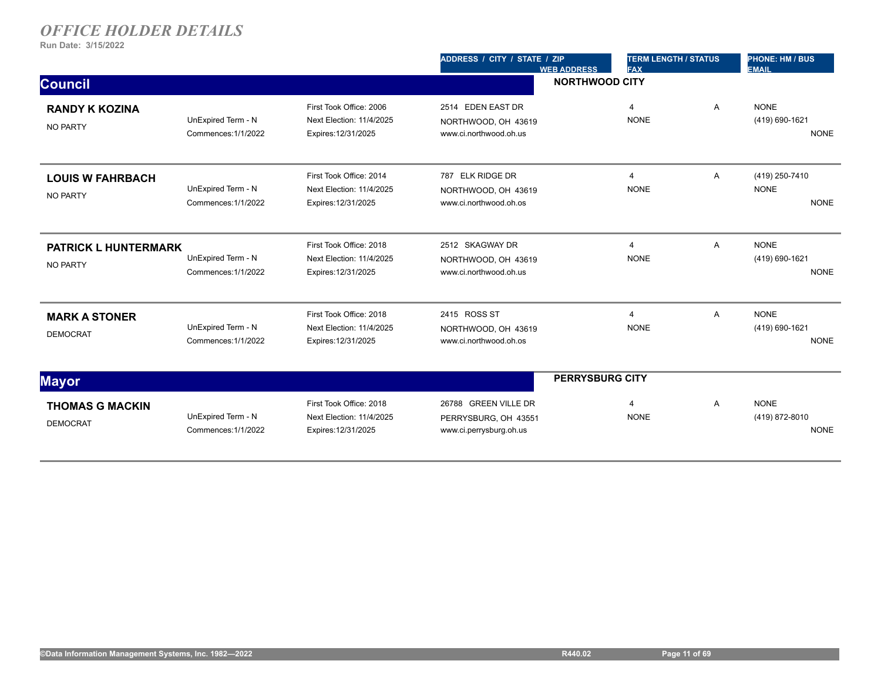# *OFFICE HOLDER DETAILS*

**Run Date: 3/15/2022**

| | | | ADDRESS / CITY / STATE / ZIP<br>WEB ADDRESS | TERM LENGTH / STATUS<br>FAX | | PHONE: HM / BUS<br>EMAIL |
|---|---|---|---|---|---|---|

## Council

**NORTHWOOD CITY**

| Name / Party | Term | Office Dates | Address / Web | Term Length / Fax | Status | Phone / Email |
|---|---|---|---|---|---|---|
| **RANDY K KOZINA**<br>NO PARTY | UnExpired Term - N<br>Commences:1/1/2022 | First Took Office: 2006<br>Next Election: 11/4/2025<br>Expires:12/31/2025 | 2514 EDEN EAST DR<br>NORTHWOOD, OH 43619<br>www.ci.northwood.oh.us | 4<br>NONE | A | NONE<br>(419) 690-1621<br>NONE |
| **LOUIS W FAHRBACH**<br>NO PARTY | UnExpired Term - N<br>Commences:1/1/2022 | First Took Office: 2014<br>Next Election: 11/4/2025<br>Expires:12/31/2025 | 787 ELK RIDGE DR<br>NORTHWOOD, OH 43619<br>www.ci.northwood.oh.os | 4<br>NONE | A | (419) 250-7410<br>NONE<br>NONE |
| **PATRICK L HUNTERMARK**<br>NO PARTY | UnExpired Term - N<br>Commences:1/1/2022 | First Took Office: 2018<br>Next Election: 11/4/2025<br>Expires:12/31/2025 | 2512 SKAGWAY DR<br>NORTHWOOD, OH 43619<br>www.ci.northwood.oh.us | 4<br>NONE | A | NONE<br>(419) 690-1621<br>NONE |
| **MARK A STONER**<br>DEMOCRAT | UnExpired Term - N<br>Commences:1/1/2022 | First Took Office: 2018<br>Next Election: 11/4/2025<br>Expires:12/31/2025 | 2415 ROSS ST<br>NORTHWOOD, OH 43619<br>www.ci.northwood.oh.os | 4<br>NONE | A | NONE<br>(419) 690-1621<br>NONE |

## Mayor

**PERRYSBURG CITY**

| Name / Party | Term | Office Dates | Address / Web | Term Length / Fax | Status | Phone / Email |
|---|---|---|---|---|---|---|
| **THOMAS G MACKIN**<br>DEMOCRAT | UnExpired Term - N<br>Commences:1/1/2022 | First Took Office: 2018<br>Next Election: 11/4/2025<br>Expires:12/31/2025 | 26788 GREEN VILLE DR<br>PERRYSBURG, OH 43551<br>www.ci.perrysburg.oh.us | 4<br>NONE | A | NONE<br>(419) 872-8010<br>NONE |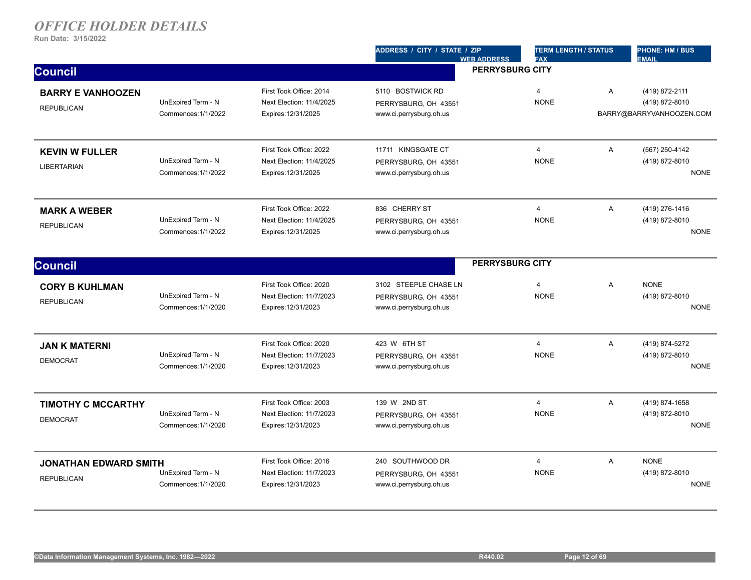# *OFFICE HOLDER DETAILS*

**Run Date: 3/15/2022**

| | | | ADDRESS / CITY / STATE / ZIP<br>WEB ADDRESS | TERM LENGTH / STATUS<br>FAX | | PHONE: HM / BUS<br>EMAIL |
|---|---|---|---|---|---|---|

## Council — PERRYSBURG CITY

| Name / Party | Term | Dates | Address / Web Address | Term Length / Fax | Status | Phone: HM / BUS / Email |
|---|---|---|---|---|---|---|
| **BARRY E VANHOOZEN**<br>REPUBLICAN | UnExpired Term - N<br>Commences:1/1/2022 | First Took Office: 2014<br>Next Election: 11/4/2025<br>Expires:12/31/2025 | 5110 BOSTWICK RD<br>PERRYSBURG, OH 43551<br>www.ci.perrysburg.oh.us | 4<br>NONE | A | (419) 872-2111<br>(419) 872-8010<br>BARRY@BARRYVANHOOZEN.COM |
| **KEVIN W FULLER**<br>LIBERTARIAN | UnExpired Term - N<br>Commences:1/1/2022 | First Took Office: 2022<br>Next Election: 11/4/2025<br>Expires:12/31/2025 | 11711 KINGSGATE CT<br>PERRYSBURG, OH 43551<br>www.ci.perrysburg.oh.us | 4<br>NONE | A | (567) 250-4142<br>(419) 872-8010<br>NONE |
| **MARK A WEBER**<br>REPUBLICAN | UnExpired Term - N<br>Commences:1/1/2022 | First Took Office: 2022<br>Next Election: 11/4/2025<br>Expires:12/31/2025 | 836 CHERRY ST<br>PERRYSBURG, OH 43551<br>www.ci.perrysburg.oh.us | 4<br>NONE | A | (419) 276-1416<br>(419) 872-8010<br>NONE |

## Council — PERRYSBURG CITY

| Name / Party | Term | Dates | Address / Web Address | Term Length / Fax | Status | Phone: HM / BUS / Email |
|---|---|---|---|---|---|---|
| **CORY B KUHLMAN**<br>REPUBLICAN | UnExpired Term - N<br>Commences:1/1/2020 | First Took Office: 2020<br>Next Election: 11/7/2023<br>Expires:12/31/2023 | 3102 STEEPLE CHASE LN<br>PERRYSBURG, OH 43551<br>www.ci.perrysburg.oh.us | 4<br>NONE | A | NONE<br>(419) 872-8010<br>NONE |
| **JAN K MATERNI**<br>DEMOCRAT | UnExpired Term - N<br>Commences:1/1/2020 | First Took Office: 2020<br>Next Election: 11/7/2023<br>Expires:12/31/2023 | 423 W 6TH ST<br>PERRYSBURG, OH 43551<br>www.ci.perrysburg.oh.us | 4<br>NONE | A | (419) 874-5272<br>(419) 872-8010<br>NONE |
| **TIMOTHY C MCCARTHY**<br>DEMOCRAT | UnExpired Term - N<br>Commences:1/1/2020 | First Took Office: 2003<br>Next Election: 11/7/2023<br>Expires:12/31/2023 | 139 W 2ND ST<br>PERRYSBURG, OH 43551<br>www.ci.perrysburg.oh.us | 4<br>NONE | A | (419) 874-1658<br>(419) 872-8010<br>NONE |
| **JONATHAN EDWARD SMITH**<br>REPUBLICAN | UnExpired Term - N<br>Commences:1/1/2020 | First Took Office: 2016<br>Next Election: 11/7/2023<br>Expires:12/31/2023 | 240 SOUTHWOOD DR<br>PERRYSBURG, OH 43551<br>www.ci.perrysburg.oh.us | 4<br>NONE | A | NONE<br>(419) 872-8010<br>NONE |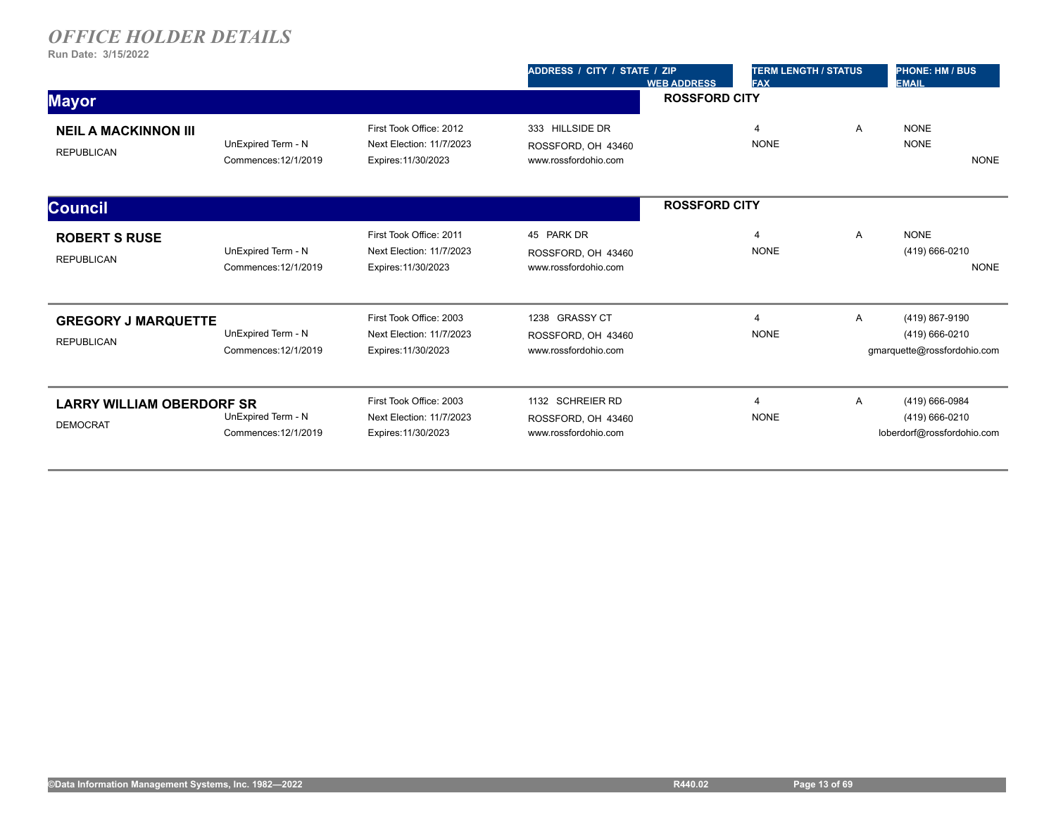# *OFFICE HOLDER DETAILS*

**Run Date: 3/15/2022**

| | | | ADDRESS / CITY / STATE / ZIP<br>WEB ADDRESS | TERM LENGTH / STATUS<br>FAX | | PHONE: HM / BUS<br>EMAIL |
|---|---|---|---|---|---|---|

## Mayor

**ROSSFORD CITY**

| | | | | | | |
|---|---|---|---|---|---|---|
| **NEIL A MACKINNON III**<br>REPUBLICAN | UnExpired Term - N<br>Commences:12/1/2019 | First Took Office: 2012<br>Next Election: 11/7/2023<br>Expires:11/30/2023 | 333 HILLSIDE DR<br>ROSSFORD, OH 43460<br>www.rossfordohio.com | 4<br>NONE | A | NONE<br>NONE<br>NONE |

## Council

**ROSSFORD CITY**

| | | | | | | |
|---|---|---|---|---|---|---|
| **ROBERT S RUSE**<br>REPUBLICAN | UnExpired Term - N<br>Commences:12/1/2019 | First Took Office: 2011<br>Next Election: 11/7/2023<br>Expires:11/30/2023 | 45 PARK DR<br>ROSSFORD, OH 43460<br>www.rossfordohio.com | 4<br>NONE | A | NONE<br>(419) 666-0210<br>NONE |
| **GREGORY J MARQUETTE**<br>REPUBLICAN | UnExpired Term - N<br>Commences:12/1/2019 | First Took Office: 2003<br>Next Election: 11/7/2023<br>Expires:11/30/2023 | 1238 GRASSY CT<br>ROSSFORD, OH 43460<br>www.rossfordohio.com | 4<br>NONE | A | (419) 867-9190<br>(419) 666-0210<br>gmarquette@rossfordohio.com |
| **LARRY WILLIAM OBERDORF SR**<br>DEMOCRAT | UnExpired Term - N<br>Commences:12/1/2019 | First Took Office: 2003<br>Next Election: 11/7/2023<br>Expires:11/30/2023 | 1132 SCHREIER RD<br>ROSSFORD, OH 43460<br>www.rossfordohio.com | 4<br>NONE | A | (419) 666-0984<br>(419) 666-0210<br>loberdorf@rossfordohio.com |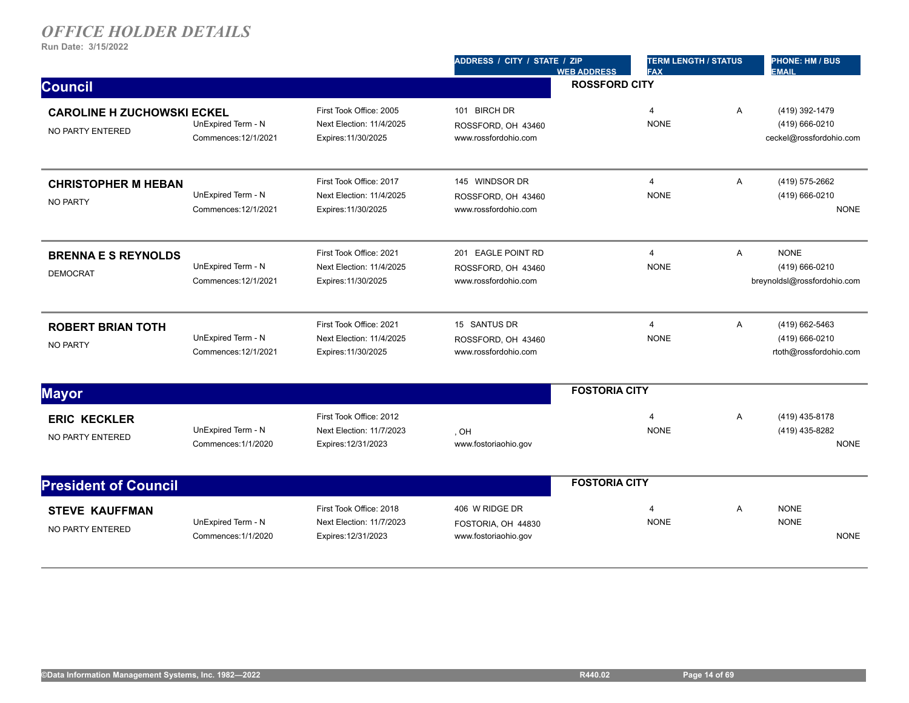# OFFICE HOLDER DETAILS

Run Date: 3/15/2022

| | | | ADDRESS / CITY / STATE / ZIP<br>WEB ADDRESS | TERM LENGTH / STATUS<br>FAX | | PHONE: HM / BUS<br>EMAIL |
|---|---|---|---|---|---|---|

## Council — ROSSFORD CITY

| Name / Party | Term | Office Dates | Address / Web | Term Length / Fax | Status | Phone / Email |
|---|---|---|---|---|---|---|
| **CAROLINE H ZUCHOWSKI ECKEL**<br>NO PARTY ENTERED | UnExpired Term - N<br>Commences:12/1/2021 | First Took Office: 2005<br>Next Election: 11/4/2025<br>Expires:11/30/2025 | 101 BIRCH DR<br>ROSSFORD, OH 43460<br>www.rossfordohio.com | 4<br>NONE | A | (419) 392-1479<br>(419) 666-0210<br>ceckel@rossfordohio.com |
| **CHRISTOPHER M HEBAN**<br>NO PARTY | UnExpired Term - N<br>Commences:12/1/2021 | First Took Office: 2017<br>Next Election: 11/4/2025<br>Expires:11/30/2025 | 145 WINDSOR DR<br>ROSSFORD, OH 43460<br>www.rossfordohio.com | 4<br>NONE | A | (419) 575-2662<br>(419) 666-0210<br>NONE |
| **BRENNA E S REYNOLDS**<br>DEMOCRAT | UnExpired Term - N<br>Commences:12/1/2021 | First Took Office: 2021<br>Next Election: 11/4/2025<br>Expires:11/30/2025 | 201 EAGLE POINT RD<br>ROSSFORD, OH 43460<br>www.rossfordohio.com | 4<br>NONE | A | NONE<br>(419) 666-0210<br>breynoldsl@rossfordohio.com |
| **ROBERT BRIAN TOTH**<br>NO PARTY | UnExpired Term - N<br>Commences:12/1/2021 | First Took Office: 2021<br>Next Election: 11/4/2025<br>Expires:11/30/2025 | 15 SANTUS DR<br>ROSSFORD, OH 43460<br>www.rossfordohio.com | 4<br>NONE | A | (419) 662-5463<br>(419) 666-0210<br>rtoth@rossfordohio.com |

## Mayor — FOSTORIA CITY

| Name / Party | Term | Office Dates | Address / Web | Term Length / Fax | Status | Phone / Email |
|---|---|---|---|---|---|---|
| **ERIC KECKLER**<br>NO PARTY ENTERED | UnExpired Term - N<br>Commences:1/1/2020 | First Took Office: 2012<br>Next Election: 11/7/2023<br>Expires:12/31/2023 | , OH<br>www.fostoriaohio.gov | 4<br>NONE | A | (419) 435-8178<br>(419) 435-8282<br>NONE |

## President of Council — FOSTORIA CITY

| Name / Party | Term | Office Dates | Address / Web | Term Length / Fax | Status | Phone / Email |
|---|---|---|---|---|---|---|
| **STEVE KAUFFMAN**<br>NO PARTY ENTERED | UnExpired Term - N<br>Commences:1/1/2020 | First Took Office: 2018<br>Next Election: 11/7/2023<br>Expires:12/31/2023 | 406 W RIDGE DR<br>FOSTORIA, OH 44830<br>www.fostoriaohio.gov | 4<br>NONE | A | NONE<br>NONE<br>NONE |

©Data Information Management Systems, Inc. 1982—2022 R440.02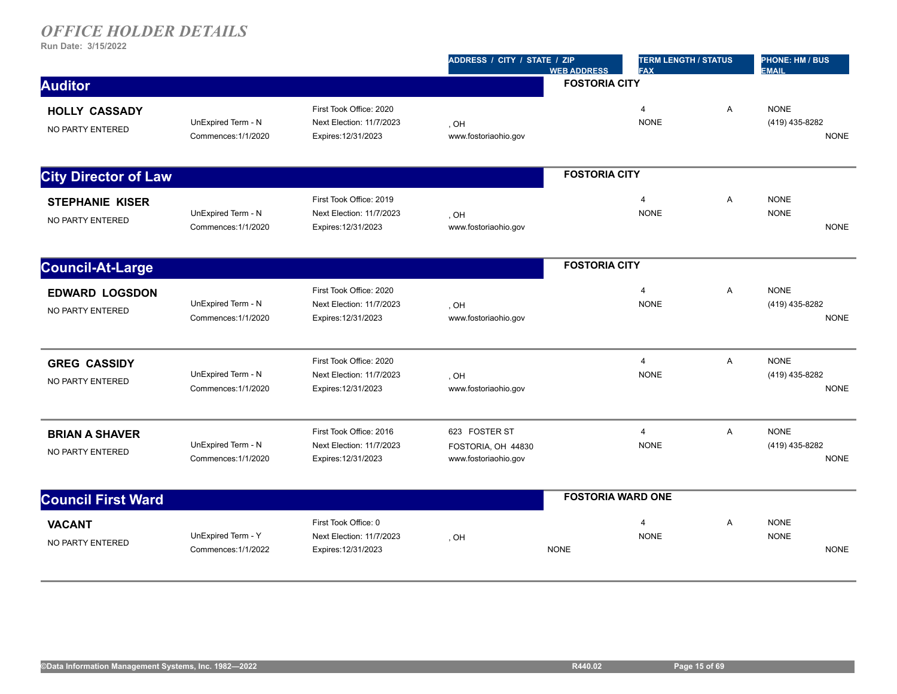# *OFFICE HOLDER DETAILS*

**Run Date: 3/15/2022**

| | | | ADDRESS / CITY / STATE / ZIP<br>WEB ADDRESS | TERM LENGTH / STATUS<br>FAX | | PHONE: HM / BUS<br>EMAIL |
|---|---|---|---|---|---|---|

## Auditor

**FOSTORIA CITY**

| Name | Term | Dates | Address / Web | Term Length / Fax | Status | Phone / Email |
|---|---|---|---|---|---|---|
| **HOLLY CASSADY**<br>NO PARTY ENTERED | UnExpired Term - N<br>Commences:1/1/2020 | First Took Office: 2020<br>Next Election: 11/7/2023<br>Expires:12/31/2023 | , OH<br>www.fostoriaohio.gov | 4<br>NONE | A | NONE<br>(419) 435-8282<br>NONE |

## City Director of Law

**FOSTORIA CITY**

| Name | Term | Dates | Address / Web | Term Length / Fax | Status | Phone / Email |
|---|---|---|---|---|---|---|
| **STEPHANIE KISER**<br>NO PARTY ENTERED | UnExpired Term - N<br>Commences:1/1/2020 | First Took Office: 2019<br>Next Election: 11/7/2023<br>Expires:12/31/2023 | , OH<br>www.fostoriaohio.gov | 4<br>NONE | A | NONE<br>NONE<br>NONE |

## Council-At-Large

**FOSTORIA CITY**

| Name | Term | Dates | Address / Web | Term Length / Fax | Status | Phone / Email |
|---|---|---|---|---|---|---|
| **EDWARD LOGSDON**<br>NO PARTY ENTERED | UnExpired Term - N<br>Commences:1/1/2020 | First Took Office: 2020<br>Next Election: 11/7/2023<br>Expires:12/31/2023 | , OH<br>www.fostoriaohio.gov | 4<br>NONE | A | NONE<br>(419) 435-8282<br>NONE |
| **GREG CASSIDY**<br>NO PARTY ENTERED | UnExpired Term - N<br>Commences:1/1/2020 | First Took Office: 2020<br>Next Election: 11/7/2023<br>Expires:12/31/2023 | , OH<br>www.fostoriaohio.gov | 4<br>NONE | A | NONE<br>(419) 435-8282<br>NONE |
| **BRIAN A SHAVER**<br>NO PARTY ENTERED | UnExpired Term - N<br>Commences:1/1/2020 | First Took Office: 2016<br>Next Election: 11/7/2023<br>Expires:12/31/2023 | 623 FOSTER ST<br>FOSTORIA, OH 44830<br>www.fostoriaohio.gov | 4<br>NONE | A | NONE<br>(419) 435-8282<br>NONE |

## Council First Ward

**FOSTORIA WARD ONE**

| Name | Term | Dates | Address / Web | Term Length / Fax | Status | Phone / Email |
|---|---|---|---|---|---|---|
| **VACANT**<br>NO PARTY ENTERED | UnExpired Term - Y<br>Commences:1/1/2022 | First Took Office: 0<br>Next Election: 11/7/2023<br>Expires:12/31/2023 | , OH<br>NONE | 4<br>NONE | A | NONE<br>NONE<br>NONE |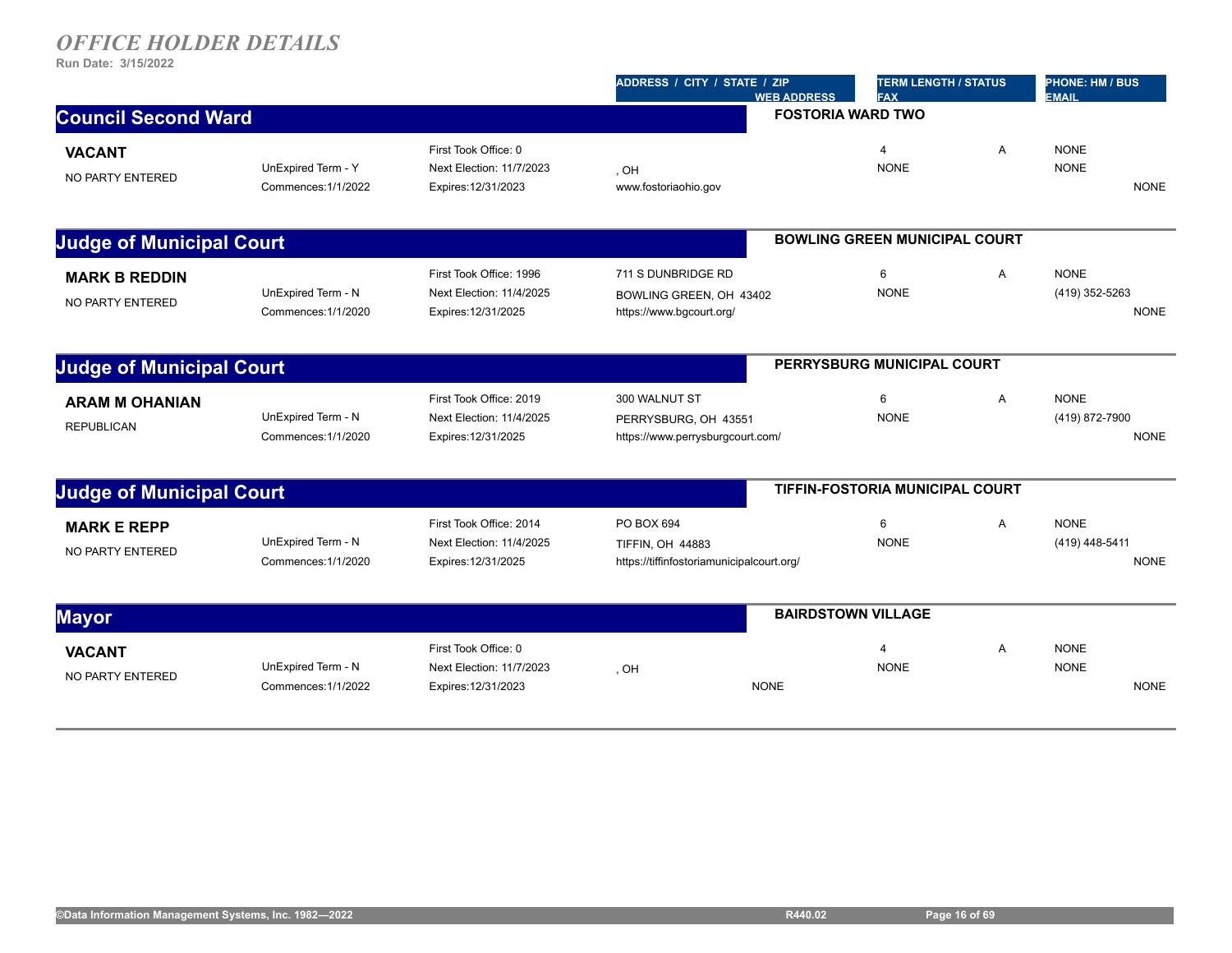# *OFFICE HOLDER DETAILS*

**Run Date: 3/15/2022**

| | | | ADDRESS / CITY / STATE / ZIP<br>WEB ADDRESS | TERM LENGTH / STATUS<br>FAX | | PHONE: HM / BUS<br>EMAIL |
|---|---|---|---|---|---|---|

## Council Second Ward — FOSTORIA WARD TWO

| | | | | | | |
|---|---|---|---|---|---|---|
| **VACANT** | | First Took Office: 0 | | 4 | A | NONE |
| NO PARTY ENTERED | UnExpired Term - Y | Next Election: 11/7/2023 | , OH | NONE | | NONE |
| | Commences:1/1/2022 | Expires:12/31/2023 | www.fostoriaohio.gov | | | NONE |

## Judge of Municipal Court — BOWLING GREEN MUNICIPAL COURT

| | | | | | | |
|---|---|---|---|---|---|---|
| **MARK B REDDIN** | | First Took Office: 1996 | 711 S DUNBRIDGE RD | 6 | A | NONE |
| NO PARTY ENTERED | UnExpired Term - N | Next Election: 11/4/2025 | BOWLING GREEN, OH 43402 | NONE | | (419) 352-5263 |
| | Commences:1/1/2020 | Expires:12/31/2025 | https://www.bgcourt.org/ | | | NONE |

## Judge of Municipal Court — PERRYSBURG MUNICIPAL COURT

| | | | | | | |
|---|---|---|---|---|---|---|
| **ARAM M OHANIAN** | | First Took Office: 2019 | 300 WALNUT ST | 6 | A | NONE |
| REPUBLICAN | UnExpired Term - N | Next Election: 11/4/2025 | PERRYSBURG, OH 43551 | NONE | | (419) 872-7900 |
| | Commences:1/1/2020 | Expires:12/31/2025 | https://www.perrysburgcourt.com/ | | | NONE |

## Judge of Municipal Court — TIFFIN-FOSTORIA MUNICIPAL COURT

| | | | | | | |
|---|---|---|---|---|---|---|
| **MARK E REPP** | | First Took Office: 2014 | PO BOX 694 | 6 | A | NONE |
| NO PARTY ENTERED | UnExpired Term - N | Next Election: 11/4/2025 | TIFFIN, OH 44883 | NONE | | (419) 448-5411 |
| | Commences:1/1/2020 | Expires:12/31/2025 | https://tiffinfostoriamunicipalcourt.org/ | | | NONE |

## Mayor — BAIRDSTOWN VILLAGE

| | | | | | | |
|---|---|---|---|---|---|---|
| **VACANT** | | First Took Office: 0 | | 4 | A | NONE |
| NO PARTY ENTERED | UnExpired Term - N | Next Election: 11/7/2023 | , OH | NONE | | NONE |
| | Commences:1/1/2022 | Expires:12/31/2023 | NONE | | | NONE |

©Data Information Management Systems, Inc. 1982—2022 R440.02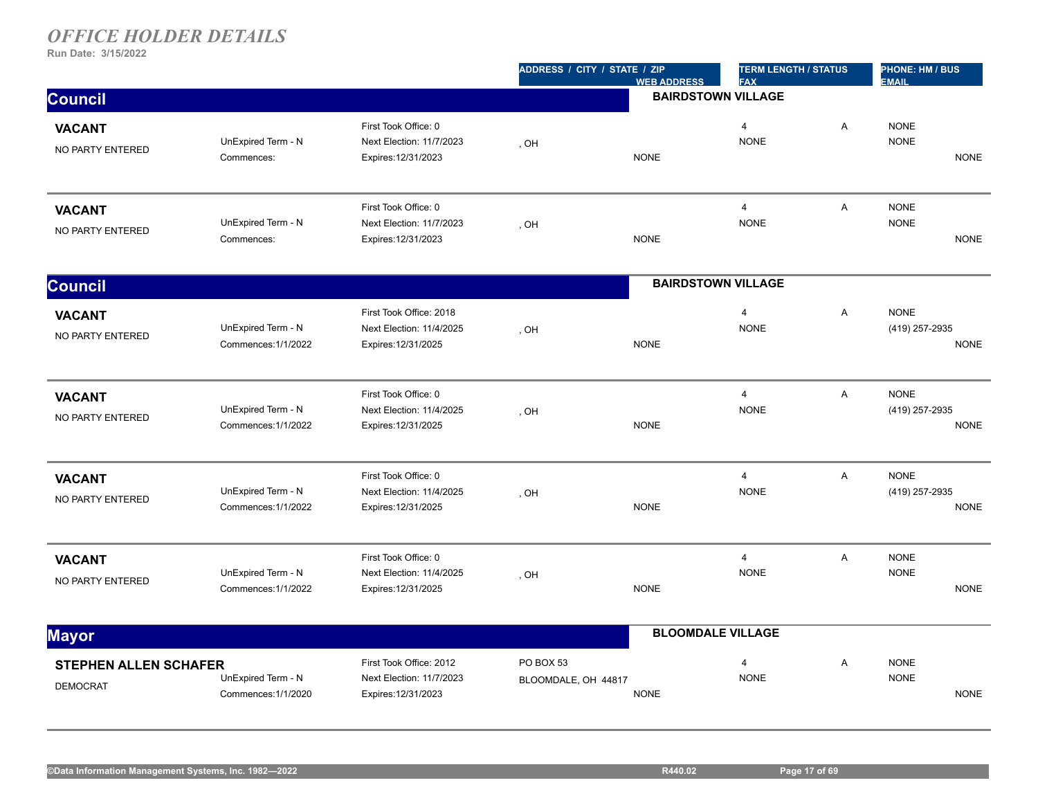# *OFFICE HOLDER DETAILS*

Run Date: 3/15/2022

| | | | ADDRESS / CITY / STATE / ZIP | WEB ADDRESS | TERM LENGTH / STATUS | | PHONE: HM / BUS | EMAIL |
|---|---|---|---|---|---|---|---|---|

## Council — BAIRDSTOWN VILLAGE

| Name / Party | Term | Dates | Address / City / State / Zip | Web Address | Term Length / Fax | Status | Phone: HM / BUS | Email |
|---|---|---|---|---|---|---|---|---|
| **VACANT**<br>NO PARTY ENTERED | UnExpired Term - N<br>Commences: | First Took Office: 0<br>Next Election: 11/7/2023<br>Expires:12/31/2023 | , OH | NONE | 4<br>NONE | A | NONE<br>NONE | NONE |
| **VACANT**<br>NO PARTY ENTERED | UnExpired Term - N<br>Commences: | First Took Office: 0<br>Next Election: 11/7/2023<br>Expires:12/31/2023 | , OH | NONE | 4<br>NONE | A | NONE<br>NONE | NONE |

## Council — BAIRDSTOWN VILLAGE

| Name / Party | Term | Dates | Address / City / State / Zip | Web Address | Term Length / Fax | Status | Phone: HM / BUS | Email |
|---|---|---|---|---|---|---|---|---|
| **VACANT**<br>NO PARTY ENTERED | UnExpired Term - N<br>Commences:1/1/2022 | First Took Office: 2018<br>Next Election: 11/4/2025<br>Expires:12/31/2025 | , OH | NONE | 4<br>NONE | A | NONE<br>(419) 257-2935 | NONE |
| **VACANT**<br>NO PARTY ENTERED | UnExpired Term - N<br>Commences:1/1/2022 | First Took Office: 0<br>Next Election: 11/4/2025<br>Expires:12/31/2025 | , OH | NONE | 4<br>NONE | A | NONE<br>(419) 257-2935 | NONE |
| **VACANT**<br>NO PARTY ENTERED | UnExpired Term - N<br>Commences:1/1/2022 | First Took Office: 0<br>Next Election: 11/4/2025<br>Expires:12/31/2025 | , OH | NONE | 4<br>NONE | A | NONE<br>(419) 257-2935 | NONE |
| **VACANT**<br>NO PARTY ENTERED | UnExpired Term - N<br>Commences:1/1/2022 | First Took Office: 0<br>Next Election: 11/4/2025<br>Expires:12/31/2025 | , OH | NONE | 4<br>NONE | A | NONE<br>NONE | NONE |

## Mayor — BLOOMDALE VILLAGE

| Name / Party | Term | Dates | Address / City / State / Zip | Web Address | Term Length / Fax | Status | Phone: HM / BUS | Email |
|---|---|---|---|---|---|---|---|---|
| **STEPHEN ALLEN SCHAFER**<br>DEMOCRAT | UnExpired Term - N<br>Commences:1/1/2020 | First Took Office: 2012<br>Next Election: 11/7/2023<br>Expires:12/31/2023 | PO BOX 53<br>BLOOMDALE, OH 44817 | NONE | 4<br>NONE | A | NONE<br>NONE | NONE |

©Data Information Management Systems, Inc. 1982—2022 R440.02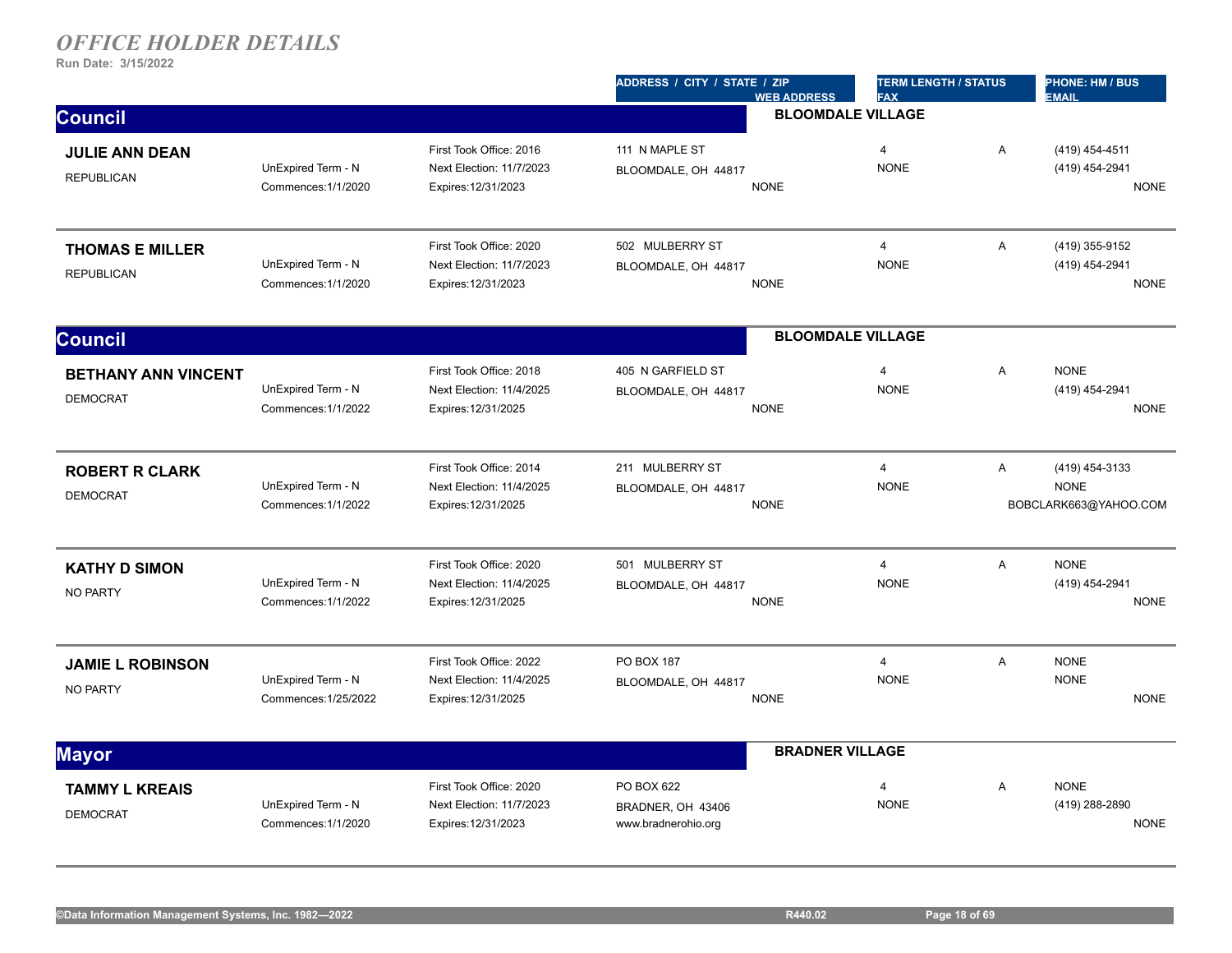# OFFICE HOLDER DETAILS

**Run Date: 3/15/2022**

| | | | ADDRESS / CITY / STATE / ZIP<br>WEB ADDRESS | TERM LENGTH / STATUS<br>FAX | PHONE: HM / BUS<br>EMAIL |
|---|---|---|---|---|---|

## Council — BLOOMDALE VILLAGE

| Name / Party | Term | Dates | Address / Web Address | Term Length / Status / Fax | Phone: HM / BUS / Email |
|---|---|---|---|---|---|
| **JULIE ANN DEAN**<br>REPUBLICAN | UnExpired Term - N<br>Commences:1/1/2020 | First Took Office: 2016<br>Next Election: 11/7/2023<br>Expires:12/31/2023 | 111 N MAPLE ST<br>BLOOMDALE, OH 44817<br>NONE | 4 A<br>NONE | (419) 454-4511<br>(419) 454-2941<br>NONE |
| **THOMAS E MILLER**<br>REPUBLICAN | UnExpired Term - N<br>Commences:1/1/2020 | First Took Office: 2020<br>Next Election: 11/7/2023<br>Expires:12/31/2023 | 502 MULBERRY ST<br>BLOOMDALE, OH 44817<br>NONE | 4 A<br>NONE | (419) 355-9152<br>(419) 454-2941<br>NONE |

## Council — BLOOMDALE VILLAGE

| Name / Party | Term | Dates | Address / Web Address | Term Length / Status / Fax | Phone: HM / BUS / Email |
|---|---|---|---|---|---|
| **BETHANY ANN VINCENT**<br>DEMOCRAT | UnExpired Term - N<br>Commences:1/1/2022 | First Took Office: 2018<br>Next Election: 11/4/2025<br>Expires:12/31/2025 | 405 N GARFIELD ST<br>BLOOMDALE, OH 44817<br>NONE | 4 A<br>NONE | NONE<br>(419) 454-2941<br>NONE |
| **ROBERT R CLARK**<br>DEMOCRAT | UnExpired Term - N<br>Commences:1/1/2022 | First Took Office: 2014<br>Next Election: 11/4/2025<br>Expires:12/31/2025 | 211 MULBERRY ST<br>BLOOMDALE, OH 44817<br>NONE | 4 A<br>NONE | (419) 454-3133<br>NONE<br>BOBCLARK663@YAHOO.COM |
| **KATHY D SIMON**<br>NO PARTY | UnExpired Term - N<br>Commences:1/1/2022 | First Took Office: 2020<br>Next Election: 11/4/2025<br>Expires:12/31/2025 | 501 MULBERRY ST<br>BLOOMDALE, OH 44817<br>NONE | 4 A<br>NONE | NONE<br>(419) 454-2941<br>NONE |
| **JAMIE L ROBINSON**<br>NO PARTY | UnExpired Term - N<br>Commences:1/25/2022 | First Took Office: 2022<br>Next Election: 11/4/2025<br>Expires:12/31/2025 | PO BOX 187<br>BLOOMDALE, OH 44817<br>NONE | 4 A<br>NONE | NONE<br>NONE<br>NONE |

## Mayor — BRADNER VILLAGE

| Name / Party | Term | Dates | Address / Web Address | Term Length / Status / Fax | Phone: HM / BUS / Email |
|---|---|---|---|---|---|
| **TAMMY L KREAIS**<br>DEMOCRAT | UnExpired Term - N<br>Commences:1/1/2020 | First Took Office: 2020<br>Next Election: 11/7/2023<br>Expires:12/31/2023 | PO BOX 622<br>BRADNER, OH 43406<br>www.bradnerohio.org | 4 A<br>NONE | NONE<br>(419) 288-2890<br>NONE |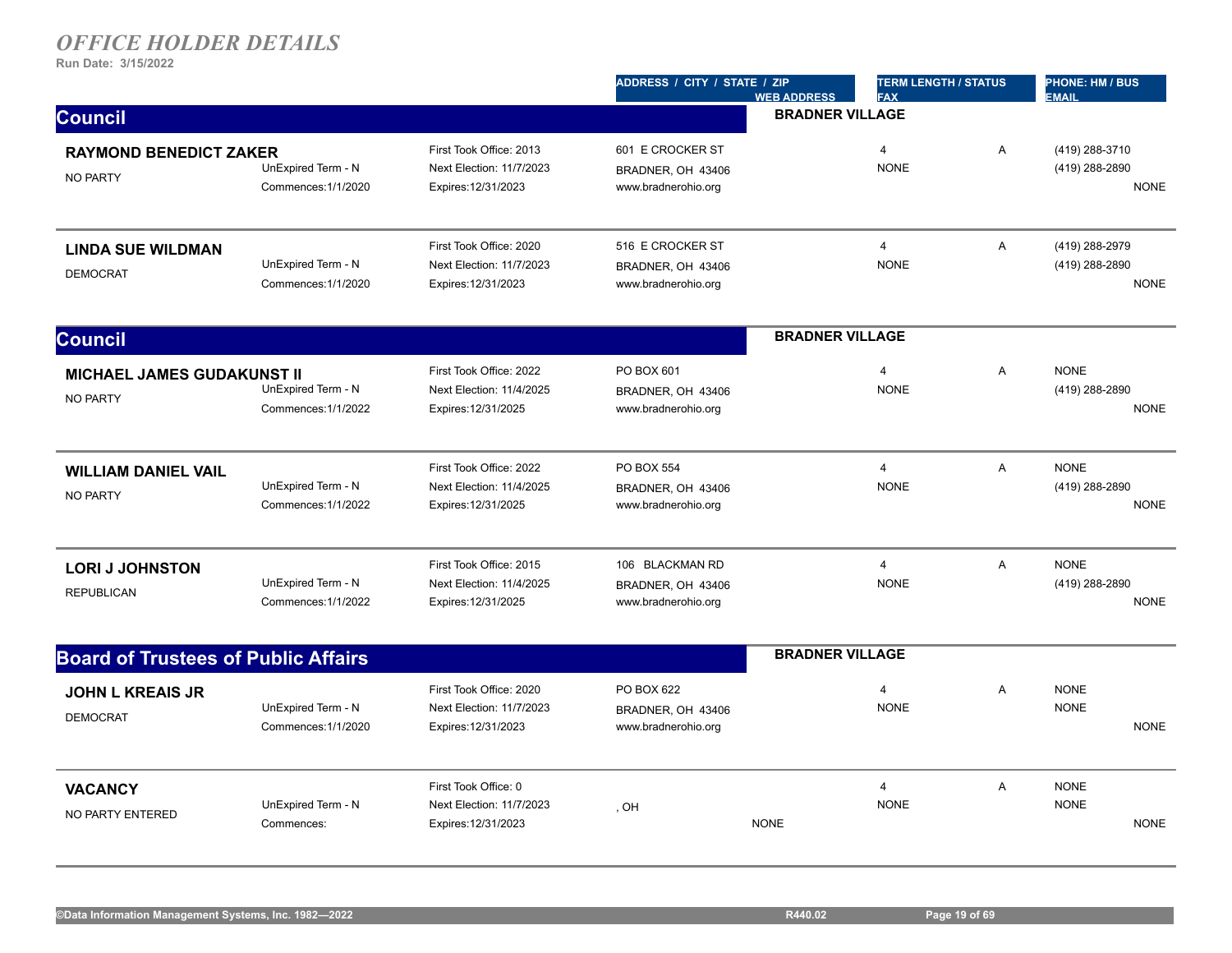# *OFFICE HOLDER DETAILS*

**Run Date: 3/15/2022**

| | | | ADDRESS / CITY / STATE / ZIP<br>WEB ADDRESS | TERM LENGTH / STATUS<br>FAX | | PHONE: HM / BUS<br>EMAIL |
|---|---|---|---|---|---|---|

## Council — BRADNER VILLAGE

| Name / Party | Term | Office Dates | Address / Web | Term Length / Fax | Status | Phone / Email |
|---|---|---|---|---|---|---|
| **RAYMOND BENEDICT ZAKER**<br>NO PARTY | UnExpired Term - N<br>Commences:1/1/2020 | First Took Office: 2013<br>Next Election: 11/7/2023<br>Expires:12/31/2023 | 601 E CROCKER ST<br>BRADNER, OH 43406<br>www.bradnerohio.org | 4<br>NONE | A | (419) 288-3710<br>(419) 288-2890<br>NONE |
| **LINDA SUE WILDMAN**<br>DEMOCRAT | UnExpired Term - N<br>Commences:1/1/2020 | First Took Office: 2020<br>Next Election: 11/7/2023<br>Expires:12/31/2023 | 516 E CROCKER ST<br>BRADNER, OH 43406<br>www.bradnerohio.org | 4<br>NONE | A | (419) 288-2979<br>(419) 288-2890<br>NONE |

## Council — BRADNER VILLAGE

| Name / Party | Term | Office Dates | Address / Web | Term Length / Fax | Status | Phone / Email |
|---|---|---|---|---|---|---|
| **MICHAEL JAMES GUDAKUNST II**<br>NO PARTY | UnExpired Term - N<br>Commences:1/1/2022 | First Took Office: 2022<br>Next Election: 11/4/2025<br>Expires:12/31/2025 | PO BOX 601<br>BRADNER, OH 43406<br>www.bradnerohio.org | 4<br>NONE | A | NONE<br>(419) 288-2890<br>NONE |
| **WILLIAM DANIEL VAIL**<br>NO PARTY | UnExpired Term - N<br>Commences:1/1/2022 | First Took Office: 2022<br>Next Election: 11/4/2025<br>Expires:12/31/2025 | PO BOX 554<br>BRADNER, OH 43406<br>www.bradnerohio.org | 4<br>NONE | A | NONE<br>(419) 288-2890<br>NONE |
| **LORI J JOHNSTON**<br>REPUBLICAN | UnExpired Term - N<br>Commences:1/1/2022 | First Took Office: 2015<br>Next Election: 11/4/2025<br>Expires:12/31/2025 | 106 BLACKMAN RD<br>BRADNER, OH 43406<br>www.bradnerohio.org | 4<br>NONE | A | NONE<br>(419) 288-2890<br>NONE |

## Board of Trustees of Public Affairs — BRADNER VILLAGE

| Name / Party | Term | Office Dates | Address / Web | Term Length / Fax | Status | Phone / Email |
|---|---|---|---|---|---|---|
| **JOHN L KREAIS JR**<br>DEMOCRAT | UnExpired Term - N<br>Commences:1/1/2020 | First Took Office: 2020<br>Next Election: 11/7/2023<br>Expires:12/31/2023 | PO BOX 622<br>BRADNER, OH 43406<br>www.bradnerohio.org | 4<br>NONE | A | NONE<br>NONE<br>NONE |
| **VACANCY**<br>NO PARTY ENTERED | UnExpired Term - N<br>Commences: | First Took Office: 0<br>Next Election: 11/7/2023<br>Expires:12/31/2023 | , OH<br>NONE | 4<br>NONE | A | NONE<br>NONE<br>NONE |

©Data Information Management Systems, Inc. 1982—2022 R440.02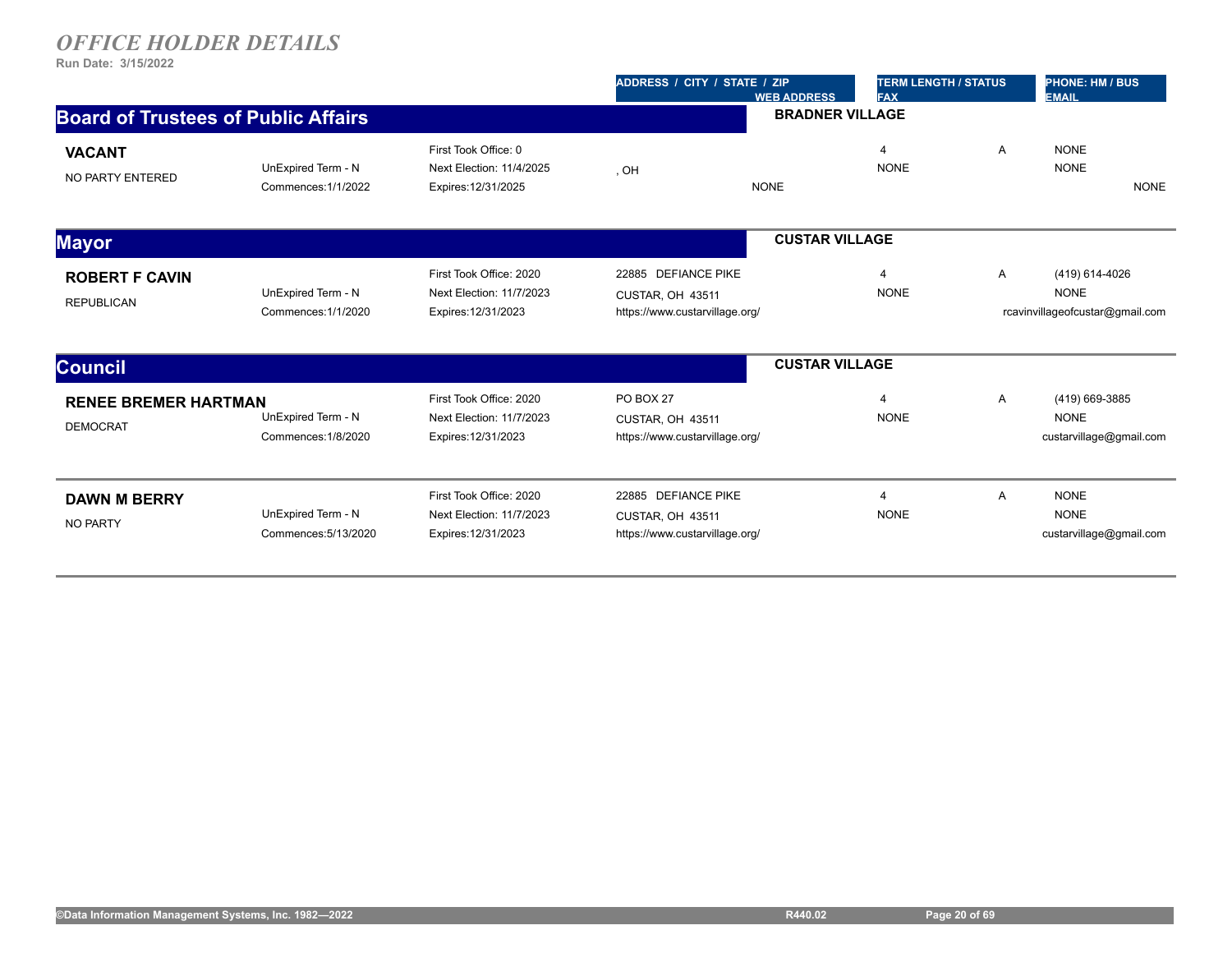# *OFFICE HOLDER DETAILS*

**Run Date: 3/15/2022**

| | | | ADDRESS / CITY / STATE / ZIP / WEB ADDRESS | TERM LENGTH / STATUS / FAX | | PHONE: HM / BUS / EMAIL |
|---|---|---|---|---|---|---|

## Board of Trustees of Public Affairs — BRADNER VILLAGE

| Name / Party | Term | Office Dates | Address / Web Address | Term Length / Fax | Status | Phone: HM / BUS / Email |
|---|---|---|---|---|---|---|
| **VACANT**<br>NO PARTY ENTERED | UnExpired Term - N<br>Commences:1/1/2022 | First Took Office: 0<br>Next Election: 11/4/2025<br>Expires:12/31/2025 | , OH<br>NONE | 4<br>NONE | A | NONE<br>NONE<br>NONE |

## Mayor — CUSTAR VILLAGE

| Name / Party | Term | Office Dates | Address / Web Address | Term Length / Fax | Status | Phone: HM / BUS / Email |
|---|---|---|---|---|---|---|
| **ROBERT F CAVIN**<br>REPUBLICAN | UnExpired Term - N<br>Commences:1/1/2020 | First Took Office: 2020<br>Next Election: 11/7/2023<br>Expires:12/31/2023 | 22885 DEFIANCE PIKE<br>CUSTAR, OH 43511<br>https://www.custarvillage.org/ | 4<br>NONE | A | (419) 614-4026<br>NONE<br>rcavinvillageofcustar@gmail.com |

## Council — CUSTAR VILLAGE

| Name / Party | Term | Office Dates | Address / Web Address | Term Length / Fax | Status | Phone: HM / BUS / Email |
|---|---|---|---|---|---|---|
| **RENEE BREMER HARTMAN**<br>DEMOCRAT | UnExpired Term - N<br>Commences:1/8/2020 | First Took Office: 2020<br>Next Election: 11/7/2023<br>Expires:12/31/2023 | PO BOX 27<br>CUSTAR, OH 43511<br>https://www.custarvillage.org/ | 4<br>NONE | A | (419) 669-3885<br>NONE<br>custarvillage@gmail.com |
| **DAWN M BERRY**<br>NO PARTY | UnExpired Term - N<br>Commences:5/13/2020 | First Took Office: 2020<br>Next Election: 11/7/2023<br>Expires:12/31/2023 | 22885 DEFIANCE PIKE<br>CUSTAR, OH 43511<br>https://www.custarvillage.org/ | 4<br>NONE | A | NONE<br>NONE<br>custarvillage@gmail.com |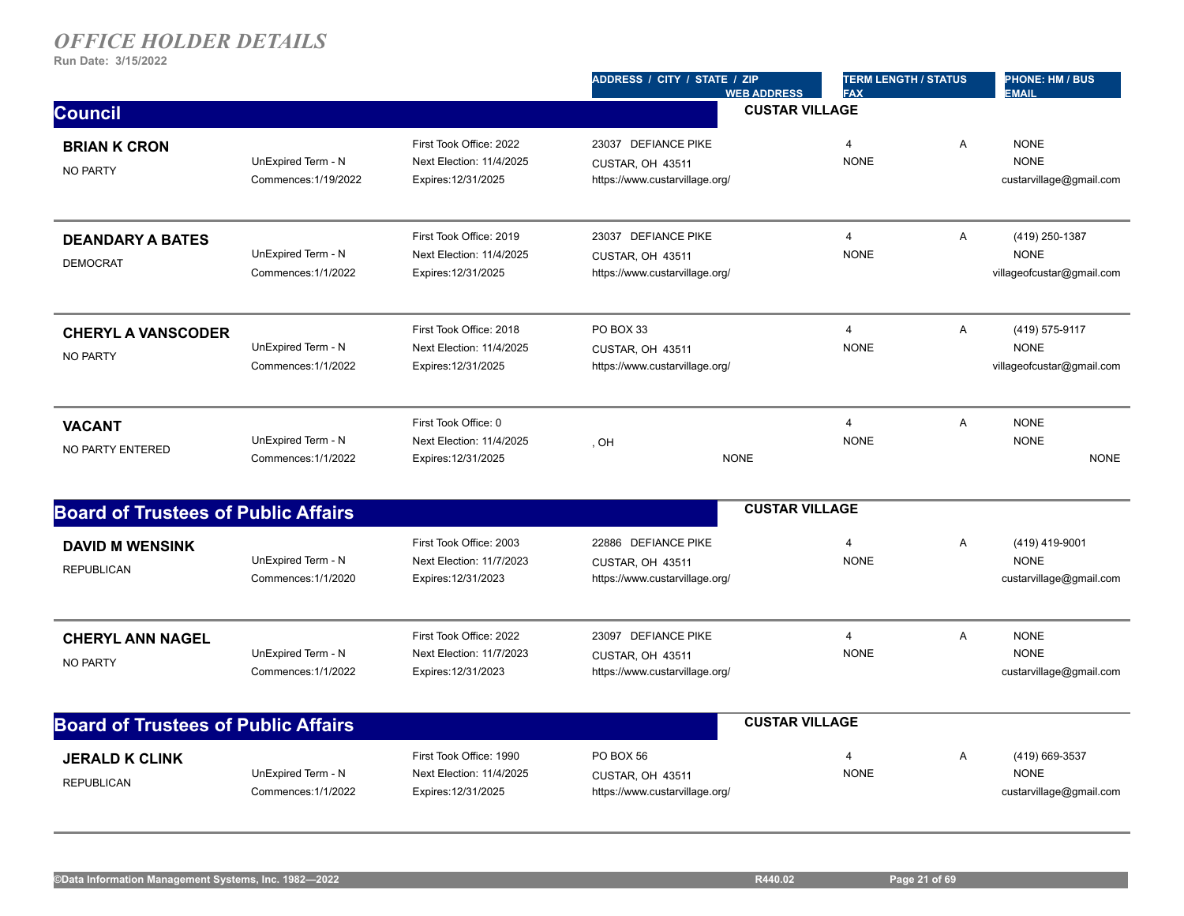# *OFFICE HOLDER DETAILS*

**Run Date: 3/15/2022**

| | | | ADDRESS / CITY / STATE / ZIP / WEB ADDRESS | TERM LENGTH / STATUS / FAX | | PHONE: HM / BUS / EMAIL |
|---|---|---|---|---|---|---|

## Council — CUSTAR VILLAGE

| Name / Party | Term | Office Dates | Address / City / State / Zip / Web Address | Term Length / Fax | Status | Phone: HM / BUS / Email |
|---|---|---|---|---|---|---|
| **BRIAN K CRON**<br>NO PARTY | UnExpired Term - N<br>Commences:1/19/2022 | First Took Office: 2022<br>Next Election: 11/4/2025<br>Expires:12/31/2025 | 23037 DEFIANCE PIKE<br>CUSTAR, OH 43511<br>https://www.custarvillage.org/ | 4<br>NONE | A | NONE<br>NONE<br>custarvillage@gmail.com |
| **DEANDARY A BATES**<br>DEMOCRAT | UnExpired Term - N<br>Commences:1/1/2022 | First Took Office: 2019<br>Next Election: 11/4/2025<br>Expires:12/31/2025 | 23037 DEFIANCE PIKE<br>CUSTAR, OH 43511<br>https://www.custarvillage.org/ | 4<br>NONE | A | (419) 250-1387<br>NONE<br>villageofcustar@gmail.com |
| **CHERYL A VANSCODER**<br>NO PARTY | UnExpired Term - N<br>Commences:1/1/2022 | First Took Office: 2018<br>Next Election: 11/4/2025<br>Expires:12/31/2025 | PO BOX 33<br>CUSTAR, OH 43511<br>https://www.custarvillage.org/ | 4<br>NONE | A | (419) 575-9117<br>NONE<br>villageofcustar@gmail.com |
| **VACANT**<br>NO PARTY ENTERED | UnExpired Term - N<br>Commences:1/1/2022 | First Took Office: 0<br>Next Election: 11/4/2025<br>Expires:12/31/2025 | , OH<br>NONE | 4<br>NONE | A | NONE<br>NONE<br>NONE |

## Board of Trustees of Public Affairs — CUSTAR VILLAGE

| Name / Party | Term | Office Dates | Address / City / State / Zip / Web Address | Term Length / Fax | Status | Phone: HM / BUS / Email |
|---|---|---|---|---|---|---|
| **DAVID M WENSINK**<br>REPUBLICAN | UnExpired Term - N<br>Commences:1/1/2020 | First Took Office: 2003<br>Next Election: 11/7/2023<br>Expires:12/31/2023 | 22886 DEFIANCE PIKE<br>CUSTAR, OH 43511<br>https://www.custarvillage.org/ | 4<br>NONE | A | (419) 419-9001<br>NONE<br>custarvillage@gmail.com |
| **CHERYL ANN NAGEL**<br>NO PARTY | UnExpired Term - N<br>Commences:1/1/2022 | First Took Office: 2022<br>Next Election: 11/7/2023<br>Expires:12/31/2023 | 23097 DEFIANCE PIKE<br>CUSTAR, OH 43511<br>https://www.custarvillage.org/ | 4<br>NONE | A | NONE<br>NONE<br>custarvillage@gmail.com |

## Board of Trustees of Public Affairs — CUSTAR VILLAGE

| Name / Party | Term | Office Dates | Address / City / State / Zip / Web Address | Term Length / Fax | Status | Phone: HM / BUS / Email |
|---|---|---|---|---|---|---|
| **JERALD K CLINK**<br>REPUBLICAN | UnExpired Term - N<br>Commences:1/1/2022 | First Took Office: 1990<br>Next Election: 11/4/2025<br>Expires:12/31/2025 | PO BOX 56<br>CUSTAR, OH 43511<br>https://www.custarvillage.org/ | 4<br>NONE | A | (419) 669-3537<br>NONE<br>custarvillage@gmail.com |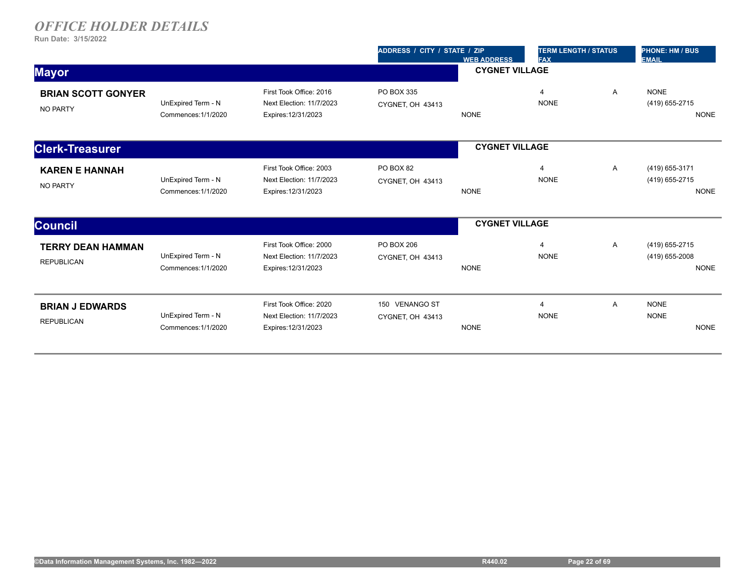# *OFFICE HOLDER DETAILS*

**Run Date: 3/15/2022**

| | | | ADDRESS / CITY / STATE / ZIP | WEB ADDRESS | TERM LENGTH / STATUS | | PHONE: HM / BUS |
|---|---|---|---|---|---|---|---|
| | | | | | FAX | | EMAIL |

## Mayor

**CYGNET VILLAGE**

| | | | | | | | |
|---|---|---|---|---|---|---|---|
| **BRIAN SCOTT GONYER** | | First Took Office: 2016 | PO BOX 335 | | 4 | A | NONE |
| NO PARTY | UnExpired Term - N | Next Election: 11/7/2023 | CYGNET, OH 43413 | | NONE | | (419) 655-2715 |
| | Commences:1/1/2020 | Expires:12/31/2023 | | NONE | | | NONE |

## Clerk-Treasurer

**CYGNET VILLAGE**

| | | | | | | | |
|---|---|---|---|---|---|---|---|
| **KAREN E HANNAH** | | First Took Office: 2003 | PO BOX 82 | | 4 | A | (419) 655-3171 |
| NO PARTY | UnExpired Term - N | Next Election: 11/7/2023 | CYGNET, OH 43413 | | NONE | | (419) 655-2715 |
| | Commences:1/1/2020 | Expires:12/31/2023 | | NONE | | | NONE |

## Council

**CYGNET VILLAGE**

| | | | | | | | |
|---|---|---|---|---|---|---|---|
| **TERRY DEAN HAMMAN** | | First Took Office: 2000 | PO BOX 206 | | 4 | A | (419) 655-2715 |
| REPUBLICAN | UnExpired Term - N | Next Election: 11/7/2023 | CYGNET, OH 43413 | | NONE | | (419) 655-2008 |
| | Commences:1/1/2020 | Expires:12/31/2023 | | NONE | | | NONE |
| **BRIAN J EDWARDS** | | First Took Office: 2020 | 150 VENANGO ST | | 4 | A | NONE |
| REPUBLICAN | UnExpired Term - N | Next Election: 11/7/2023 | CYGNET, OH 43413 | | NONE | | NONE |
| | Commences:1/1/2020 | Expires:12/31/2023 | | NONE | | | NONE |

©Data Information Management Systems, Inc. 1982—2022 R440.02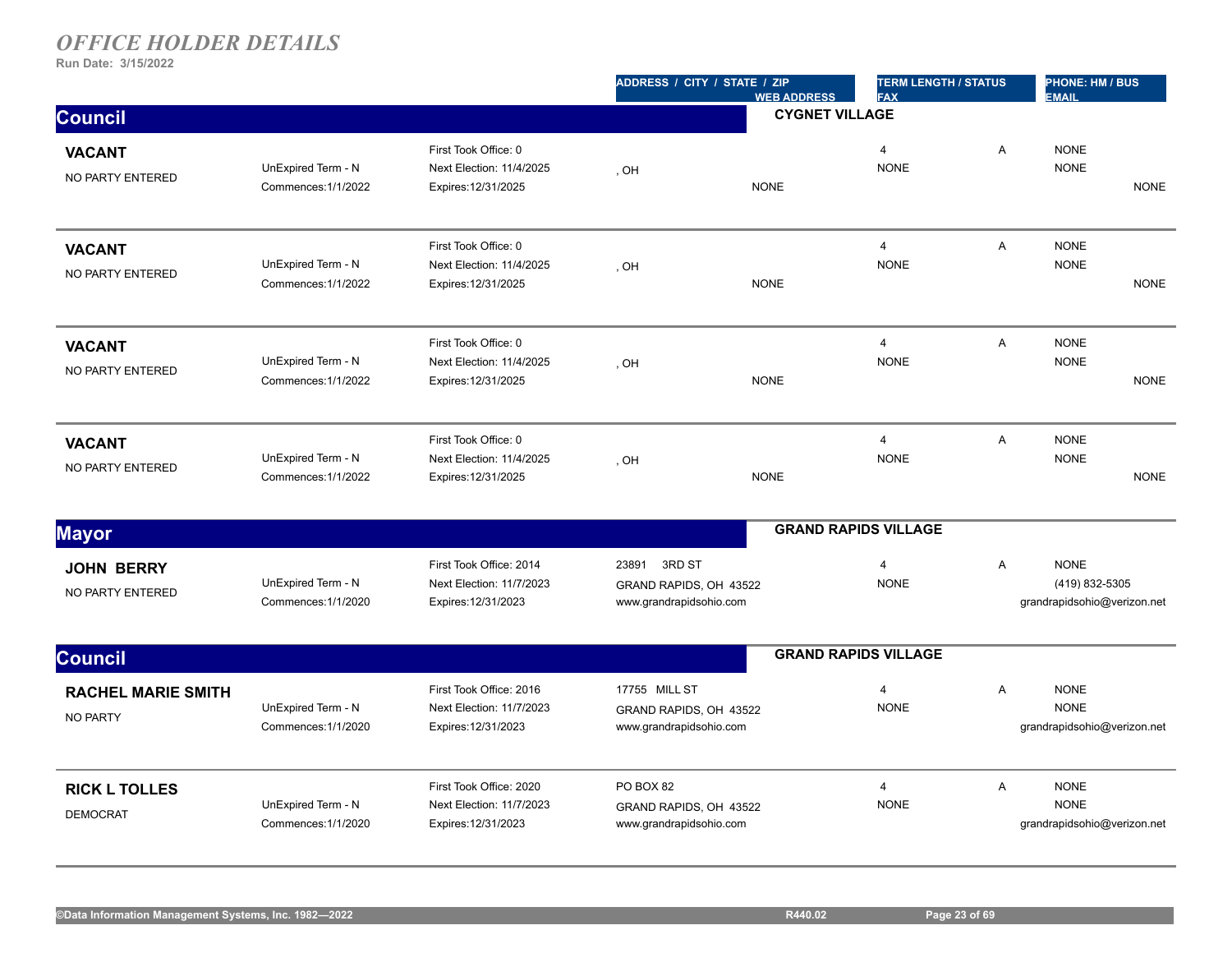# *OFFICE HOLDER DETAILS*

**Run Date: 3/15/2022**

| | | | ADDRESS / CITY / STATE / ZIP / WEB ADDRESS | TERM LENGTH / STATUS / FAX | | PHONE: HM / BUS / EMAIL |
|---|---|---|---|---|---|---|

## Council — CYGNET VILLAGE

| Name / Party | Term | Dates | Address / Web Address | Term Length / Fax | Status | Phone / Email |
|---|---|---|---|---|---|---|
| **VACANT**<br>NO PARTY ENTERED | UnExpired Term - N<br>Commences:1/1/2022 | First Took Office: 0<br>Next Election: 11/4/2025<br>Expires:12/31/2025 | , OH<br>NONE | 4<br>NONE | A | NONE<br>NONE<br>NONE |
| **VACANT**<br>NO PARTY ENTERED | UnExpired Term - N<br>Commences:1/1/2022 | First Took Office: 0<br>Next Election: 11/4/2025<br>Expires:12/31/2025 | , OH<br>NONE | 4<br>NONE | A | NONE<br>NONE<br>NONE |
| **VACANT**<br>NO PARTY ENTERED | UnExpired Term - N<br>Commences:1/1/2022 | First Took Office: 0<br>Next Election: 11/4/2025<br>Expires:12/31/2025 | , OH<br>NONE | 4<br>NONE | A | NONE<br>NONE<br>NONE |
| **VACANT**<br>NO PARTY ENTERED | UnExpired Term - N<br>Commences:1/1/2022 | First Took Office: 0<br>Next Election: 11/4/2025<br>Expires:12/31/2025 | , OH<br>NONE | 4<br>NONE | A | NONE<br>NONE<br>NONE |

## Mayor — GRAND RAPIDS VILLAGE

| Name / Party | Term | Dates | Address / Web Address | Term Length / Fax | Status | Phone / Email |
|---|---|---|---|---|---|---|
| **JOHN BERRY**<br>NO PARTY ENTERED | UnExpired Term - N<br>Commences:1/1/2020 | First Took Office: 2014<br>Next Election: 11/7/2023<br>Expires:12/31/2023 | 23891 3RD ST<br>GRAND RAPIDS, OH 43522<br>www.grandrapidsohio.com | 4<br>NONE | A | NONE<br>(419) 832-5305<br>grandrapidsohio@verizon.net |

## Council — GRAND RAPIDS VILLAGE

| Name / Party | Term | Dates | Address / Web Address | Term Length / Fax | Status | Phone / Email |
|---|---|---|---|---|---|---|
| **RACHEL MARIE SMITH**<br>NO PARTY | UnExpired Term - N<br>Commences:1/1/2020 | First Took Office: 2016<br>Next Election: 11/7/2023<br>Expires:12/31/2023 | 17755 MILL ST<br>GRAND RAPIDS, OH 43522<br>www.grandrapidsohio.com | 4<br>NONE | A | NONE<br>NONE<br>grandrapidsohio@verizon.net |
| **RICK L TOLLES**<br>DEMOCRAT | UnExpired Term - N<br>Commences:1/1/2020 | First Took Office: 2020<br>Next Election: 11/7/2023<br>Expires:12/31/2023 | PO BOX 82<br>GRAND RAPIDS, OH 43522<br>www.grandrapidsohio.com | 4<br>NONE | A | NONE<br>NONE<br>grandrapidsohio@verizon.net |

©Data Information Management Systems, Inc. 1982—2022 R440.02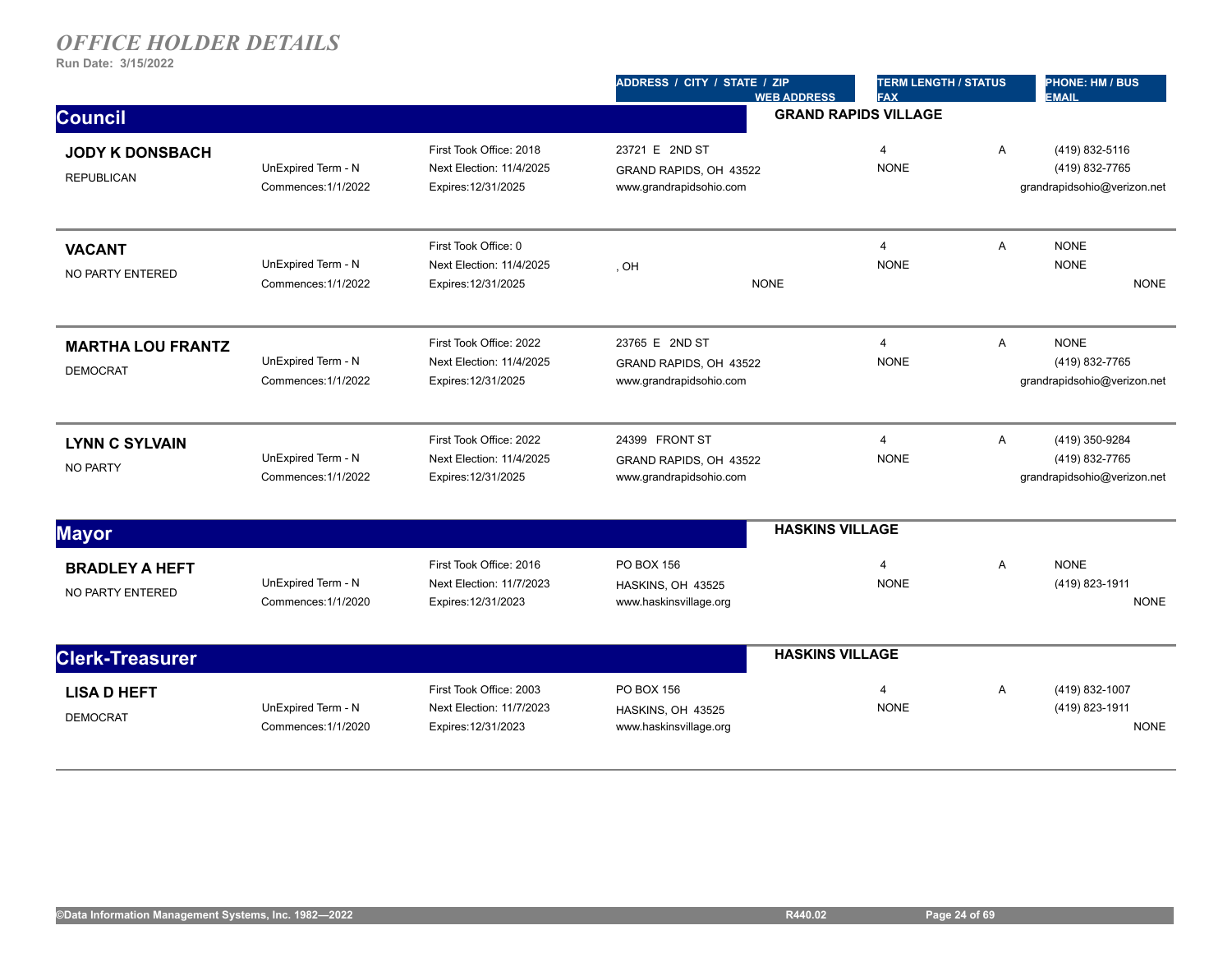# *OFFICE HOLDER DETAILS*

**Run Date: 3/15/2022**

| | | | ADDRESS / CITY / STATE / ZIP / WEB ADDRESS | TERM LENGTH / STATUS / FAX | | PHONE: HM / BUS / EMAIL |
|---|---|---|---|---|---|---|

## Council — GRAND RAPIDS VILLAGE

| Name / Party | Term | Office | Address / City / State / Zip / Web Address | Term Length / Fax | Status | Phone: HM / BUS / Email |
|---|---|---|---|---|---|---|
| **JODY K DONSBACH**<br>REPUBLICAN | UnExpired Term - N<br>Commences:1/1/2022 | First Took Office: 2018<br>Next Election: 11/4/2025<br>Expires:12/31/2025 | 23721 E 2ND ST<br>GRAND RAPIDS, OH 43522<br>www.grandrapidsohio.com | 4<br>NONE | A | (419) 832-5116<br>(419) 832-7765<br>grandrapidsohio@verizon.net |
| **VACANT**<br>NO PARTY ENTERED | UnExpired Term - N<br>Commences:1/1/2022 | First Took Office: 0<br>Next Election: 11/4/2025<br>Expires:12/31/2025 | , OH<br>NONE | 4<br>NONE | A | NONE<br>NONE<br>NONE |
| **MARTHA LOU FRANTZ**<br>DEMOCRAT | UnExpired Term - N<br>Commences:1/1/2022 | First Took Office: 2022<br>Next Election: 11/4/2025<br>Expires:12/31/2025 | 23765 E 2ND ST<br>GRAND RAPIDS, OH 43522<br>www.grandrapidsohio.com | 4<br>NONE | A | NONE<br>(419) 832-7765<br>grandrapidsohio@verizon.net |
| **LYNN C SYLVAIN**<br>NO PARTY | UnExpired Term - N<br>Commences:1/1/2022 | First Took Office: 2022<br>Next Election: 11/4/2025<br>Expires:12/31/2025 | 24399 FRONT ST<br>GRAND RAPIDS, OH 43522<br>www.grandrapidsohio.com | 4<br>NONE | A | (419) 350-9284<br>(419) 832-7765<br>grandrapidsohio@verizon.net |

## Mayor — HASKINS VILLAGE

| Name / Party | Term | Office | Address / City / State / Zip / Web Address | Term Length / Fax | Status | Phone: HM / BUS / Email |
|---|---|---|---|---|---|---|
| **BRADLEY A HEFT**<br>NO PARTY ENTERED | UnExpired Term - N<br>Commences:1/1/2020 | First Took Office: 2016<br>Next Election: 11/7/2023<br>Expires:12/31/2023 | PO BOX 156<br>HASKINS, OH 43525<br>www.haskinsvillage.org | 4<br>NONE | A | NONE<br>(419) 823-1911<br>NONE |

## Clerk-Treasurer — HASKINS VILLAGE

| Name / Party | Term | Office | Address / City / State / Zip / Web Address | Term Length / Fax | Status | Phone: HM / BUS / Email |
|---|---|---|---|---|---|---|
| **LISA D HEFT**<br>DEMOCRAT | UnExpired Term - N<br>Commences:1/1/2020 | First Took Office: 2003<br>Next Election: 11/7/2023<br>Expires:12/31/2023 | PO BOX 156<br>HASKINS, OH 43525<br>www.haskinsvillage.org | 4<br>NONE | A | (419) 832-1007<br>(419) 823-1911<br>NONE |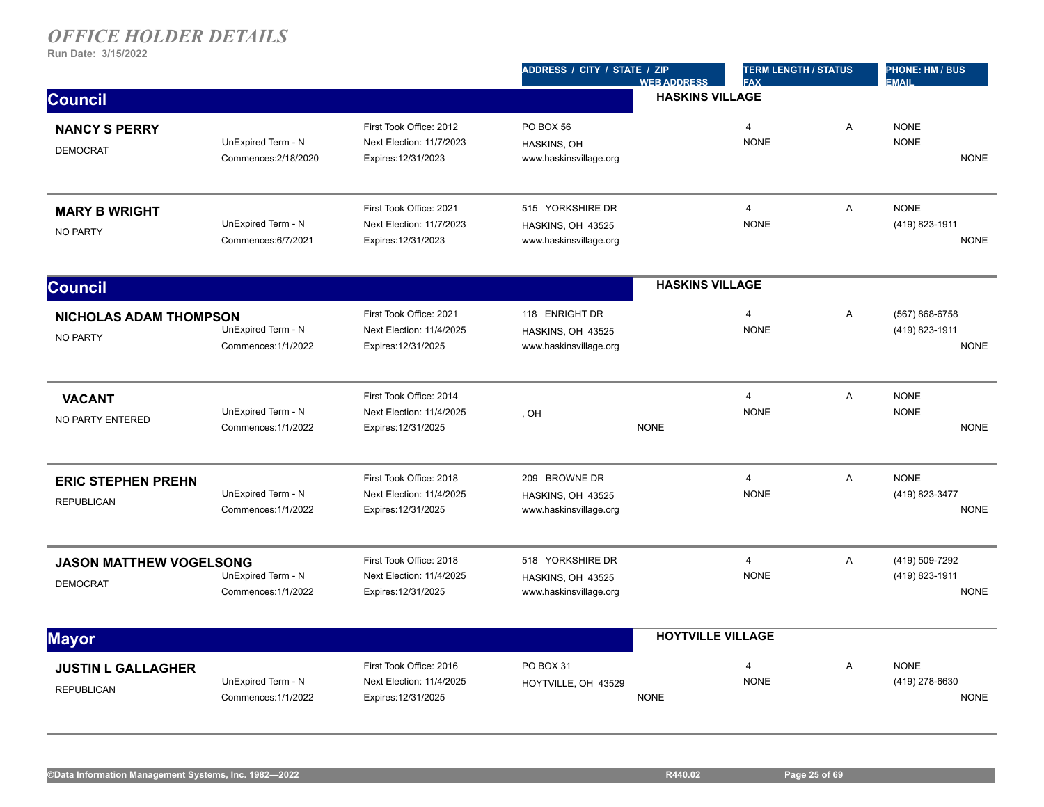# OFFICE HOLDER DETAILS

**Run Date: 3/15/2022**

| | | | ADDRESS / CITY / STATE / ZIP<br>WEB ADDRESS | TERM LENGTH / STATUS<br>FAX | | PHONE: HM / BUS<br>EMAIL |
|---|---|---|---|---|---|---|

## Council — HASKINS VILLAGE

| Name / Party | Term | Dates | Address / Web | Term Length / Fax | Status | Phone / Email |
|---|---|---|---|---|---|---|
| **NANCY S PERRY**<br>DEMOCRAT | UnExpired Term - N<br>Commences:2/18/2020 | First Took Office: 2012<br>Next Election: 11/7/2023<br>Expires:12/31/2023 | PO BOX 56<br>HASKINS, OH<br>www.haskinsvillage.org | 4<br>NONE | A | NONE<br>NONE<br>NONE |
| **MARY B WRIGHT**<br>NO PARTY | UnExpired Term - N<br>Commences:6/7/2021 | First Took Office: 2021<br>Next Election: 11/7/2023<br>Expires:12/31/2023 | 515 YORKSHIRE DR<br>HASKINS, OH 43525<br>www.haskinsvillage.org | 4<br>NONE | A | NONE<br>(419) 823-1911<br>NONE |

## Council — HASKINS VILLAGE

| Name / Party | Term | Dates | Address / Web | Term Length / Fax | Status | Phone / Email |
|---|---|---|---|---|---|---|
| **NICHOLAS ADAM THOMPSON**<br>NO PARTY | UnExpired Term - N<br>Commences:1/1/2022 | First Took Office: 2021<br>Next Election: 11/4/2025<br>Expires:12/31/2025 | 118 ENRIGHT DR<br>HASKINS, OH 43525<br>www.haskinsvillage.org | 4<br>NONE | A | (567) 868-6758<br>(419) 823-1911<br>NONE |
| **VACANT**<br>NO PARTY ENTERED | UnExpired Term - N<br>Commences:1/1/2022 | First Took Office: 2014<br>Next Election: 11/4/2025<br>Expires:12/31/2025 | , OH<br>NONE | 4<br>NONE | A | NONE<br>NONE<br>NONE |
| **ERIC STEPHEN PREHN**<br>REPUBLICAN | UnExpired Term - N<br>Commences:1/1/2022 | First Took Office: 2018<br>Next Election: 11/4/2025<br>Expires:12/31/2025 | 209 BROWNE DR<br>HASKINS, OH 43525<br>www.haskinsvillage.org | 4<br>NONE | A | NONE<br>(419) 823-3477<br>NONE |
| **JASON MATTHEW VOGELSONG**<br>DEMOCRAT | UnExpired Term - N<br>Commences:1/1/2022 | First Took Office: 2018<br>Next Election: 11/4/2025<br>Expires:12/31/2025 | 518 YORKSHIRE DR<br>HASKINS, OH 43525<br>www.haskinsvillage.org | 4<br>NONE | A | (419) 509-7292<br>(419) 823-1911<br>NONE |

## Mayor — HOYTVILLE VILLAGE

| Name / Party | Term | Dates | Address / Web | Term Length / Fax | Status | Phone / Email |
|---|---|---|---|---|---|---|
| **JUSTIN L GALLAGHER**<br>REPUBLICAN | UnExpired Term - N<br>Commences:1/1/2022 | First Took Office: 2016<br>Next Election: 11/4/2025<br>Expires:12/31/2025 | PO BOX 31<br>HOYTVILLE, OH 43529<br>NONE | 4<br>NONE | A | NONE<br>(419) 278-6630<br>NONE |

©Data Information Management Systems, Inc. 1982—2022 R440.02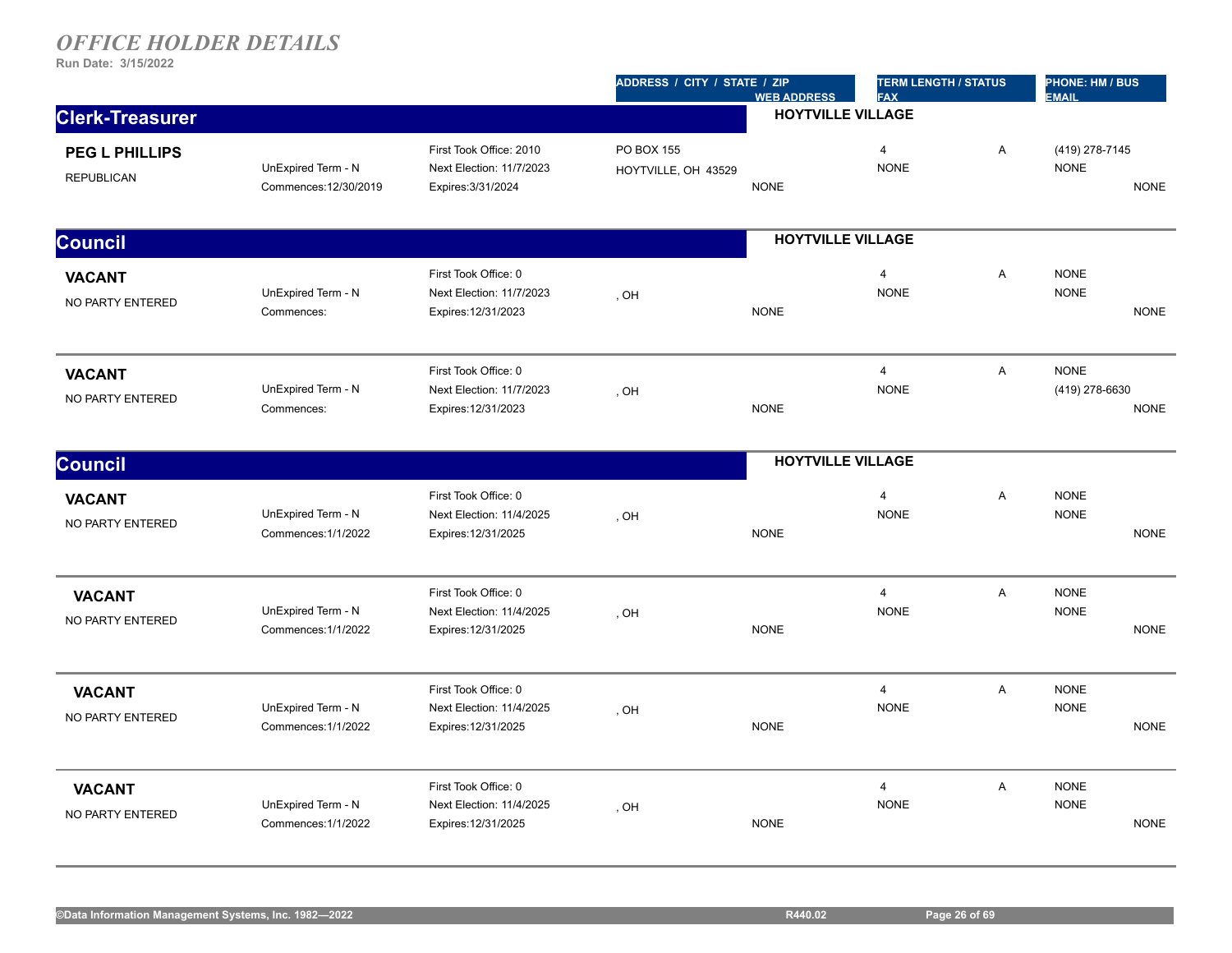# *OFFICE HOLDER DETAILS*

**Run Date: 3/15/2022**

| | | | ADDRESS / CITY / STATE / ZIP | WEB ADDRESS | TERM LENGTH / STATUS FAX | | PHONE: HM / BUS EMAIL |
|---|---|---|---|---|---|---|---|

## Clerk-Treasurer — HOYTVILLE VILLAGE

| Name / Party | Term | Dates | Address | Web Address | Term Length / Fax | Status | Phone / Email |
|---|---|---|---|---|---|---|---|
| **PEG L PHILLIPS** REPUBLICAN | UnExpired Term - N Commences:12/30/2019 | First Took Office: 2010 Next Election: 11/7/2023 Expires:3/31/2024 | PO BOX 155 HOYTVILLE, OH 43529 | NONE | 4 NONE | A | (419) 278-7145 NONE NONE |

## Council — HOYTVILLE VILLAGE

| Name / Party | Term | Dates | Address | Web Address | Term Length / Fax | Status | Phone / Email |
|---|---|---|---|---|---|---|---|
| **VACANT** NO PARTY ENTERED | UnExpired Term - N Commences: | First Took Office: 0 Next Election: 11/7/2023 Expires:12/31/2023 | , OH | NONE | 4 NONE | A | NONE NONE NONE |
| **VACANT** NO PARTY ENTERED | UnExpired Term - N Commences: | First Took Office: 0 Next Election: 11/7/2023 Expires:12/31/2023 | , OH | NONE | 4 NONE | A | NONE (419) 278-6630 NONE |

## Council — HOYTVILLE VILLAGE

| Name / Party | Term | Dates | Address | Web Address | Term Length / Fax | Status | Phone / Email |
|---|---|---|---|---|---|---|---|
| **VACANT** NO PARTY ENTERED | UnExpired Term - N Commences:1/1/2022 | First Took Office: 0 Next Election: 11/4/2025 Expires:12/31/2025 | , OH | NONE | 4 NONE | A | NONE NONE NONE |
| **VACANT** NO PARTY ENTERED | UnExpired Term - N Commences:1/1/2022 | First Took Office: 0 Next Election: 11/4/2025 Expires:12/31/2025 | , OH | NONE | 4 NONE | A | NONE NONE NONE |
| **VACANT** NO PARTY ENTERED | UnExpired Term - N Commences:1/1/2022 | First Took Office: 0 Next Election: 11/4/2025 Expires:12/31/2025 | , OH | NONE | 4 NONE | A | NONE NONE NONE |
| **VACANT** NO PARTY ENTERED | UnExpired Term - N Commences:1/1/2022 | First Took Office: 0 Next Election: 11/4/2025 Expires:12/31/2025 | , OH | NONE | 4 NONE | A | NONE NONE NONE |

©Data Information Management Systems, Inc. 1982—2022 R440.02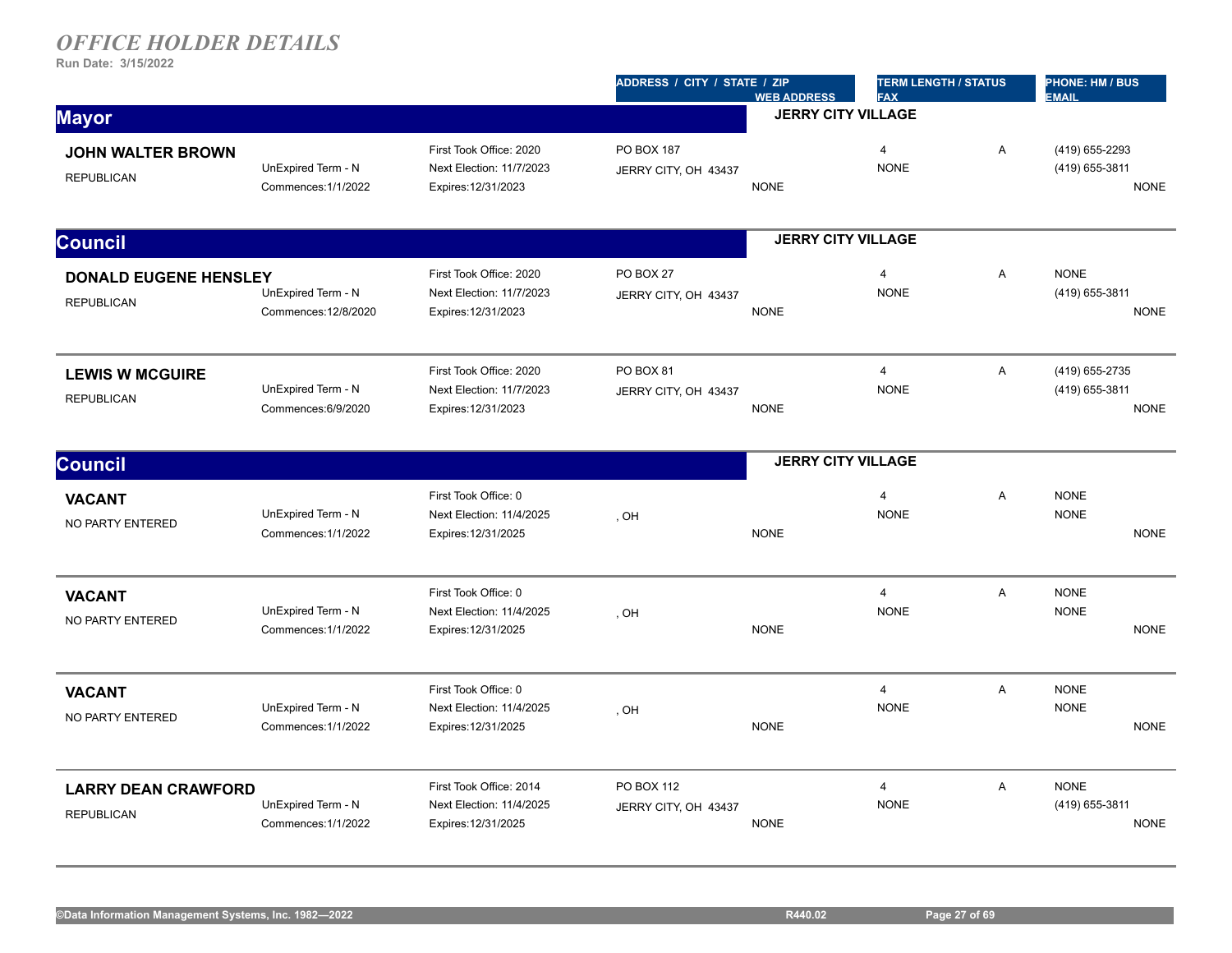# *OFFICE HOLDER DETAILS*

**Run Date: 3/15/2022**

| | | | ADDRESS / CITY / STATE / ZIP | WEB ADDRESS | TERM LENGTH / STATUS | | PHONE: HM / BUS |
|---|---|---|---|---|---|---|---|
| | | | | | FAX | | EMAIL |

## Mayor

**JERRY CITY VILLAGE**

| Name / Party | Term | Dates | Address | Web Address | Term Length / Fax | Status | Phone / Email |
|---|---|---|---|---|---|---|---|
| **JOHN WALTER BROWN**<br>REPUBLICAN | UnExpired Term - N<br>Commences:1/1/2022 | First Took Office: 2020<br>Next Election: 11/7/2023<br>Expires:12/31/2023 | PO BOX 187<br>JERRY CITY, OH 43437 | NONE | 4<br>NONE | A | (419) 655-2293<br>(419) 655-3811<br>NONE |

## Council

**JERRY CITY VILLAGE**

| Name / Party | Term | Dates | Address | Web Address | Term Length / Fax | Status | Phone / Email |
|---|---|---|---|---|---|---|---|
| **DONALD EUGENE HENSLEY**<br>REPUBLICAN | UnExpired Term - N<br>Commences:12/8/2020 | First Took Office: 2020<br>Next Election: 11/7/2023<br>Expires:12/31/2023 | PO BOX 27<br>JERRY CITY, OH 43437 | NONE | 4<br>NONE | A | NONE<br>(419) 655-3811<br>NONE |
| **LEWIS W MCGUIRE**<br>REPUBLICAN | UnExpired Term - N<br>Commences:6/9/2020 | First Took Office: 2020<br>Next Election: 11/7/2023<br>Expires:12/31/2023 | PO BOX 81<br>JERRY CITY, OH 43437 | NONE | 4<br>NONE | A | (419) 655-2735<br>(419) 655-3811<br>NONE |

## Council

**JERRY CITY VILLAGE**

| Name / Party | Term | Dates | Address | Web Address | Term Length / Fax | Status | Phone / Email |
|---|---|---|---|---|---|---|---|
| **VACANT**<br>NO PARTY ENTERED | UnExpired Term - N<br>Commences:1/1/2022 | First Took Office: 0<br>Next Election: 11/4/2025<br>Expires:12/31/2025 | , OH | NONE | 4<br>NONE | A | NONE<br>NONE<br>NONE |
| **VACANT**<br>NO PARTY ENTERED | UnExpired Term - N<br>Commences:1/1/2022 | First Took Office: 0<br>Next Election: 11/4/2025<br>Expires:12/31/2025 | , OH | NONE | 4<br>NONE | A | NONE<br>NONE<br>NONE |
| **VACANT**<br>NO PARTY ENTERED | UnExpired Term - N<br>Commences:1/1/2022 | First Took Office: 0<br>Next Election: 11/4/2025<br>Expires:12/31/2025 | , OH | NONE | 4<br>NONE | A | NONE<br>NONE<br>NONE |
| **LARRY DEAN CRAWFORD**<br>REPUBLICAN | UnExpired Term - N<br>Commences:1/1/2022 | First Took Office: 2014<br>Next Election: 11/4/2025<br>Expires:12/31/2025 | PO BOX 112<br>JERRY CITY, OH 43437 | NONE | 4<br>NONE | A | NONE<br>(419) 655-3811<br>NONE |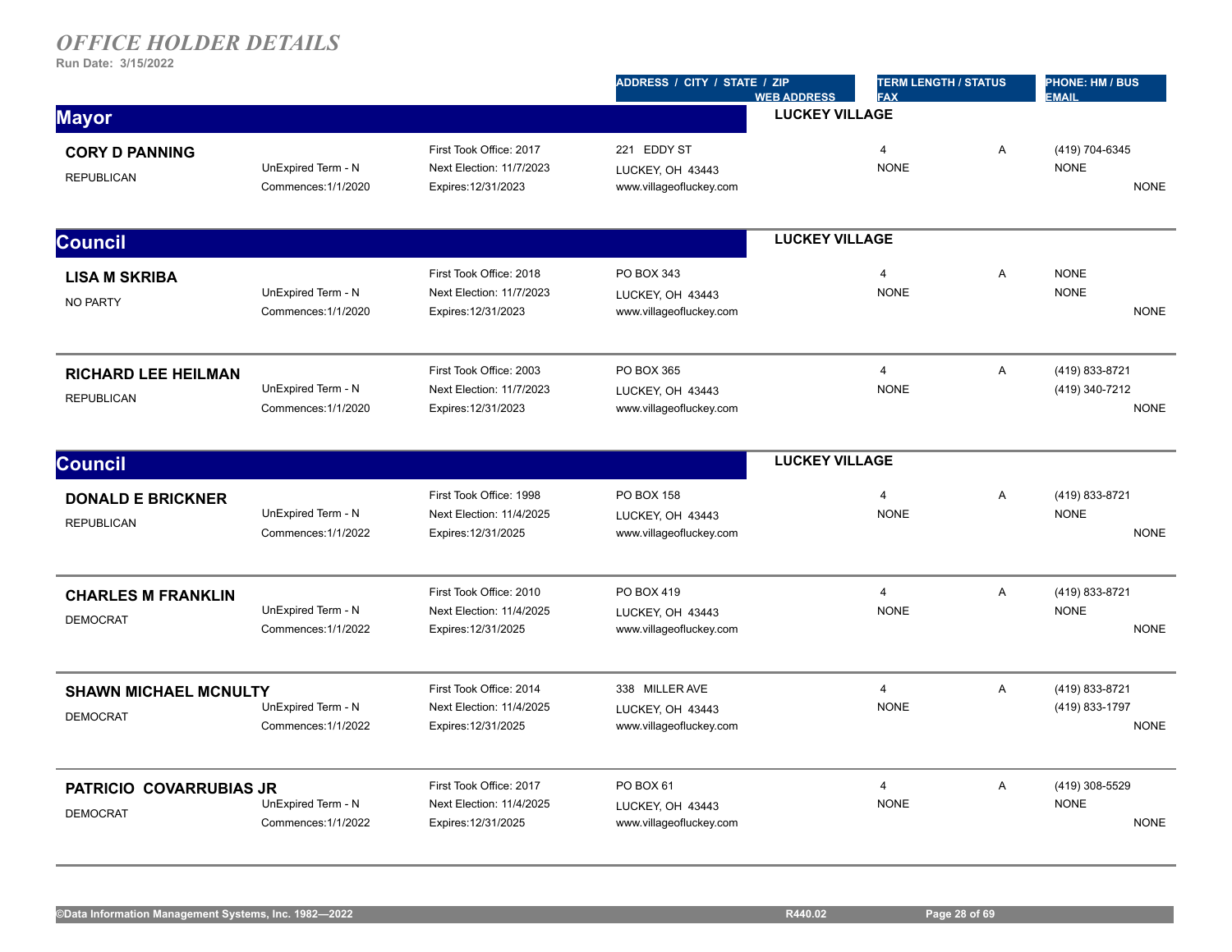# *OFFICE HOLDER DETAILS*

**Run Date: 3/15/2022**

| | | | ADDRESS / CITY / STATE / ZIP<br>WEB ADDRESS | TERM LENGTH / STATUS<br>FAX | | PHONE: HM / BUS<br>EMAIL |
|---|---|---|---|---|---|---|

## Mayor

**LUCKEY VILLAGE**

| Name | Term | Office | Address | Term Length | Status | Phone / Email |
|---|---|---|---|---|---|---|
| **CORY D PANNING**<br>REPUBLICAN | UnExpired Term - N<br>Commences:1/1/2020 | First Took Office: 2017<br>Next Election: 11/7/2023<br>Expires:12/31/2023 | 221 EDDY ST<br>LUCKEY, OH 43443<br>www.villageofluckey.com | 4<br>NONE | A | (419) 704-6345<br>NONE<br>NONE |

## Council

**LUCKEY VILLAGE**

| Name | Term | Office | Address | Term Length | Status | Phone / Email |
|---|---|---|---|---|---|---|
| **LISA M SKRIBA**<br>NO PARTY | UnExpired Term - N<br>Commences:1/1/2020 | First Took Office: 2018<br>Next Election: 11/7/2023<br>Expires:12/31/2023 | PO BOX 343<br>LUCKEY, OH 43443<br>www.villageofluckey.com | 4<br>NONE | A | NONE<br>NONE<br>NONE |
| **RICHARD LEE HEILMAN**<br>REPUBLICAN | UnExpired Term - N<br>Commences:1/1/2020 | First Took Office: 2003<br>Next Election: 11/7/2023<br>Expires:12/31/2023 | PO BOX 365<br>LUCKEY, OH 43443<br>www.villageofluckey.com | 4<br>NONE | A | (419) 833-8721<br>(419) 340-7212<br>NONE |

## Council

**LUCKEY VILLAGE**

| Name | Term | Office | Address | Term Length | Status | Phone / Email |
|---|---|---|---|---|---|---|
| **DONALD E BRICKNER**<br>REPUBLICAN | UnExpired Term - N<br>Commences:1/1/2022 | First Took Office: 1998<br>Next Election: 11/4/2025<br>Expires:12/31/2025 | PO BOX 158<br>LUCKEY, OH 43443<br>www.villageofluckey.com | 4<br>NONE | A | (419) 833-8721<br>NONE<br>NONE |
| **CHARLES M FRANKLIN**<br>DEMOCRAT | UnExpired Term - N<br>Commences:1/1/2022 | First Took Office: 2010<br>Next Election: 11/4/2025<br>Expires:12/31/2025 | PO BOX 419<br>LUCKEY, OH 43443<br>www.villageofluckey.com | 4<br>NONE | A | (419) 833-8721<br>NONE<br>NONE |
| **SHAWN MICHAEL MCNULTY**<br>DEMOCRAT | UnExpired Term - N<br>Commences:1/1/2022 | First Took Office: 2014<br>Next Election: 11/4/2025<br>Expires:12/31/2025 | 338 MILLER AVE<br>LUCKEY, OH 43443<br>www.villageofluckey.com | 4<br>NONE | A | (419) 833-8721<br>(419) 833-1797<br>NONE |
| **PATRICIO COVARRUBIAS JR**<br>DEMOCRAT | UnExpired Term - N<br>Commences:1/1/2022 | First Took Office: 2017<br>Next Election: 11/4/2025<br>Expires:12/31/2025 | PO BOX 61<br>LUCKEY, OH 43443<br>www.villageofluckey.com | 4<br>NONE | A | (419) 308-5529<br>NONE<br>NONE |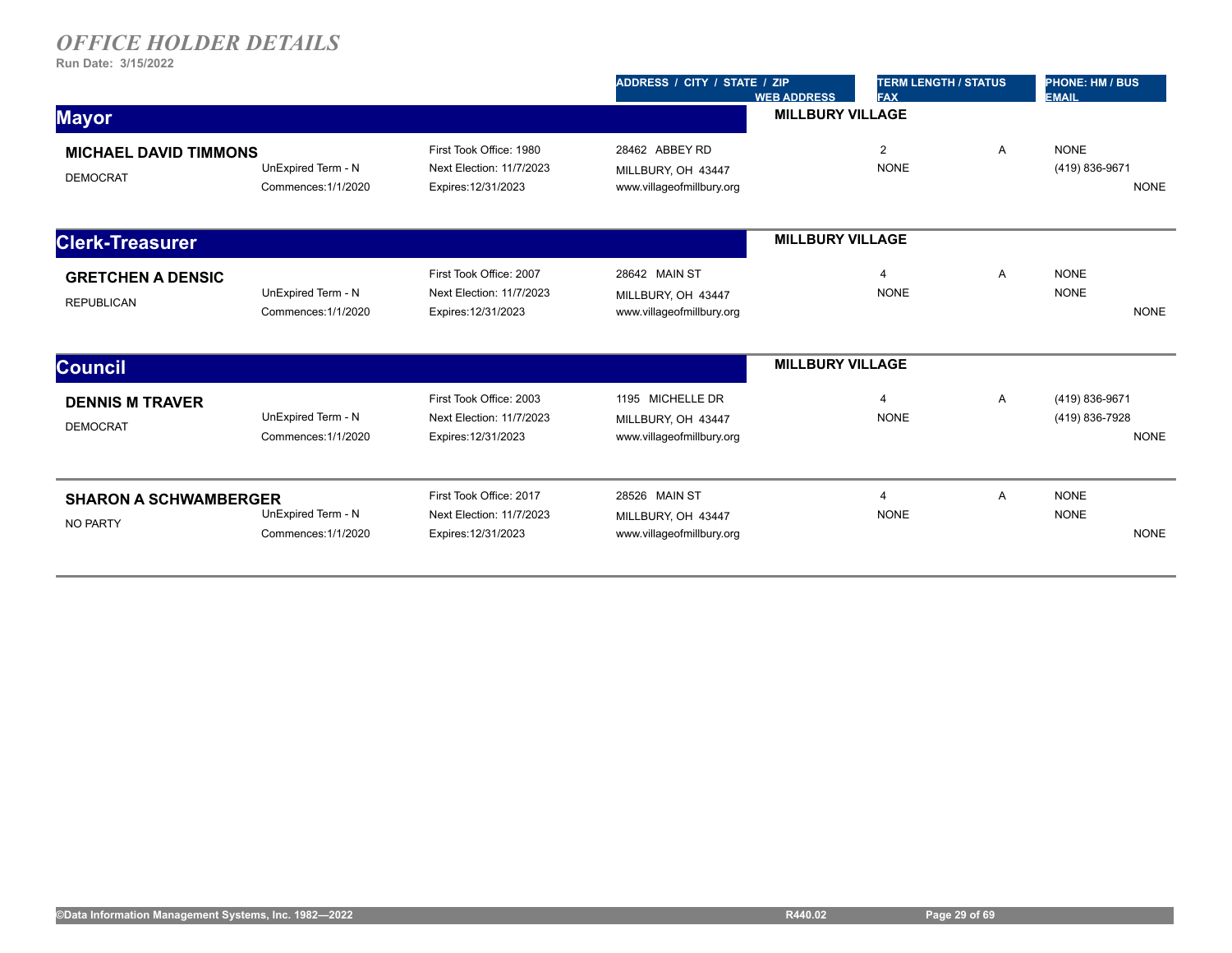# *OFFICE HOLDER DETAILS*

**Run Date: 3/15/2022**

| | | | ADDRESS / CITY / STATE / ZIP / WEB ADDRESS | TERM LENGTH / STATUS / FAX | | PHONE: HM / BUS / EMAIL |
|---|---|---|---|---|---|---|

## Mayor

**MILLBURY VILLAGE**

| Name / Party | Term | Office Dates | Address / Web | Term Length / Fax | Status | Phone / Email |
|---|---|---|---|---|---|---|
| **MICHAEL DAVID TIMMONS**<br>DEMOCRAT | UnExpired Term - N<br>Commences:1/1/2020 | First Took Office: 1980<br>Next Election: 11/7/2023<br>Expires:12/31/2023 | 28462 ABBEY RD<br>MILLBURY, OH 43447<br>www.villageofmillbury.org | 2<br>NONE | A | NONE<br>(419) 836-9671<br>NONE |

## Clerk-Treasurer

**MILLBURY VILLAGE**

| Name / Party | Term | Office Dates | Address / Web | Term Length / Fax | Status | Phone / Email |
|---|---|---|---|---|---|---|
| **GRETCHEN A DENSIC**<br>REPUBLICAN | UnExpired Term - N<br>Commences:1/1/2020 | First Took Office: 2007<br>Next Election: 11/7/2023<br>Expires:12/31/2023 | 28642 MAIN ST<br>MILLBURY, OH 43447<br>www.villageofmillbury.org | 4<br>NONE | A | NONE<br>NONE<br>NONE |

## Council

**MILLBURY VILLAGE**

| Name / Party | Term | Office Dates | Address / Web | Term Length / Fax | Status | Phone / Email |
|---|---|---|---|---|---|---|
| **DENNIS M TRAVER**<br>DEMOCRAT | UnExpired Term - N<br>Commences:1/1/2020 | First Took Office: 2003<br>Next Election: 11/7/2023<br>Expires:12/31/2023 | 1195 MICHELLE DR<br>MILLBURY, OH 43447<br>www.villageofmillbury.org | 4<br>NONE | A | (419) 836-9671<br>(419) 836-7928<br>NONE |
| **SHARON A SCHWAMBERGER**<br>NO PARTY | UnExpired Term - N<br>Commences:1/1/2020 | First Took Office: 2017<br>Next Election: 11/7/2023<br>Expires:12/31/2023 | 28526 MAIN ST<br>MILLBURY, OH 43447<br>www.villageofmillbury.org | 4<br>NONE | A | NONE<br>NONE<br>NONE |

©Data Information Management Systems, Inc. 1982—2022 R440.02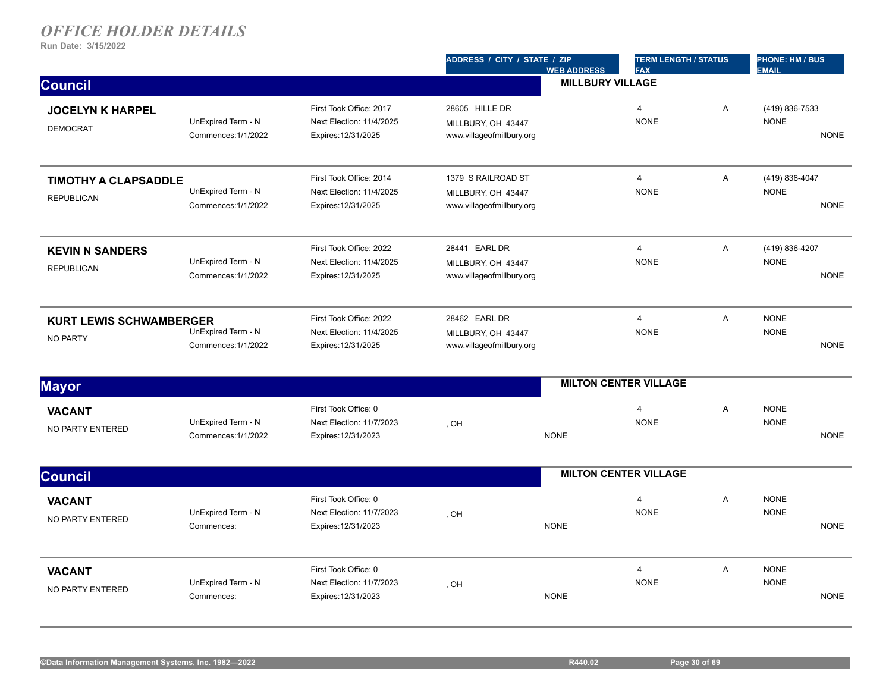## OFFICE HOLDER DETAILS

**Run Date: 3/15/2022**

| | | | ADDRESS / CITY / STATE / ZIP<br>WEB ADDRESS | TERM LENGTH / STATUS<br>FAX | | PHONE: HM / BUS<br>EMAIL |
|---|---|---|---|---|---|---|

### Council — MILLBURY VILLAGE

| Name / Party | Term | Office | Address / Web | Term Length / Fax | Status | Phone / Email |
|---|---|---|---|---|---|---|
| **JOCELYN K HARPEL**<br>DEMOCRAT | UnExpired Term - N<br>Commences:1/1/2022 | First Took Office: 2017<br>Next Election: 11/4/2025<br>Expires:12/31/2025 | 28605 HILLE DR<br>MILLBURY, OH 43447<br>www.villageofmillbury.org | 4<br>NONE | A | (419) 836-7533<br>NONE<br>NONE |
| **TIMOTHY A CLAPSADDLE**<br>REPUBLICAN | UnExpired Term - N<br>Commences:1/1/2022 | First Took Office: 2014<br>Next Election: 11/4/2025<br>Expires:12/31/2025 | 1379 S RAILROAD ST<br>MILLBURY, OH 43447<br>www.villageofmillbury.org | 4<br>NONE | A | (419) 836-4047<br>NONE<br>NONE |
| **KEVIN N SANDERS**<br>REPUBLICAN | UnExpired Term - N<br>Commences:1/1/2022 | First Took Office: 2022<br>Next Election: 11/4/2025<br>Expires:12/31/2025 | 28441 EARL DR<br>MILLBURY, OH 43447<br>www.villageofmillbury.org | 4<br>NONE | A | (419) 836-4207<br>NONE<br>NONE |
| **KURT LEWIS SCHWAMBERGER**<br>NO PARTY | UnExpired Term - N<br>Commences:1/1/2022 | First Took Office: 2022<br>Next Election: 11/4/2025<br>Expires:12/31/2025 | 28462 EARL DR<br>MILLBURY, OH 43447<br>www.villageofmillbury.org | 4<br>NONE | A | NONE<br>NONE<br>NONE |

### Mayor — MILTON CENTER VILLAGE

| Name / Party | Term | Office | Address / Web | Term Length / Fax | Status | Phone / Email |
|---|---|---|---|---|---|---|
| **VACANT**<br>NO PARTY ENTERED | UnExpired Term - N<br>Commences:1/1/2022 | First Took Office: 0<br>Next Election: 11/7/2023<br>Expires:12/31/2023 | , OH<br>NONE | 4<br>NONE | A | NONE<br>NONE<br>NONE |

### Council — MILTON CENTER VILLAGE

| Name / Party | Term | Office | Address / Web | Term Length / Fax | Status | Phone / Email |
|---|---|---|---|---|---|---|
| **VACANT**<br>NO PARTY ENTERED | UnExpired Term - N<br>Commences: | First Took Office: 0<br>Next Election: 11/7/2023<br>Expires:12/31/2023 | , OH<br>NONE | 4<br>NONE | A | NONE<br>NONE<br>NONE |
| **VACANT**<br>NO PARTY ENTERED | UnExpired Term - N<br>Commences: | First Took Office: 0<br>Next Election: 11/7/2023<br>Expires:12/31/2023 | , OH<br>NONE | 4<br>NONE | A | NONE<br>NONE<br>NONE |

©Data Information Management Systems, Inc. 1982—2022 R440.02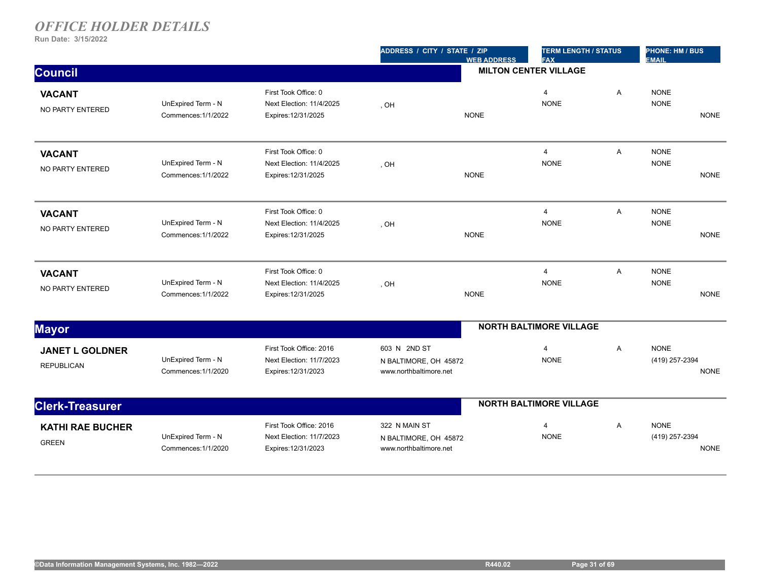# *OFFICE HOLDER DETAILS*

**Run Date: 3/15/2022**

| | | | ADDRESS / CITY / STATE / ZIP / WEB ADDRESS | TERM LENGTH / STATUS / FAX | | PHONE: HM / BUS / EMAIL |
|---|---|---|---|---|---|---|

## Council — MILTON CENTER VILLAGE

| Name / Party | Term | Dates | Address / Web | Term Length / Fax | Status | Phone / Email |
|---|---|---|---|---|---|---|
| **VACANT**<br>NO PARTY ENTERED | UnExpired Term - N<br>Commences:1/1/2022 | First Took Office: 0<br>Next Election: 11/4/2025<br>Expires:12/31/2025 | , OH<br>NONE | 4<br>NONE | A | NONE<br>NONE<br>NONE |
| **VACANT**<br>NO PARTY ENTERED | UnExpired Term - N<br>Commences:1/1/2022 | First Took Office: 0<br>Next Election: 11/4/2025<br>Expires:12/31/2025 | , OH<br>NONE | 4<br>NONE | A | NONE<br>NONE<br>NONE |
| **VACANT**<br>NO PARTY ENTERED | UnExpired Term - N<br>Commences:1/1/2022 | First Took Office: 0<br>Next Election: 11/4/2025<br>Expires:12/31/2025 | , OH<br>NONE | 4<br>NONE | A | NONE<br>NONE<br>NONE |
| **VACANT**<br>NO PARTY ENTERED | UnExpired Term - N<br>Commences:1/1/2022 | First Took Office: 0<br>Next Election: 11/4/2025<br>Expires:12/31/2025 | , OH<br>NONE | 4<br>NONE | A | NONE<br>NONE<br>NONE |

## Mayor — NORTH BALTIMORE VILLAGE

| Name / Party | Term | Dates | Address / Web | Term Length / Fax | Status | Phone / Email |
|---|---|---|---|---|---|---|
| **JANET L GOLDNER**<br>REPUBLICAN | UnExpired Term - N<br>Commences:1/1/2020 | First Took Office: 2016<br>Next Election: 11/7/2023<br>Expires:12/31/2023 | 603 N 2ND ST<br>N BALTIMORE, OH 45872<br>www.northbaltimore.net | 4<br>NONE | A | NONE<br>(419) 257-2394<br>NONE |

## Clerk-Treasurer — NORTH BALTIMORE VILLAGE

| Name / Party | Term | Dates | Address / Web | Term Length / Fax | Status | Phone / Email |
|---|---|---|---|---|---|---|
| **KATHI RAE BUCHER**<br>GREEN | UnExpired Term - N<br>Commences:1/1/2020 | First Took Office: 2016<br>Next Election: 11/7/2023<br>Expires:12/31/2023 | 322 N MAIN ST<br>N BALTIMORE, OH 45872<br>www.northbaltimore.net | 4<br>NONE | A | NONE<br>(419) 257-2394<br>NONE |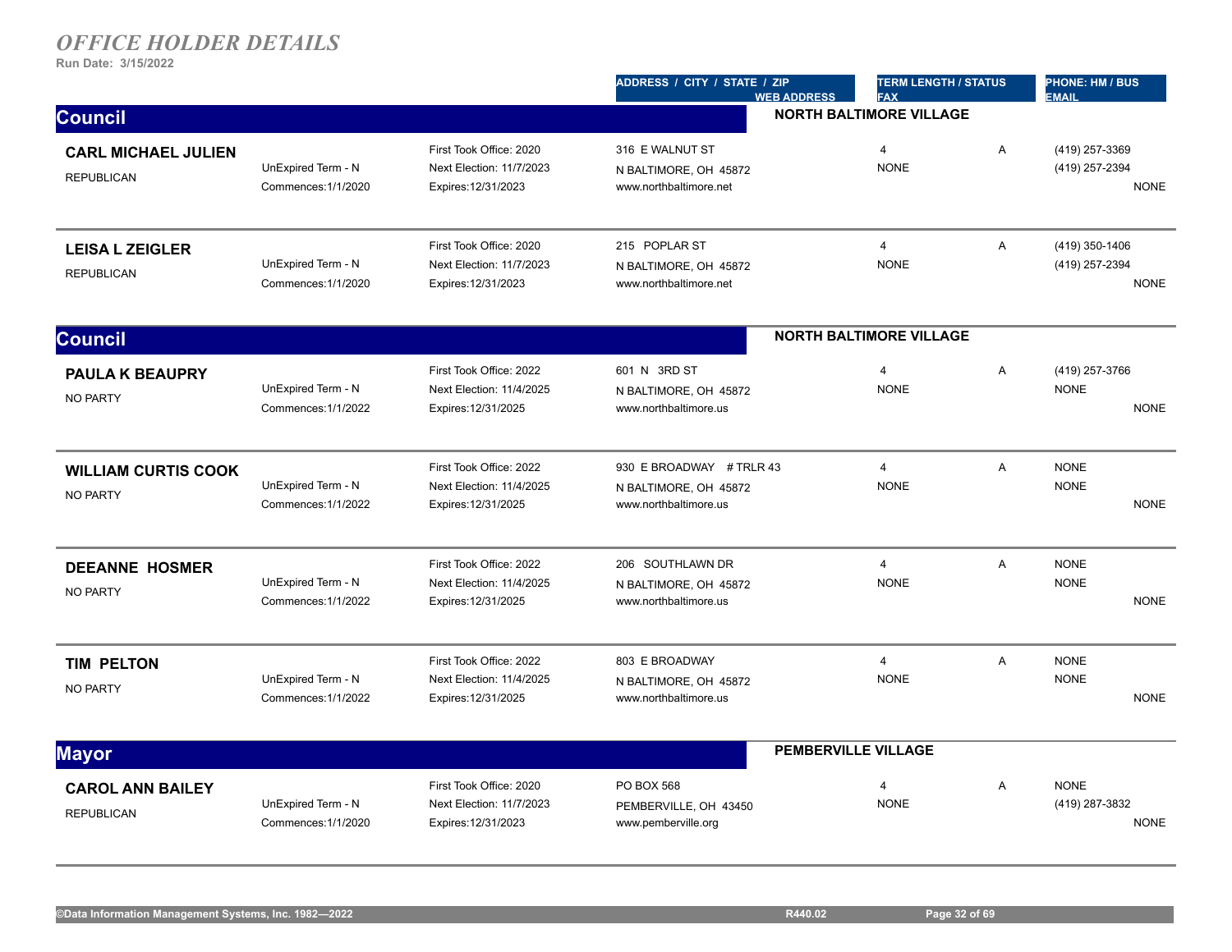# OFFICE HOLDER DETAILS

**Run Date: 3/15/2022**

| | | | ADDRESS / CITY / STATE / ZIP<br>WEB ADDRESS | TERM LENGTH / STATUS<br>FAX | | PHONE: HM / BUS<br>EMAIL |
|---|---|---|---|---|---|---|

## Council — NORTH BALTIMORE VILLAGE

| Name / Party | Term | Office Dates | Address / Web | Term Length / Fax | Status | Phone / Email |
|---|---|---|---|---|---|---|
| **CARL MICHAEL JULIEN**<br>REPUBLICAN | UnExpired Term - N<br>Commences:1/1/2020 | First Took Office: 2020<br>Next Election: 11/7/2023<br>Expires:12/31/2023 | 316 E WALNUT ST<br>N BALTIMORE, OH 45872<br>www.northbaltimore.net | 4<br>NONE | A | (419) 257-3369<br>(419) 257-2394<br>NONE |
| **LEISA L ZEIGLER**<br>REPUBLICAN | UnExpired Term - N<br>Commences:1/1/2020 | First Took Office: 2020<br>Next Election: 11/7/2023<br>Expires:12/31/2023 | 215 POPLAR ST<br>N BALTIMORE, OH 45872<br>www.northbaltimore.net | 4<br>NONE | A | (419) 350-1406<br>(419) 257-2394<br>NONE |

## Council — NORTH BALTIMORE VILLAGE

| Name / Party | Term | Office Dates | Address / Web | Term Length / Fax | Status | Phone / Email |
|---|---|---|---|---|---|---|
| **PAULA K BEAUPRY**<br>NO PARTY | UnExpired Term - N<br>Commences:1/1/2022 | First Took Office: 2022<br>Next Election: 11/4/2025<br>Expires:12/31/2025 | 601 N 3RD ST<br>N BALTIMORE, OH 45872<br>www.northbaltimore.us | 4<br>NONE | A | (419) 257-3766<br>NONE<br>NONE |
| **WILLIAM CURTIS COOK**<br>NO PARTY | UnExpired Term - N<br>Commences:1/1/2022 | First Took Office: 2022<br>Next Election: 11/4/2025<br>Expires:12/31/2025 | 930 E BROADWAY # TRLR 43<br>N BALTIMORE, OH 45872<br>www.northbaltimore.us | 4<br>NONE | A | NONE<br>NONE<br>NONE |
| **DEEANNE HOSMER**<br>NO PARTY | UnExpired Term - N<br>Commences:1/1/2022 | First Took Office: 2022<br>Next Election: 11/4/2025<br>Expires:12/31/2025 | 206 SOUTHLAWN DR<br>N BALTIMORE, OH 45872<br>www.northbaltimore.us | 4<br>NONE | A | NONE<br>NONE<br>NONE |
| **TIM PELTON**<br>NO PARTY | UnExpired Term - N<br>Commences:1/1/2022 | First Took Office: 2022<br>Next Election: 11/4/2025<br>Expires:12/31/2025 | 803 E BROADWAY<br>N BALTIMORE, OH 45872<br>www.northbaltimore.us | 4<br>NONE | A | NONE<br>NONE<br>NONE |

## Mayor — PEMBERVILLE VILLAGE

| Name / Party | Term | Office Dates | Address / Web | Term Length / Fax | Status | Phone / Email |
|---|---|---|---|---|---|---|
| **CAROL ANN BAILEY**<br>REPUBLICAN | UnExpired Term - N<br>Commences:1/1/2020 | First Took Office: 2020<br>Next Election: 11/7/2023<br>Expires:12/31/2023 | PO BOX 568<br>PEMBERVILLE, OH 43450<br>www.pemberville.org | 4<br>NONE | A | NONE<br>(419) 287-3832<br>NONE |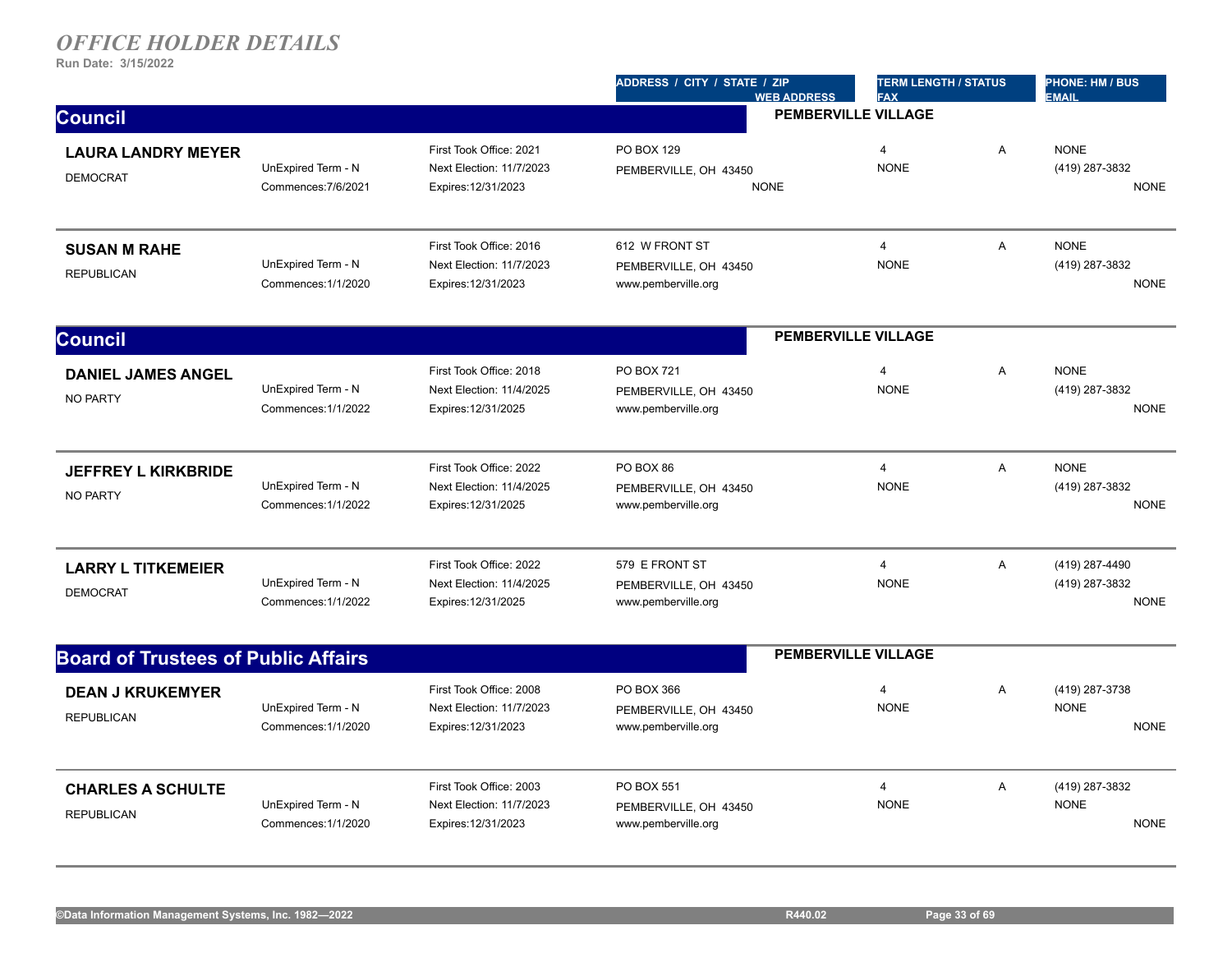# *OFFICE HOLDER DETAILS*

**Run Date: 3/15/2022**

| | | | ADDRESS / CITY / STATE / ZIP / WEB ADDRESS | TERM LENGTH / STATUS / FAX | | PHONE: HM / BUS / EMAIL |
|---|---|---|---|---|---|---|

## Council — PEMBERVILLE VILLAGE

| Name / Party | Term | Office Dates | Address / Web Address | Term Length / Fax | Status | Phone: HM / BUS / Email |
|---|---|---|---|---|---|---|
| **LAURA LANDRY MEYER**<br>DEMOCRAT | UnExpired Term - N<br>Commences:7/6/2021 | First Took Office: 2021<br>Next Election: 11/7/2023<br>Expires:12/31/2023 | PO BOX 129<br>PEMBERVILLE, OH 43450<br>NONE | 4<br>NONE | A | NONE<br>(419) 287-3832<br>NONE |
| **SUSAN M RAHE**<br>REPUBLICAN | UnExpired Term - N<br>Commences:1/1/2020 | First Took Office: 2016<br>Next Election: 11/7/2023<br>Expires:12/31/2023 | 612 W FRONT ST<br>PEMBERVILLE, OH 43450<br>www.pemberville.org | 4<br>NONE | A | NONE<br>(419) 287-3832<br>NONE |

## Council — PEMBERVILLE VILLAGE

| Name / Party | Term | Office Dates | Address / Web Address | Term Length / Fax | Status | Phone: HM / BUS / Email |
|---|---|---|---|---|---|---|
| **DANIEL JAMES ANGEL**<br>NO PARTY | UnExpired Term - N<br>Commences:1/1/2022 | First Took Office: 2018<br>Next Election: 11/4/2025<br>Expires:12/31/2025 | PO BOX 721<br>PEMBERVILLE, OH 43450<br>www.pemberville.org | 4<br>NONE | A | NONE<br>(419) 287-3832<br>NONE |
| **JEFFREY L KIRKBRIDE**<br>NO PARTY | UnExpired Term - N<br>Commences:1/1/2022 | First Took Office: 2022<br>Next Election: 11/4/2025<br>Expires:12/31/2025 | PO BOX 86<br>PEMBERVILLE, OH 43450<br>www.pemberville.org | 4<br>NONE | A | NONE<br>(419) 287-3832<br>NONE |
| **LARRY L TITKEMEIER**<br>DEMOCRAT | UnExpired Term - N<br>Commences:1/1/2022 | First Took Office: 2022<br>Next Election: 11/4/2025<br>Expires:12/31/2025 | 579 E FRONT ST<br>PEMBERVILLE, OH 43450<br>www.pemberville.org | 4<br>NONE | A | (419) 287-4490<br>(419) 287-3832<br>NONE |

## Board of Trustees of Public Affairs — PEMBERVILLE VILLAGE

| Name / Party | Term | Office Dates | Address / Web Address | Term Length / Fax | Status | Phone: HM / BUS / Email |
|---|---|---|---|---|---|---|
| **DEAN J KRUKEMYER**<br>REPUBLICAN | UnExpired Term - N<br>Commences:1/1/2020 | First Took Office: 2008<br>Next Election: 11/7/2023<br>Expires:12/31/2023 | PO BOX 366<br>PEMBERVILLE, OH 43450<br>www.pemberville.org | 4<br>NONE | A | (419) 287-3738<br>NONE<br>NONE |
| **CHARLES A SCHULTE**<br>REPUBLICAN | UnExpired Term - N<br>Commences:1/1/2020 | First Took Office: 2003<br>Next Election: 11/7/2023<br>Expires:12/31/2023 | PO BOX 551<br>PEMBERVILLE, OH 43450<br>www.pemberville.org | 4<br>NONE | A | (419) 287-3832<br>NONE<br>NONE |

©Data Information Management Systems, Inc. 1982—2022 R440.02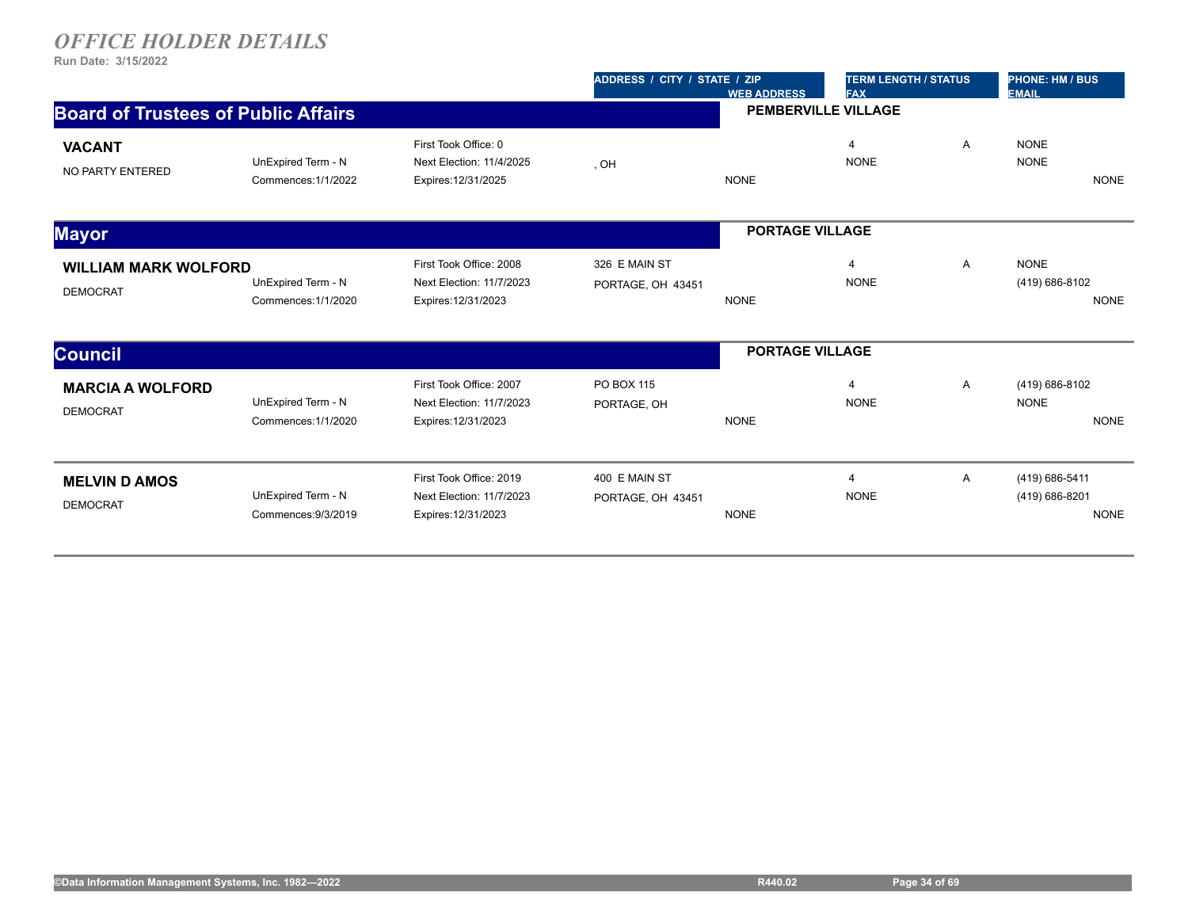# *OFFICE HOLDER DETAILS*

Run Date: 3/15/2022

| | | | ADDRESS / CITY / STATE / ZIP | WEB ADDRESS | TERM LENGTH / STATUS | | PHONE: HM / BUS / EMAIL |
|---|---|---|---|---|---|---|---|

## Board of Trustees of Public Affairs — PEMBERVILLE VILLAGE

| Name / Party | Term | Office Dates | Address | Web Address | Term Length / Fax | Status | Phone: HM / BUS / Email |
|---|---|---|---|---|---|---|---|
| **VACANT**<br>NO PARTY ENTERED | UnExpired Term - N<br>Commences:1/1/2022 | First Took Office: 0<br>Next Election: 11/4/2025<br>Expires:12/31/2025 | , OH | NONE | 4<br>NONE | A | NONE<br>NONE<br>NONE |

## Mayor — PORTAGE VILLAGE

| Name / Party | Term | Office Dates | Address | Web Address | Term Length / Fax | Status | Phone: HM / BUS / Email |
|---|---|---|---|---|---|---|---|
| **WILLIAM MARK WOLFORD**<br>DEMOCRAT | UnExpired Term - N<br>Commences:1/1/2020 | First Took Office: 2008<br>Next Election: 11/7/2023<br>Expires:12/31/2023 | 326 E MAIN ST<br>PORTAGE, OH 43451 | NONE | 4<br>NONE | A | NONE<br>(419) 686-8102<br>NONE |

## Council — PORTAGE VILLAGE

| Name / Party | Term | Office Dates | Address | Web Address | Term Length / Fax | Status | Phone: HM / BUS / Email |
|---|---|---|---|---|---|---|---|
| **MARCIA A WOLFORD**<br>DEMOCRAT | UnExpired Term - N<br>Commences:1/1/2020 | First Took Office: 2007<br>Next Election: 11/7/2023<br>Expires:12/31/2023 | PO BOX 115<br>PORTAGE, OH | NONE | 4<br>NONE | A | (419) 686-8102<br>NONE<br>NONE |
| **MELVIN D AMOS**<br>DEMOCRAT | UnExpired Term - N<br>Commences:9/3/2019 | First Took Office: 2019<br>Next Election: 11/7/2023<br>Expires:12/31/2023 | 400 E MAIN ST<br>PORTAGE, OH 43451 | NONE | 4<br>NONE | A | (419) 686-5411<br>(419) 686-8201<br>NONE |

©Data Information Management Systems, Inc. 1982—2022 R440.02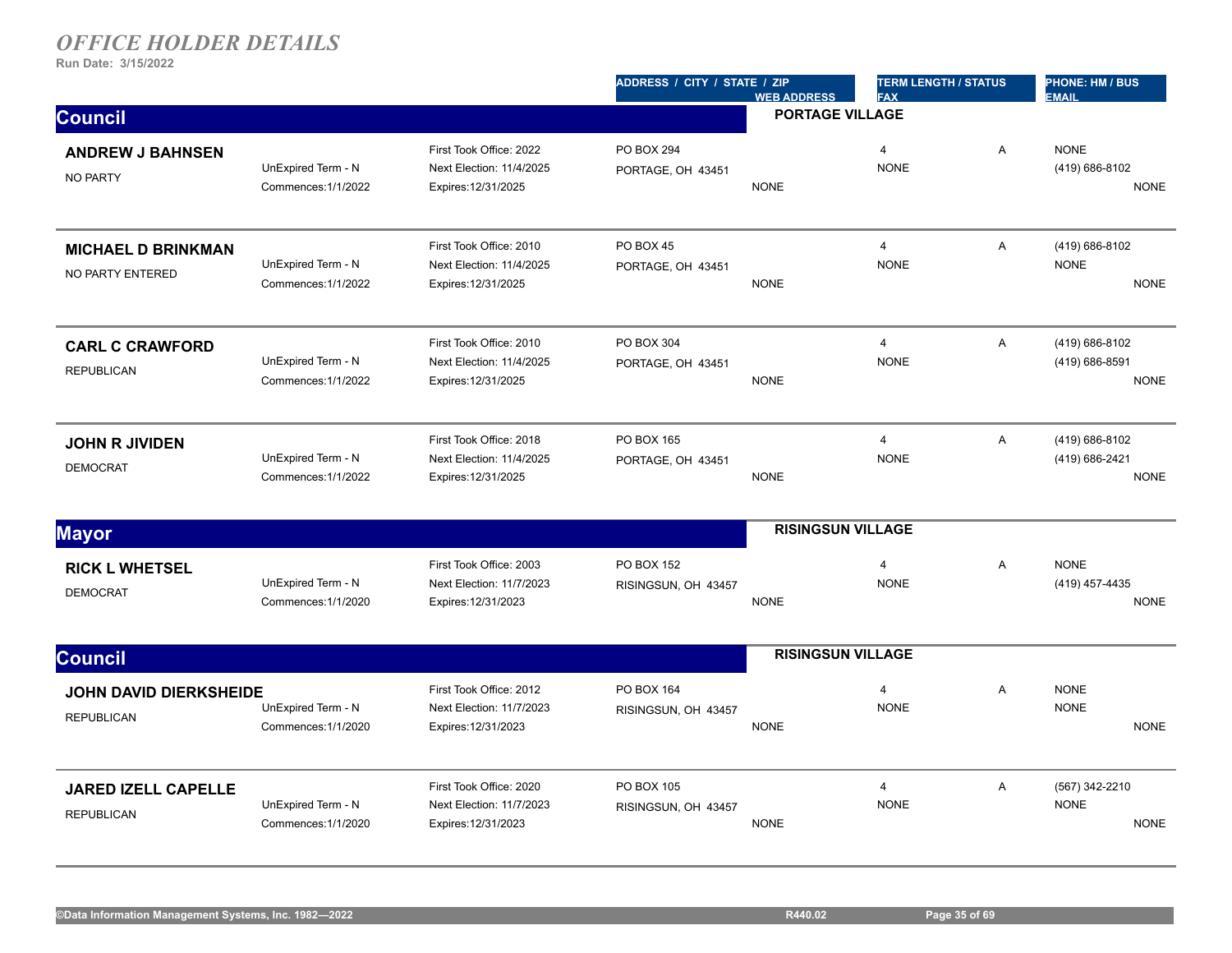*OFFICE HOLDER DETAILS*

Run Date: 3/15/2022

| | | | ADDRESS / CITY / STATE / ZIP | WEB ADDRESS | TERM LENGTH / STATUS | | PHONE: HM / BUS |
|---|---|---|---|---|---|---|---|
| | | | | | FAX | | EMAIL |

## Council — PORTAGE VILLAGE

| Name / Party | Term | Office Dates | Address | Web Address | Term Length / Fax | Status | Phone: HM / BUS / Email |
|---|---|---|---|---|---|---|---|
| **ANDREW J BAHNSEN**<br>NO PARTY | UnExpired Term - N<br>Commences:1/1/2022 | First Took Office: 2022<br>Next Election: 11/4/2025<br>Expires:12/31/2025 | PO BOX 294<br>PORTAGE, OH 43451 | NONE | 4<br>NONE | A | NONE<br>(419) 686-8102<br>NONE |
| **MICHAEL D BRINKMAN**<br>NO PARTY ENTERED | UnExpired Term - N<br>Commences:1/1/2022 | First Took Office: 2010<br>Next Election: 11/4/2025<br>Expires:12/31/2025 | PO BOX 45<br>PORTAGE, OH 43451 | NONE | 4<br>NONE | A | (419) 686-8102<br>NONE<br>NONE |
| **CARL C CRAWFORD**<br>REPUBLICAN | UnExpired Term - N<br>Commences:1/1/2022 | First Took Office: 2010<br>Next Election: 11/4/2025<br>Expires:12/31/2025 | PO BOX 304<br>PORTAGE, OH 43451 | NONE | 4<br>NONE | A | (419) 686-8102<br>(419) 686-8591<br>NONE |
| **JOHN R JIVIDEN**<br>DEMOCRAT | UnExpired Term - N<br>Commences:1/1/2022 | First Took Office: 2018<br>Next Election: 11/4/2025<br>Expires:12/31/2025 | PO BOX 165<br>PORTAGE, OH 43451 | NONE | 4<br>NONE | A | (419) 686-8102<br>(419) 686-2421<br>NONE |

## Mayor — RISINGSUN VILLAGE

| Name / Party | Term | Office Dates | Address | Web Address | Term Length / Fax | Status | Phone: HM / BUS / Email |
|---|---|---|---|---|---|---|---|
| **RICK L WHETSEL**<br>DEMOCRAT | UnExpired Term - N<br>Commences:1/1/2020 | First Took Office: 2003<br>Next Election: 11/7/2023<br>Expires:12/31/2023 | PO BOX 152<br>RISINGSUN, OH 43457 | NONE | 4<br>NONE | A | NONE<br>(419) 457-4435<br>NONE |

## Council — RISINGSUN VILLAGE

| Name / Party | Term | Office Dates | Address | Web Address | Term Length / Fax | Status | Phone: HM / BUS / Email |
|---|---|---|---|---|---|---|---|
| **JOHN DAVID DIERKSHEIDE**<br>REPUBLICAN | UnExpired Term - N<br>Commences:1/1/2020 | First Took Office: 2012<br>Next Election: 11/7/2023<br>Expires:12/31/2023 | PO BOX 164<br>RISINGSUN, OH 43457 | NONE | 4<br>NONE | A | NONE<br>NONE<br>NONE |
| **JARED IZELL CAPELLE**<br>REPUBLICAN | UnExpired Term - N<br>Commences:1/1/2020 | First Took Office: 2020<br>Next Election: 11/7/2023<br>Expires:12/31/2023 | PO BOX 105<br>RISINGSUN, OH 43457 | NONE | 4<br>NONE | A | (567) 342-2210<br>NONE<br>NONE |

©Data Information Management Systems, Inc. 1982—2022 R440.02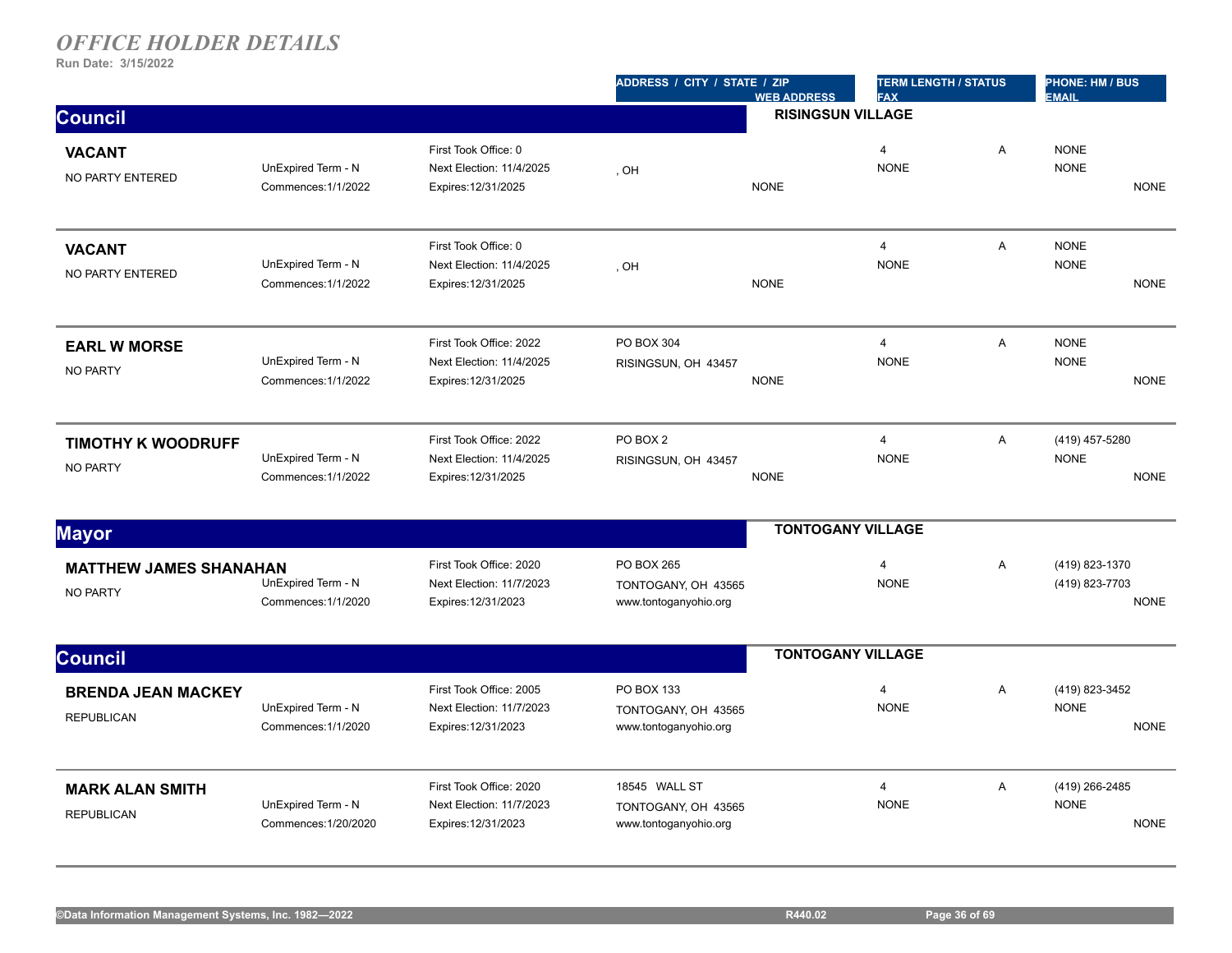# *OFFICE HOLDER DETAILS*

**Run Date: 3/15/2022**

| | | | ADDRESS / CITY / STATE / ZIP | WEB ADDRESS | TERM LENGTH / STATUS | | PHONE: HM / BUS |
|---|---|---|---|---|---|---|---|
| | | | | | FAX | | EMAIL |

## Council — RISINGSUN VILLAGE

| Name / Party | Term | Office Dates | Address | Web Address | Term Length / Fax | Status | Phone / Email |
|---|---|---|---|---|---|---|---|
| **VACANT**<br>NO PARTY ENTERED | UnExpired Term - N<br>Commences:1/1/2022 | First Took Office: 0<br>Next Election: 11/4/2025<br>Expires:12/31/2025 | , OH | NONE | 4<br>NONE | A | NONE<br>NONE<br>NONE |
| **VACANT**<br>NO PARTY ENTERED | UnExpired Term - N<br>Commences:1/1/2022 | First Took Office: 0<br>Next Election: 11/4/2025<br>Expires:12/31/2025 | , OH | NONE | 4<br>NONE | A | NONE<br>NONE<br>NONE |
| **EARL W MORSE**<br>NO PARTY | UnExpired Term - N<br>Commences:1/1/2022 | First Took Office: 2022<br>Next Election: 11/4/2025<br>Expires:12/31/2025 | PO BOX 304<br>RISINGSUN, OH 43457 | NONE | 4<br>NONE | A | NONE<br>NONE<br>NONE |
| **TIMOTHY K WOODRUFF**<br>NO PARTY | UnExpired Term - N<br>Commences:1/1/2022 | First Took Office: 2022<br>Next Election: 11/4/2025<br>Expires:12/31/2025 | PO BOX 2<br>RISINGSUN, OH 43457 | NONE | 4<br>NONE | A | (419) 457-5280<br>NONE<br>NONE |

## Mayor — TONTOGANY VILLAGE

| Name / Party | Term | Office Dates | Address | Web Address | Term Length / Fax | Status | Phone / Email |
|---|---|---|---|---|---|---|---|
| **MATTHEW JAMES SHANAHAN**<br>NO PARTY | UnExpired Term - N<br>Commences:1/1/2020 | First Took Office: 2020<br>Next Election: 11/7/2023<br>Expires:12/31/2023 | PO BOX 265<br>TONTOGANY, OH 43565 | www.tontoganyohio.org | 4<br>NONE | A | (419) 823-1370<br>(419) 823-7703<br>NONE |

## Council — TONTOGANY VILLAGE

| Name / Party | Term | Office Dates | Address | Web Address | Term Length / Fax | Status | Phone / Email |
|---|---|---|---|---|---|---|---|
| **BRENDA JEAN MACKEY**<br>REPUBLICAN | UnExpired Term - N<br>Commences:1/1/2020 | First Took Office: 2005<br>Next Election: 11/7/2023<br>Expires:12/31/2023 | PO BOX 133<br>TONTOGANY, OH 43565 | www.tontoganyohio.org | 4<br>NONE | A | (419) 823-3452<br>NONE<br>NONE |
| **MARK ALAN SMITH**<br>REPUBLICAN | UnExpired Term - N<br>Commences:1/20/2020 | First Took Office: 2020<br>Next Election: 11/7/2023<br>Expires:12/31/2023 | 18545 WALL ST<br>TONTOGANY, OH 43565 | www.tontoganyohio.org | 4<br>NONE | A | (419) 266-2485<br>NONE<br>NONE |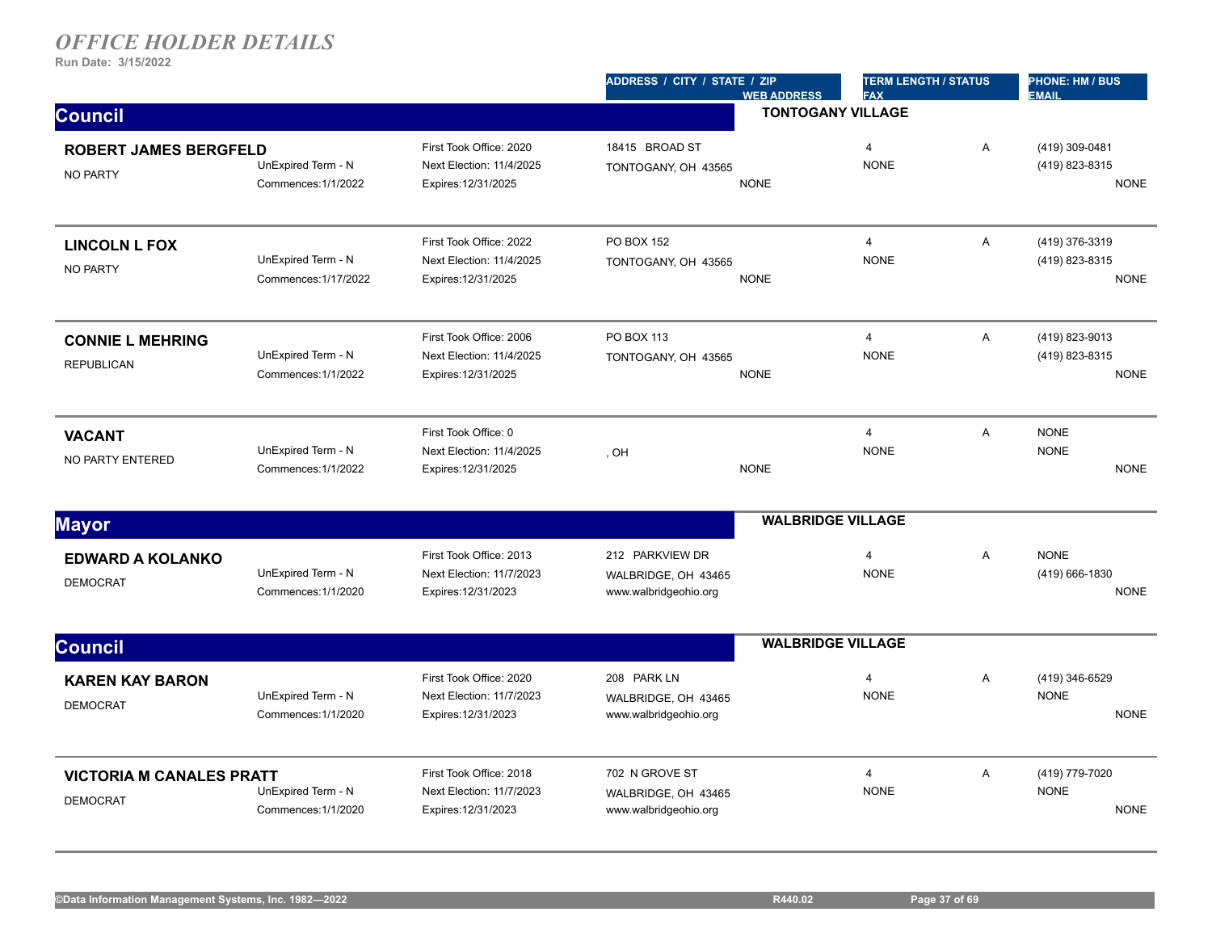# *OFFICE HOLDER DETAILS*

**Run Date: 3/15/2022**

## Council — TONTOGANY VILLAGE

| Name / Party | Term | Dates | Address / City / State / Zip / Web Address | Term Length / Status / Fax | | Phone: HM / BUS / Email |
|---|---|---|---|---|---|---|
| **ROBERT JAMES BERGFELD**<br>NO PARTY | UnExpired Term - N<br>Commences:1/1/2022 | First Took Office: 2020<br>Next Election: 11/4/2025<br>Expires:12/31/2025 | 18415 BROAD ST<br>TONTOGANY, OH 43565<br>NONE | 4<br>NONE | A | (419) 309-0481<br>(419) 823-8315<br>NONE |
| **LINCOLN L FOX**<br>NO PARTY | UnExpired Term - N<br>Commences:1/17/2022 | First Took Office: 2022<br>Next Election: 11/4/2025<br>Expires:12/31/2025 | PO BOX 152<br>TONTOGANY, OH 43565<br>NONE | 4<br>NONE | A | (419) 376-3319<br>(419) 823-8315<br>NONE |
| **CONNIE L MEHRING**<br>REPUBLICAN | UnExpired Term - N<br>Commences:1/1/2022 | First Took Office: 2006<br>Next Election: 11/4/2025<br>Expires:12/31/2025 | PO BOX 113<br>TONTOGANY, OH 43565<br>NONE | 4<br>NONE | A | (419) 823-9013<br>(419) 823-8315<br>NONE |
| **VACANT**<br>NO PARTY ENTERED | UnExpired Term - N<br>Commences:1/1/2022 | First Took Office: 0<br>Next Election: 11/4/2025<br>Expires:12/31/2025 | , OH<br>NONE | 4<br>NONE | A | NONE<br>NONE<br>NONE |

## Mayor — WALBRIDGE VILLAGE

| Name / Party | Term | Dates | Address / City / State / Zip / Web Address | Term Length / Status / Fax | | Phone: HM / BUS / Email |
|---|---|---|---|---|---|---|
| **EDWARD A KOLANKO**<br>DEMOCRAT | UnExpired Term - N<br>Commences:1/1/2020 | First Took Office: 2013<br>Next Election: 11/7/2023<br>Expires:12/31/2023 | 212 PARKVIEW DR<br>WALBRIDGE, OH 43465<br>www.walbridgeohio.org | 4<br>NONE | A | NONE<br>(419) 666-1830<br>NONE |

## Council — WALBRIDGE VILLAGE

| Name / Party | Term | Dates | Address / City / State / Zip / Web Address | Term Length / Status / Fax | | Phone: HM / BUS / Email |
|---|---|---|---|---|---|---|
| **KAREN KAY BARON**<br>DEMOCRAT | UnExpired Term - N<br>Commences:1/1/2020 | First Took Office: 2020<br>Next Election: 11/7/2023<br>Expires:12/31/2023 | 208 PARK LN<br>WALBRIDGE, OH 43465<br>www.walbridgeohio.org | 4<br>NONE | A | (419) 346-6529<br>NONE<br>NONE |
| **VICTORIA M CANALES PRATT**<br>DEMOCRAT | UnExpired Term - N<br>Commences:1/1/2020 | First Took Office: 2018<br>Next Election: 11/7/2023<br>Expires:12/31/2023 | 702 N GROVE ST<br>WALBRIDGE, OH 43465<br>www.walbridgeohio.org | 4<br>NONE | A | (419) 779-7020<br>NONE<br>NONE |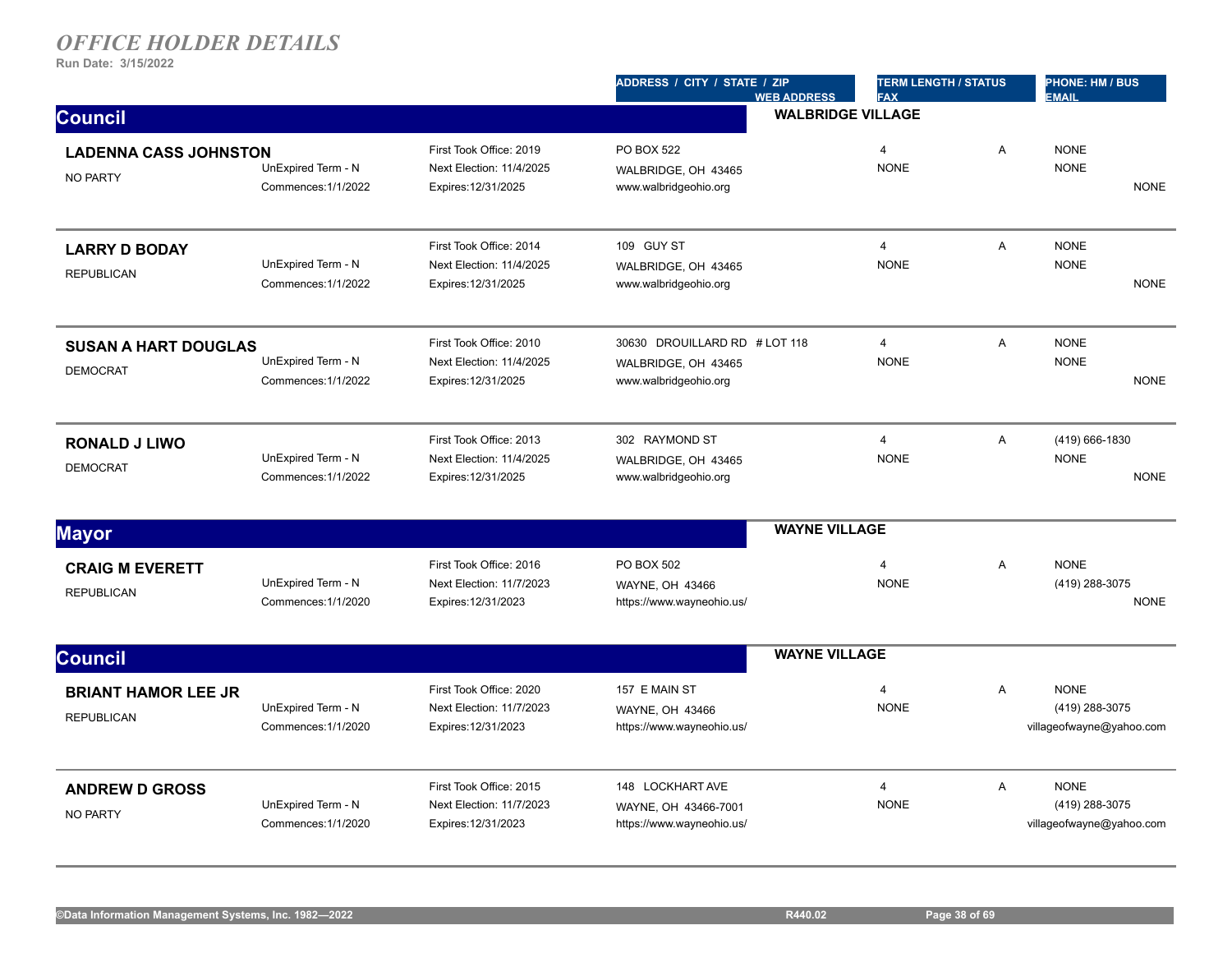# OFFICE HOLDER DETAILS

**Run Date: 3/15/2022**

| | | | ADDRESS / CITY / STATE / ZIP<br>WEB ADDRESS | TERM LENGTH / STATUS<br>FAX | | PHONE: HM / BUS<br>EMAIL |
|---|---|---|---|---|---|---|

## Council — WALBRIDGE VILLAGE

| Name / Party | Term | Office | Address / Web | Term Length / Fax | Status | Phone HM / BUS / Email |
|---|---|---|---|---|---|---|
| **LADENNA CASS JOHNSTON**<br>NO PARTY | UnExpired Term - N<br>Commences:1/1/2022 | First Took Office: 2019<br>Next Election: 11/4/2025<br>Expires:12/31/2025 | PO BOX 522<br>WALBRIDGE, OH 43465<br>www.walbridgeohio.org | 4<br>NONE | A | NONE<br>NONE<br>NONE |
| **LARRY D BODAY**<br>REPUBLICAN | UnExpired Term - N<br>Commences:1/1/2022 | First Took Office: 2014<br>Next Election: 11/4/2025<br>Expires:12/31/2025 | 109 GUY ST<br>WALBRIDGE, OH 43465<br>www.walbridgeohio.org | 4<br>NONE | A | NONE<br>NONE<br>NONE |
| **SUSAN A HART DOUGLAS**<br>DEMOCRAT | UnExpired Term - N<br>Commences:1/1/2022 | First Took Office: 2010<br>Next Election: 11/4/2025<br>Expires:12/31/2025 | 30630 DROUILLARD RD # LOT 118<br>WALBRIDGE, OH 43465<br>www.walbridgeohio.org | 4<br>NONE | A | NONE<br>NONE<br>NONE |
| **RONALD J LIWO**<br>DEMOCRAT | UnExpired Term - N<br>Commences:1/1/2022 | First Took Office: 2013<br>Next Election: 11/4/2025<br>Expires:12/31/2025 | 302 RAYMOND ST<br>WALBRIDGE, OH 43465<br>www.walbridgeohio.org | 4<br>NONE | A | (419) 666-1830<br>NONE<br>NONE |

## Mayor — WAYNE VILLAGE

| Name / Party | Term | Office | Address / Web | Term Length / Fax | Status | Phone HM / BUS / Email |
|---|---|---|---|---|---|---|
| **CRAIG M EVERETT**<br>REPUBLICAN | UnExpired Term - N<br>Commences:1/1/2020 | First Took Office: 2016<br>Next Election: 11/7/2023<br>Expires:12/31/2023 | PO BOX 502<br>WAYNE, OH 43466<br>https://www.wayneohio.us/ | 4<br>NONE | A | NONE<br>(419) 288-3075<br>NONE |

## Council — WAYNE VILLAGE

| Name / Party | Term | Office | Address / Web | Term Length / Fax | Status | Phone HM / BUS / Email |
|---|---|---|---|---|---|---|
| **BRIANT HAMOR LEE JR**<br>REPUBLICAN | UnExpired Term - N<br>Commences:1/1/2020 | First Took Office: 2020<br>Next Election: 11/7/2023<br>Expires:12/31/2023 | 157 E MAIN ST<br>WAYNE, OH 43466<br>https://www.wayneohio.us/ | 4<br>NONE | A | NONE<br>(419) 288-3075<br>villageofwayne@yahoo.com |
| **ANDREW D GROSS**<br>NO PARTY | UnExpired Term - N<br>Commences:1/1/2020 | First Took Office: 2015<br>Next Election: 11/7/2023<br>Expires:12/31/2023 | 148 LOCKHART AVE<br>WAYNE, OH 43466-7001<br>https://www.wayneohio.us/ | 4<br>NONE | A | NONE<br>(419) 288-3075<br>villageofwayne@yahoo.com |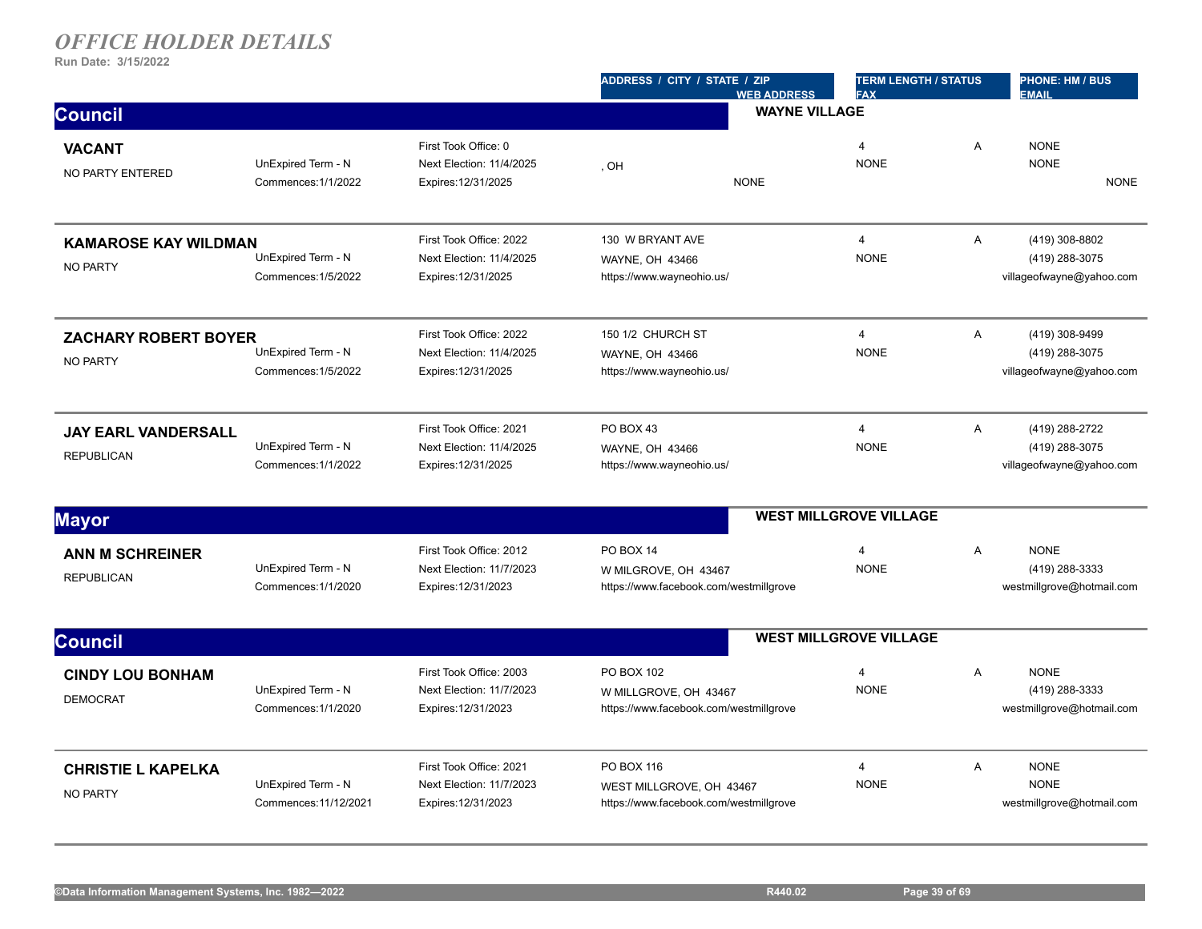# *OFFICE HOLDER DETAILS*

**Run Date: 3/15/2022**

| | | | ADDRESS / CITY / STATE / ZIP<br>WEB ADDRESS | TERM LENGTH / STATUS<br>FAX | | PHONE: HM / BUS<br>EMAIL |
|---|---|---|---|---|---|---|

## Council — WAYNE VILLAGE

| Name / Party | Term | Office | Address / Web | Term Length / Fax | Status | Phone / Email |
|---|---|---|---|---|---|---|
| **VACANT**<br>NO PARTY ENTERED | UnExpired Term - N<br>Commences:1/1/2022 | First Took Office: 0<br>Next Election: 11/4/2025<br>Expires:12/31/2025 | , OH<br>NONE | 4<br>NONE | A | NONE<br>NONE<br>NONE |
| **KAMAROSE KAY WILDMAN**<br>NO PARTY | UnExpired Term - N<br>Commences:1/5/2022 | First Took Office: 2022<br>Next Election: 11/4/2025<br>Expires:12/31/2025 | 130 W BRYANT AVE<br>WAYNE, OH 43466<br>https://www.wayneohio.us/ | 4<br>NONE | A | (419) 308-8802<br>(419) 288-3075<br>villageofwayne@yahoo.com |
| **ZACHARY ROBERT BOYER**<br>NO PARTY | UnExpired Term - N<br>Commences:1/5/2022 | First Took Office: 2022<br>Next Election: 11/4/2025<br>Expires:12/31/2025 | 150 1/2 CHURCH ST<br>WAYNE, OH 43466<br>https://www.wayneohio.us/ | 4<br>NONE | A | (419) 308-9499<br>(419) 288-3075<br>villageofwayne@yahoo.com |
| **JAY EARL VANDERSALL**<br>REPUBLICAN | UnExpired Term - N<br>Commences:1/1/2022 | First Took Office: 2021<br>Next Election: 11/4/2025<br>Expires:12/31/2025 | PO BOX 43<br>WAYNE, OH 43466<br>https://www.wayneohio.us/ | 4<br>NONE | A | (419) 288-2722<br>(419) 288-3075<br>villageofwayne@yahoo.com |

## Mayor — WEST MILLGROVE VILLAGE

| Name / Party | Term | Office | Address / Web | Term Length / Fax | Status | Phone / Email |
|---|---|---|---|---|---|---|
| **ANN M SCHREINER**<br>REPUBLICAN | UnExpired Term - N<br>Commences:1/1/2020 | First Took Office: 2012<br>Next Election: 11/7/2023<br>Expires:12/31/2023 | PO BOX 14<br>W MILGROVE, OH 43467<br>https://www.facebook.com/westmillgrove | 4<br>NONE | A | NONE<br>(419) 288-3333<br>westmillgrove@hotmail.com |

## Council — WEST MILLGROVE VILLAGE

| Name / Party | Term | Office | Address / Web | Term Length / Fax | Status | Phone / Email |
|---|---|---|---|---|---|---|
| **CINDY LOU BONHAM**<br>DEMOCRAT | UnExpired Term - N<br>Commences:1/1/2020 | First Took Office: 2003<br>Next Election: 11/7/2023<br>Expires:12/31/2023 | PO BOX 102<br>W MILLGROVE, OH 43467<br>https://www.facebook.com/westmillgrove | 4<br>NONE | A | NONE<br>(419) 288-3333<br>westmillgrove@hotmail.com |
| **CHRISTIE L KAPELKA**<br>NO PARTY | UnExpired Term - N<br>Commences:11/12/2021 | First Took Office: 2021<br>Next Election: 11/7/2023<br>Expires:12/31/2023 | PO BOX 116<br>WEST MILLGROVE, OH 43467<br>https://www.facebook.com/westmillgrove | 4<br>NONE | A | NONE<br>NONE<br>westmillgrove@hotmail.com |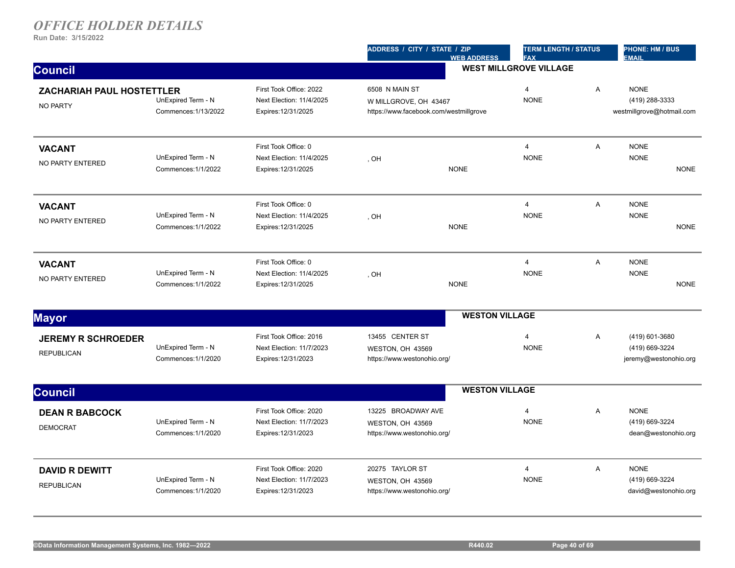# *OFFICE HOLDER DETAILS*

**Run Date: 3/15/2022**

| | | | ADDRESS / CITY / STATE / ZIP<br>WEB ADDRESS | TERM LENGTH / STATUS<br>FAX | | PHONE: HM / BUS<br>EMAIL |
|---|---|---|---|---|---|---|

## Council — WEST MILLGROVE VILLAGE

| Name / Party | Term | Office | Address / Web | Term Length / Fax | Status | Phone / Email |
|---|---|---|---|---|---|---|
| **ZACHARIAH PAUL HOSTETTLER**<br>NO PARTY | UnExpired Term - N<br>Commences:1/13/2022 | First Took Office: 2022<br>Next Election: 11/4/2025<br>Expires:12/31/2025 | 6508 N MAIN ST<br>W MILLGROVE, OH 43467<br>https://www.facebook.com/westmillgrove | 4<br>NONE | A | NONE<br>(419) 288-3333<br>westmillgrove@hotmail.com |
| **VACANT**<br>NO PARTY ENTERED | UnExpired Term - N<br>Commences:1/1/2022 | First Took Office: 0<br>Next Election: 11/4/2025<br>Expires:12/31/2025 | , OH<br>NONE | 4<br>NONE | A | NONE<br>NONE<br>NONE |
| **VACANT**<br>NO PARTY ENTERED | UnExpired Term - N<br>Commences:1/1/2022 | First Took Office: 0<br>Next Election: 11/4/2025<br>Expires:12/31/2025 | , OH<br>NONE | 4<br>NONE | A | NONE<br>NONE<br>NONE |
| **VACANT**<br>NO PARTY ENTERED | UnExpired Term - N<br>Commences:1/1/2022 | First Took Office: 0<br>Next Election: 11/4/2025<br>Expires:12/31/2025 | , OH<br>NONE | 4<br>NONE | A | NONE<br>NONE<br>NONE |

## Mayor — WESTON VILLAGE

| Name / Party | Term | Office | Address / Web | Term Length / Fax | Status | Phone / Email |
|---|---|---|---|---|---|---|
| **JEREMY R SCHROEDER**<br>REPUBLICAN | UnExpired Term - N<br>Commences:1/1/2020 | First Took Office: 2016<br>Next Election: 11/7/2023<br>Expires:12/31/2023 | 13455 CENTER ST<br>WESTON, OH 43569<br>https://www.westonohio.org/ | 4<br>NONE | A | (419) 601-3680<br>(419) 669-3224<br>jeremy@westonohio.org |

## Council — WESTON VILLAGE

| Name / Party | Term | Office | Address / Web | Term Length / Fax | Status | Phone / Email |
|---|---|---|---|---|---|---|
| **DEAN R BABCOCK**<br>DEMOCRAT | UnExpired Term - N<br>Commences:1/1/2020 | First Took Office: 2020<br>Next Election: 11/7/2023<br>Expires:12/31/2023 | 13225 BROADWAY AVE<br>WESTON, OH 43569<br>https://www.westonohio.org/ | 4<br>NONE | A | NONE<br>(419) 669-3224<br>dean@westonohio.org |
| **DAVID R DEWITT**<br>REPUBLICAN | UnExpired Term - N<br>Commences:1/1/2020 | First Took Office: 2020<br>Next Election: 11/7/2023<br>Expires:12/31/2023 | 20275 TAYLOR ST<br>WESTON, OH 43569<br>https://www.westonohio.org/ | 4<br>NONE | A | NONE<br>(419) 669-3224<br>david@westonohio.org |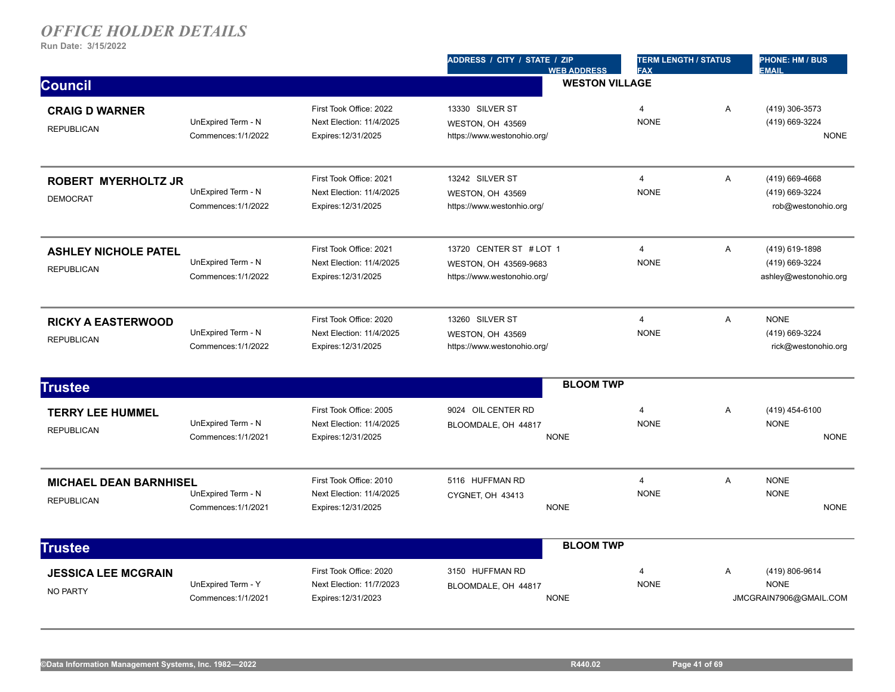# *OFFICE HOLDER DETAILS*

**Run Date: 3/15/2022**

## Council — WESTON VILLAGE

| Name / Party | Term | Dates | Address / City / State / Zip / Web Address | Term Length / Fax | Status | Phone: HM / BUS / Email |
|---|---|---|---|---|---|---|
| **CRAIG D WARNER**<br>REPUBLICAN | UnExpired Term - N<br>Commences:1/1/2022 | First Took Office: 2022<br>Next Election: 11/4/2025<br>Expires:12/31/2025 | 13330 SILVER ST<br>WESTON, OH 43569<br>https://www.westonohio.org/ | 4<br>NONE | A | (419) 306-3573<br>(419) 669-3224<br>NONE |
| **ROBERT MYERHOLTZ JR**<br>DEMOCRAT | UnExpired Term - N<br>Commences:1/1/2022 | First Took Office: 2021<br>Next Election: 11/4/2025<br>Expires:12/31/2025 | 13242 SILVER ST<br>WESTON, OH 43569<br>https://www.westonhio.org/ | 4<br>NONE | A | (419) 669-4668<br>(419) 669-3224<br>rob@westonohio.org |
| **ASHLEY NICHOLE PATEL**<br>REPUBLICAN | UnExpired Term - N<br>Commences:1/1/2022 | First Took Office: 2021<br>Next Election: 11/4/2025<br>Expires:12/31/2025 | 13720 CENTER ST #LOT 1<br>WESTON, OH 43569-9683<br>https://www.westonohio.org/ | 4<br>NONE | A | (419) 619-1898<br>(419) 669-3224<br>ashley@westonohio.org |
| **RICKY A EASTERWOOD**<br>REPUBLICAN | UnExpired Term - N<br>Commences:1/1/2022 | First Took Office: 2020<br>Next Election: 11/4/2025<br>Expires:12/31/2025 | 13260 SILVER ST<br>WESTON, OH 43569<br>https://www.westonohio.org/ | 4<br>NONE | A | NONE<br>(419) 669-3224<br>rick@westonohio.org |

## Trustee — BLOOM TWP

| Name / Party | Term | Dates | Address / City / State / Zip / Web Address | Term Length / Fax | Status | Phone: HM / BUS / Email |
|---|---|---|---|---|---|---|
| **TERRY LEE HUMMEL**<br>REPUBLICAN | UnExpired Term - N<br>Commences:1/1/2021 | First Took Office: 2005<br>Next Election: 11/4/2025<br>Expires:12/31/2025 | 9024 OIL CENTER RD<br>BLOOMDALE, OH 44817<br>NONE | 4<br>NONE | A | (419) 454-6100<br>NONE<br>NONE |
| **MICHAEL DEAN BARNHISEL**<br>REPUBLICAN | UnExpired Term - N<br>Commences:1/1/2021 | First Took Office: 2010<br>Next Election: 11/4/2025<br>Expires:12/31/2025 | 5116 HUFFMAN RD<br>CYGNET, OH 43413<br>NONE | 4<br>NONE | A | NONE<br>NONE<br>NONE |

## Trustee — BLOOM TWP

| Name / Party | Term | Dates | Address / City / State / Zip / Web Address | Term Length / Fax | Status | Phone: HM / BUS / Email |
|---|---|---|---|---|---|---|
| **JESSICA LEE MCGRAIN**<br>NO PARTY | UnExpired Term - Y<br>Commences:1/1/2021 | First Took Office: 2020<br>Next Election: 11/7/2023<br>Expires:12/31/2023 | 3150 HUFFMAN RD<br>BLOOMDALE, OH 44817<br>NONE | 4<br>NONE | A | (419) 806-9614<br>NONE<br>JMCGRAIN7906@GMAIL.COM |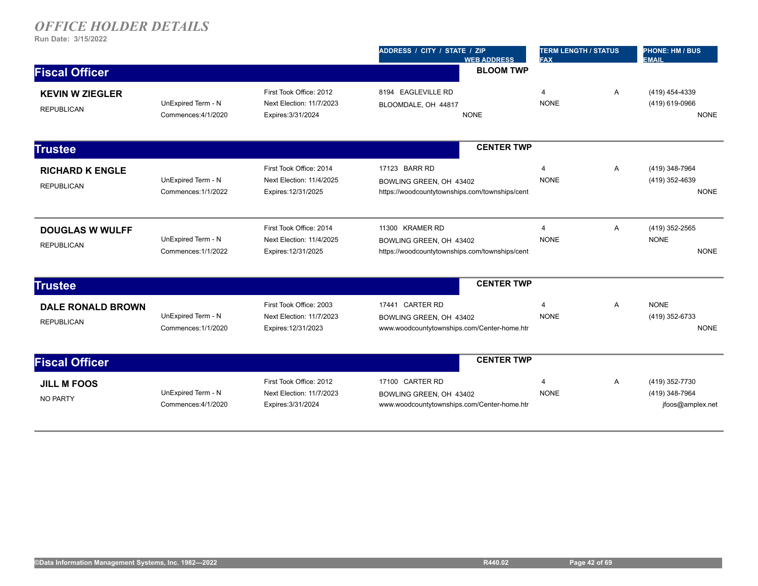# OFFICE HOLDER DETAILS

**Run Date: 3/15/2022**

| | | | ADDRESS / CITY / STATE / ZIP<br>WEB ADDRESS | TERM LENGTH / STATUS<br>FAX | | PHONE: HM / BUS<br>EMAIL |
|---|---|---|---|---|---|---|

## Fiscal Officer — BLOOM TWP

| Name / Party | Term | Dates | Address / Web | Term Length / Fax | Status | Phone / Email |
|---|---|---|---|---|---|---|
| **KEVIN W ZIEGLER**<br>REPUBLICAN | UnExpired Term - N<br>Commences:4/1/2020 | First Took Office: 2012<br>Next Election: 11/7/2023<br>Expires:3/31/2024 | 8194 EAGLEVILLE RD<br>BLOOMDALE, OH 44817<br>NONE | 4<br>NONE | A | (419) 454-4339<br>(419) 619-0966<br>NONE |

## Trustee — CENTER TWP

| Name / Party | Term | Dates | Address / Web | Term Length / Fax | Status | Phone / Email |
|---|---|---|---|---|---|---|
| **RICHARD K ENGLE**<br>REPUBLICAN | UnExpired Term - N<br>Commences:1/1/2022 | First Took Office: 2014<br>Next Election: 11/4/2025<br>Expires:12/31/2025 | 17123 BARR RD<br>BOWLING GREEN, OH 43402<br>https://woodcountytownships.com/townships/cent | 4<br>NONE | A | (419) 348-7964<br>(419) 352-4639<br>NONE |
| **DOUGLAS W WULFF**<br>REPUBLICAN | UnExpired Term - N<br>Commences:1/1/2022 | First Took Office: 2014<br>Next Election: 11/4/2025<br>Expires:12/31/2025 | 11300 KRAMER RD<br>BOWLING GREEN, OH 43402<br>https://woodcountytownships.com/townships/cent | 4<br>NONE | A | (419) 352-2565<br>NONE<br>NONE |

## Trustee — CENTER TWP

| Name / Party | Term | Dates | Address / Web | Term Length / Fax | Status | Phone / Email |
|---|---|---|---|---|---|---|
| **DALE RONALD BROWN**<br>REPUBLICAN | UnExpired Term - N<br>Commences:1/1/2020 | First Took Office: 2003<br>Next Election: 11/7/2023<br>Expires:12/31/2023 | 17441 CARTER RD<br>BOWLING GREEN, OH 43402<br>www.woodcountytownships.com/Center-home.htr | 4<br>NONE | A | NONE<br>(419) 352-6733<br>NONE |

## Fiscal Officer — CENTER TWP

| Name / Party | Term | Dates | Address / Web | Term Length / Fax | Status | Phone / Email |
|---|---|---|---|---|---|---|
| **JILL M FOOS**<br>NO PARTY | UnExpired Term - N<br>Commences:4/1/2020 | First Took Office: 2012<br>Next Election: 11/7/2023<br>Expires:3/31/2024 | 17100 CARTER RD<br>BOWLING GREEN, OH 43402<br>www.woodcountytownships.com/Center-home.htr | 4<br>NONE | A | (419) 352-7730<br>(419) 348-7964<br>jfoos@amplex.net |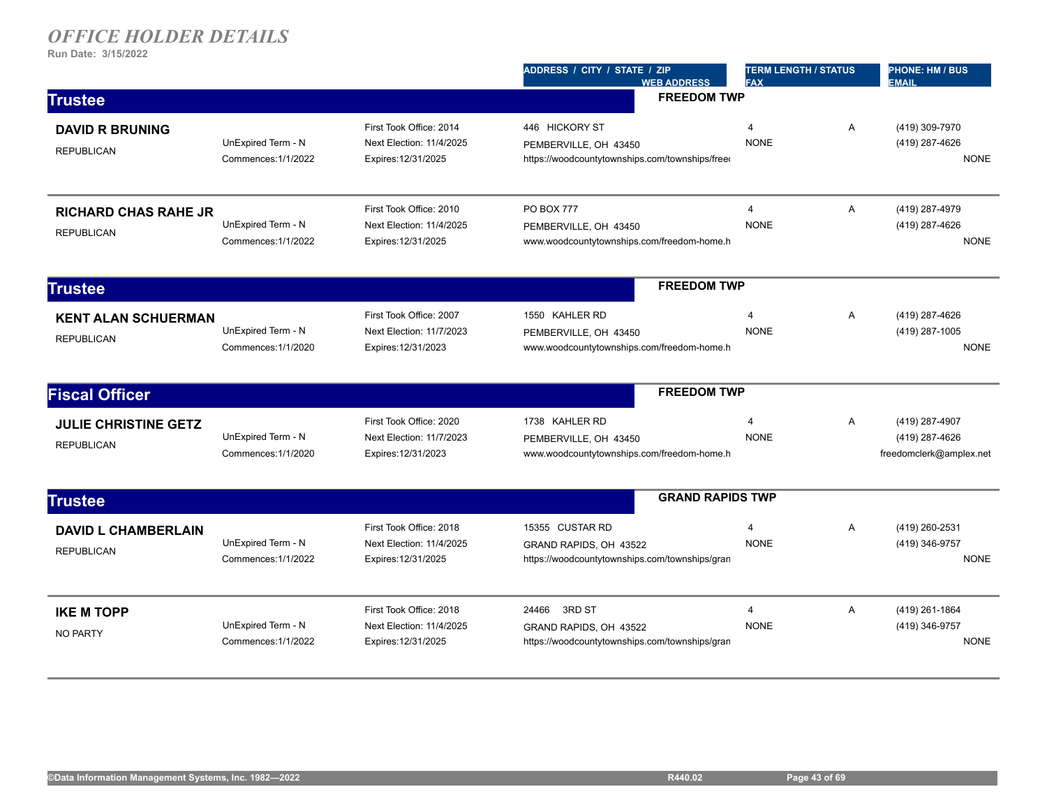# *OFFICE HOLDER DETAILS*

**Run Date: 3/15/2022**

| | | | ADDRESS / CITY / STATE / ZIP<br>WEB ADDRESS | TERM LENGTH / STATUS<br>FAX | PHONE: HM / BUS<br>EMAIL |
|---|---|---|---|---|---|

## Trustee — FREEDOM TWP

| Name | Term | Dates | Address / Web | Term Length / Status / Fax | Phone / Email |
|---|---|---|---|---|---|
| **DAVID R BRUNING**<br>REPUBLICAN | UnExpired Term - N<br>Commences:1/1/2022 | First Took Office: 2014<br>Next Election: 11/4/2025<br>Expires:12/31/2025 | 446 HICKORY ST<br>PEMBERVILLE, OH 43450<br>https://woodcountytownships.com/townships/freed | 4 A<br>NONE | (419) 309-7970<br>(419) 287-4626<br>NONE |
| **RICHARD CHAS RAHE JR**<br>REPUBLICAN | UnExpired Term - N<br>Commences:1/1/2022 | First Took Office: 2010<br>Next Election: 11/4/2025<br>Expires:12/31/2025 | PO BOX 777<br>PEMBERVILLE, OH 43450<br>www.woodcountytownships.com/freedom-home.h | 4 A<br>NONE | (419) 287-4979<br>(419) 287-4626<br>NONE |

## Trustee — FREEDOM TWP

| Name | Term | Dates | Address / Web | Term Length / Status / Fax | Phone / Email |
|---|---|---|---|---|---|
| **KENT ALAN SCHUERMAN**<br>REPUBLICAN | UnExpired Term - N<br>Commences:1/1/2020 | First Took Office: 2007<br>Next Election: 11/7/2023<br>Expires:12/31/2023 | 1550 KAHLER RD<br>PEMBERVILLE, OH 43450<br>www.woodcountytownships.com/freedom-home.h | 4 A<br>NONE | (419) 287-4626<br>(419) 287-1005<br>NONE |

## Fiscal Officer — FREEDOM TWP

| Name | Term | Dates | Address / Web | Term Length / Status / Fax | Phone / Email |
|---|---|---|---|---|---|
| **JULIE CHRISTINE GETZ**<br>REPUBLICAN | UnExpired Term - N<br>Commences:1/1/2020 | First Took Office: 2020<br>Next Election: 11/7/2023<br>Expires:12/31/2023 | 1738 KAHLER RD<br>PEMBERVILLE, OH 43450<br>www.woodcountytownships.com/freedom-home.h | 4 A<br>NONE | (419) 287-4907<br>(419) 287-4626<br>freedomclerk@amplex.net |

## Trustee — GRAND RAPIDS TWP

| Name | Term | Dates | Address / Web | Term Length / Status / Fax | Phone / Email |
|---|---|---|---|---|---|
| **DAVID L CHAMBERLAIN**<br>REPUBLICAN | UnExpired Term - N<br>Commences:1/1/2022 | First Took Office: 2018<br>Next Election: 11/4/2025<br>Expires:12/31/2025 | 15355 CUSTAR RD<br>GRAND RAPIDS, OH 43522<br>https://woodcountytownships.com/townships/gran | 4 A<br>NONE | (419) 260-2531<br>(419) 346-9757<br>NONE |
| **IKE M TOPP**<br>NO PARTY | UnExpired Term - N<br>Commences:1/1/2022 | First Took Office: 2018<br>Next Election: 11/4/2025<br>Expires:12/31/2025 | 24466 3RD ST<br>GRAND RAPIDS, OH 43522<br>https://woodcountytownships.com/townships/gran | 4 A<br>NONE | (419) 261-1864<br>(419) 346-9757<br>NONE |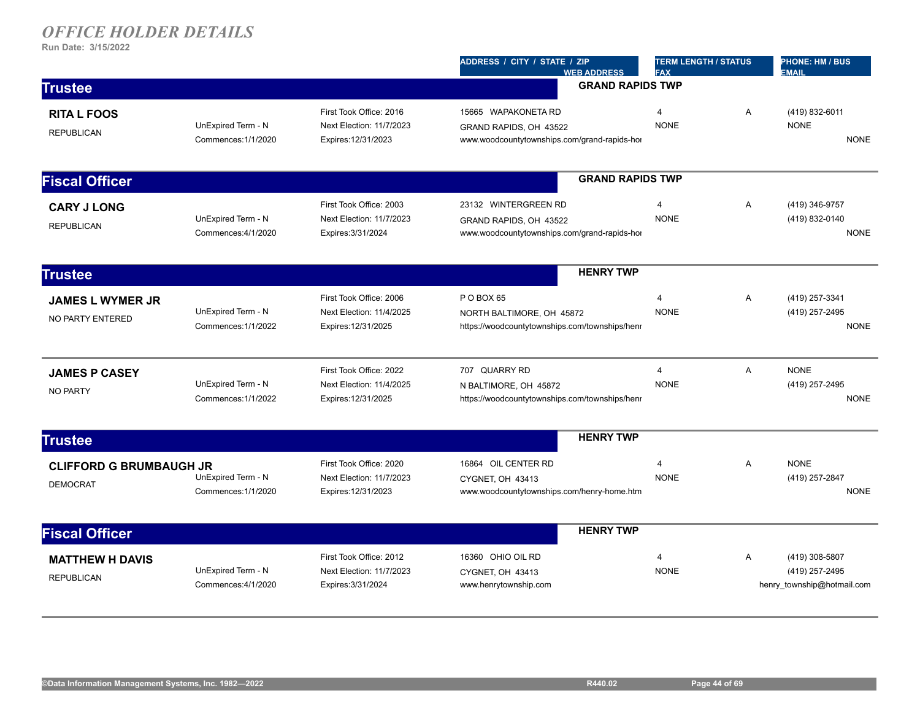# *OFFICE HOLDER DETAILS*

**Run Date: 3/15/2022**

| | | | ADDRESS / CITY / STATE / ZIP<br>WEB ADDRESS | TERM LENGTH / STATUS<br>FAX | | PHONE: HM / BUS<br>EMAIL |
|---|---|---|---|---|---|---|

## Trustee — GRAND RAPIDS TWP

| | | | | | | |
|---|---|---|---|---|---|---|
| **RITA L FOOS**<br>REPUBLICAN | UnExpired Term - N<br>Commences:1/1/2020 | First Took Office: 2016<br>Next Election: 11/7/2023<br>Expires:12/31/2023 | 15665 WAPAKONETA RD<br>GRAND RAPIDS, OH 43522<br>www.woodcountytownships.com/grand-rapids-hoı | 4<br>NONE | A | (419) 832-6011<br>NONE<br>NONE |

## Fiscal Officer — GRAND RAPIDS TWP

| | | | | | | |
|---|---|---|---|---|---|---|
| **CARY J LONG**<br>REPUBLICAN | UnExpired Term - N<br>Commences:4/1/2020 | First Took Office: 2003<br>Next Election: 11/7/2023<br>Expires:3/31/2024 | 23132 WINTERGREEN RD<br>GRAND RAPIDS, OH 43522<br>www.woodcountytownships.com/grand-rapids-hoı | 4<br>NONE | A | (419) 346-9757<br>(419) 832-0140<br>NONE |

## Trustee — HENRY TWP

| | | | | | | |
|---|---|---|---|---|---|---|
| **JAMES L WYMER JR**<br>NO PARTY ENTERED | UnExpired Term - N<br>Commences:1/1/2022 | First Took Office: 2006<br>Next Election: 11/4/2025<br>Expires:12/31/2025 | P O BOX 65<br>NORTH BALTIMORE, OH 45872<br>https://woodcountytownships.com/townships/henr | 4<br>NONE | A | (419) 257-3341<br>(419) 257-2495<br>NONE |
| **JAMES P CASEY**<br>NO PARTY | UnExpired Term - N<br>Commences:1/1/2022 | First Took Office: 2022<br>Next Election: 11/4/2025<br>Expires:12/31/2025 | 707 QUARRY RD<br>N BALTIMORE, OH 45872<br>https://woodcountytownships.com/townships/henr | 4<br>NONE | A | NONE<br>(419) 257-2495<br>NONE |

## Trustee — HENRY TWP

| | | | | | | |
|---|---|---|---|---|---|---|
| **CLIFFORD G BRUMBAUGH JR**<br>DEMOCRAT | UnExpired Term - N<br>Commences:1/1/2020 | First Took Office: 2020<br>Next Election: 11/7/2023<br>Expires:12/31/2023 | 16864 OIL CENTER RD<br>CYGNET, OH 43413<br>www.woodcountytownships.com/henry-home.htm | 4<br>NONE | A | NONE<br>(419) 257-2847<br>NONE |

## Fiscal Officer — HENRY TWP

| | | | | | | |
|---|---|---|---|---|---|---|
| **MATTHEW H DAVIS**<br>REPUBLICAN | UnExpired Term - N<br>Commences:4/1/2020 | First Took Office: 2012<br>Next Election: 11/7/2023<br>Expires:3/31/2024 | 16360 OHIO OIL RD<br>CYGNET, OH 43413<br>www.henrytownship.com | 4<br>NONE | A | (419) 308-5807<br>(419) 257-2495<br>henry_township@hotmail.com |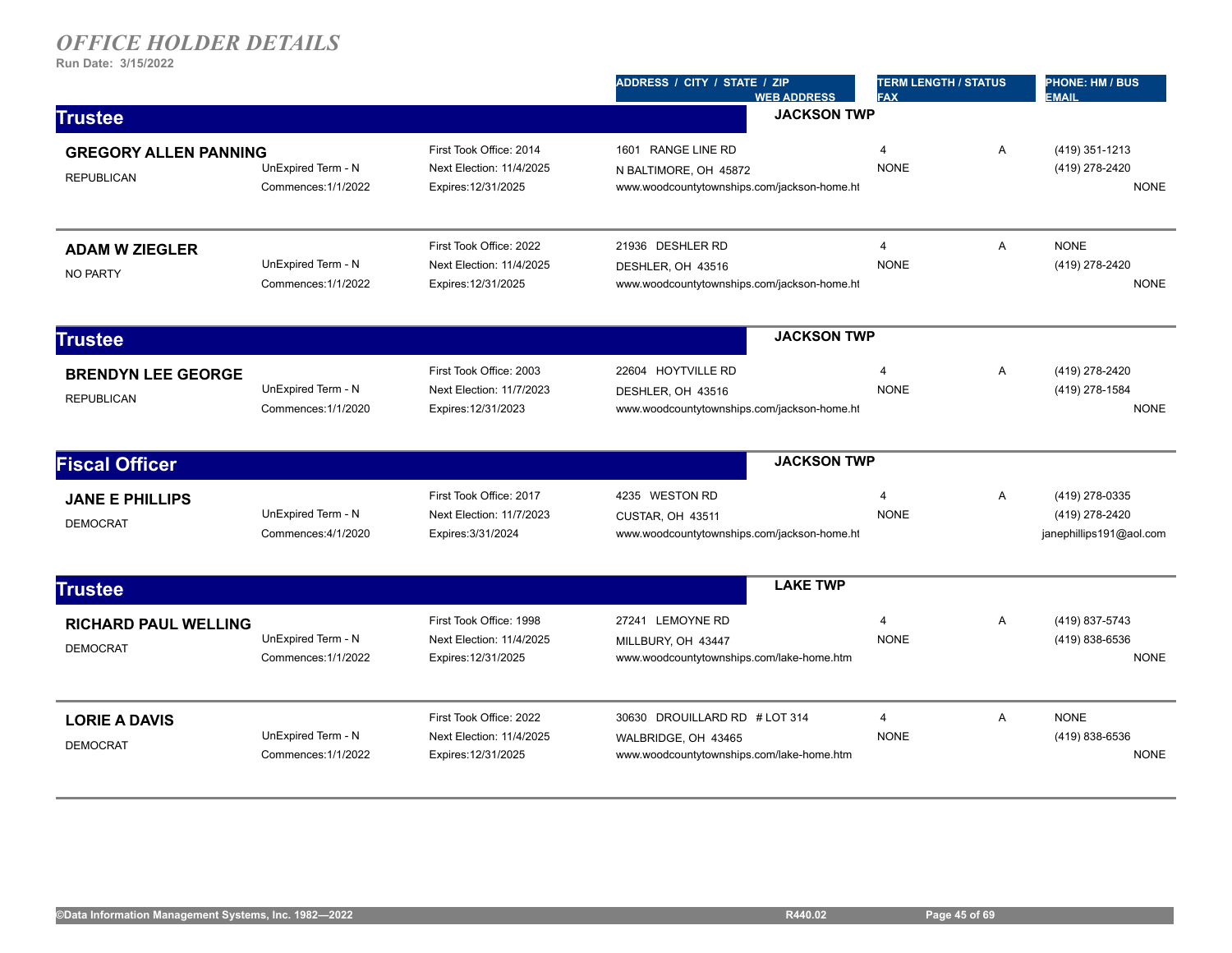# *OFFICE HOLDER DETAILS*

**Run Date: 3/15/2022**

| | | | ADDRESS / CITY / STATE / ZIP<br>WEB ADDRESS | TERM LENGTH / STATUS<br>FAX | | PHONE: HM / BUS<br>EMAIL |
|---|---|---|---|---|---|---|

## Trustee — JACKSON TWP

| Name / Party | Term | Office | Address / Web | Term Length / Fax | Status | Phone / Email |
|---|---|---|---|---|---|---|
| **GREGORY ALLEN PANNING**<br>REPUBLICAN | UnExpired Term - N<br>Commences:1/1/2022 | First Took Office: 2014<br>Next Election: 11/4/2025<br>Expires:12/31/2025 | 1601 RANGE LINE RD<br>N BALTIMORE, OH 45872<br>www.woodcountytownships.com/jackson-home.ht | 4<br>NONE | A | (419) 351-1213<br>(419) 278-2420<br>NONE |
| **ADAM W ZIEGLER**<br>NO PARTY | UnExpired Term - N<br>Commences:1/1/2022 | First Took Office: 2022<br>Next Election: 11/4/2025<br>Expires:12/31/2025 | 21936 DESHLER RD<br>DESHLER, OH 43516<br>www.woodcountytownships.com/jackson-home.ht | 4<br>NONE | A | NONE<br>(419) 278-2420<br>NONE |

## Trustee — JACKSON TWP

| Name / Party | Term | Office | Address / Web | Term Length / Fax | Status | Phone / Email |
|---|---|---|---|---|---|---|
| **BRENDYN LEE GEORGE**<br>REPUBLICAN | UnExpired Term - N<br>Commences:1/1/2020 | First Took Office: 2003<br>Next Election: 11/7/2023<br>Expires:12/31/2023 | 22604 HOYTVILLE RD<br>DESHLER, OH 43516<br>www.woodcountytownships.com/jackson-home.ht | 4<br>NONE | A | (419) 278-2420<br>(419) 278-1584<br>NONE |

## Fiscal Officer — JACKSON TWP

| Name / Party | Term | Office | Address / Web | Term Length / Fax | Status | Phone / Email |
|---|---|---|---|---|---|---|
| **JANE E PHILLIPS**<br>DEMOCRAT | UnExpired Term - N<br>Commences:4/1/2020 | First Took Office: 2017<br>Next Election: 11/7/2023<br>Expires:3/31/2024 | 4235 WESTON RD<br>CUSTAR, OH 43511<br>www.woodcountytownships.com/jackson-home.ht | 4<br>NONE | A | (419) 278-0335<br>(419) 278-2420<br>janephillips191@aol.com |

## Trustee — LAKE TWP

| Name / Party | Term | Office | Address / Web | Term Length / Fax | Status | Phone / Email |
|---|---|---|---|---|---|---|
| **RICHARD PAUL WELLING**<br>DEMOCRAT | UnExpired Term - N<br>Commences:1/1/2022 | First Took Office: 1998<br>Next Election: 11/4/2025<br>Expires:12/31/2025 | 27241 LEMOYNE RD<br>MILLBURY, OH 43447<br>www.woodcountytownships.com/lake-home.htm | 4<br>NONE | A | (419) 837-5743<br>(419) 838-6536<br>NONE |
| **LORIE A DAVIS**<br>DEMOCRAT | UnExpired Term - N<br>Commences:1/1/2022 | First Took Office: 2022<br>Next Election: 11/4/2025<br>Expires:12/31/2025 | 30630 DROUILLARD RD # LOT 314<br>WALBRIDGE, OH 43465<br>www.woodcountytownships.com/lake-home.htm | 4<br>NONE | A | NONE<br>(419) 838-6536<br>NONE |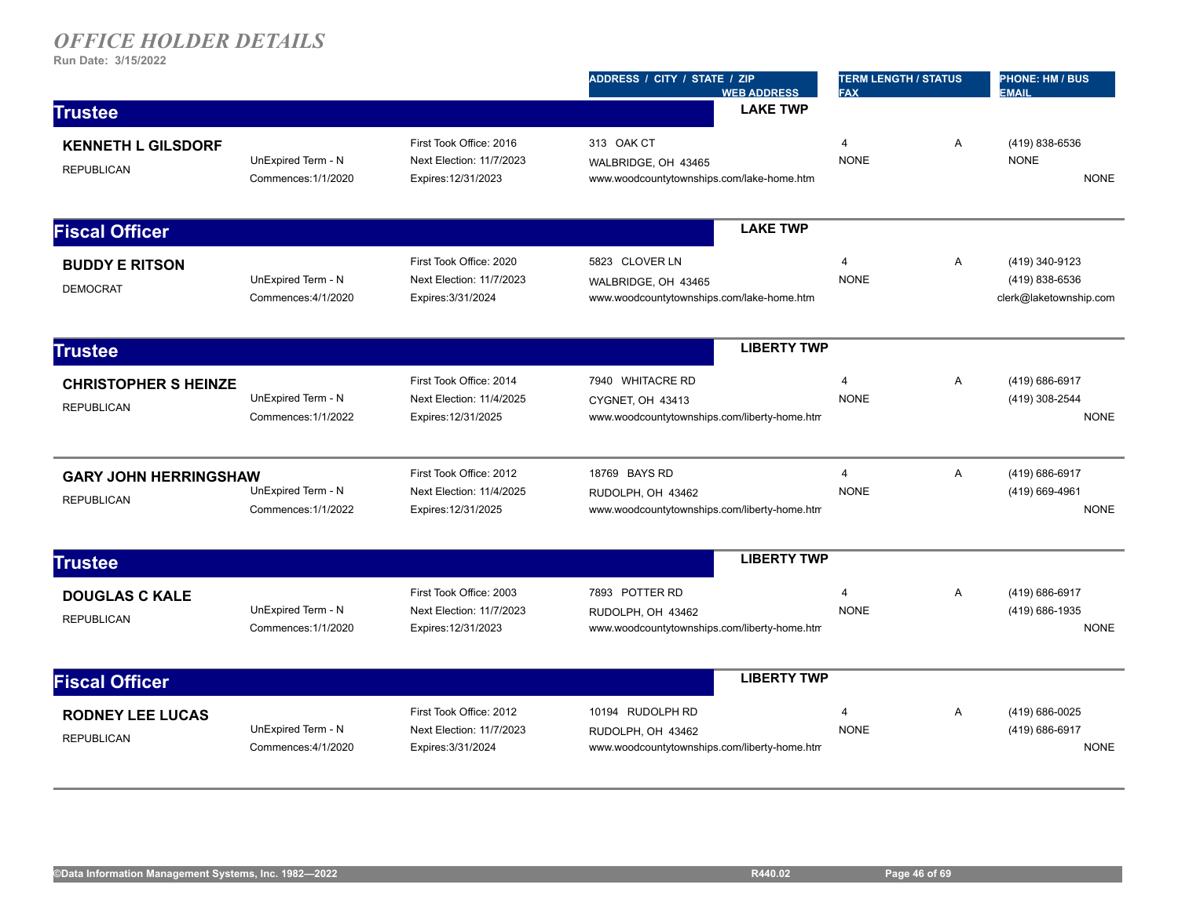# *OFFICE HOLDER DETAILS*

**Run Date: 3/15/2022**

| | | | ADDRESS / CITY / STATE / ZIP<br>WEB ADDRESS | TERM LENGTH / STATUS<br>FAX | | PHONE: HM / BUS<br>EMAIL |
|---|---|---|---|---|---|---|

## Trustee — LAKE TWP

| | | | | | | |
|---|---|---|---|---|---|---|
| **KENNETH L GILSDORF**<br>REPUBLICAN | UnExpired Term - N<br>Commences:1/1/2020 | First Took Office: 2016<br>Next Election: 11/7/2023<br>Expires:12/31/2023 | 313 OAK CT<br>WALBRIDGE, OH 43465<br>www.woodcountytownships.com/lake-home.htm | 4<br>NONE | A | (419) 838-6536<br>NONE<br>NONE |

## Fiscal Officer — LAKE TWP

| | | | | | | |
|---|---|---|---|---|---|---|
| **BUDDY E RITSON**<br>DEMOCRAT | UnExpired Term - N<br>Commences:4/1/2020 | First Took Office: 2020<br>Next Election: 11/7/2023<br>Expires:3/31/2024 | 5823 CLOVER LN<br>WALBRIDGE, OH 43465<br>www.woodcountytownships.com/lake-home.htm | 4<br>NONE | A | (419) 340-9123<br>(419) 838-6536<br>clerk@laketownship.com |

## Trustee — LIBERTY TWP

| | | | | | | |
|---|---|---|---|---|---|---|
| **CHRISTOPHER S HEINZE**<br>REPUBLICAN | UnExpired Term - N<br>Commences:1/1/2022 | First Took Office: 2014<br>Next Election: 11/4/2025<br>Expires:12/31/2025 | 7940 WHITACRE RD<br>CYGNET, OH 43413<br>www.woodcountytownships.com/liberty-home.htm | 4<br>NONE | A | (419) 686-6917<br>(419) 308-2544<br>NONE |
| **GARY JOHN HERRINGSHAW**<br>REPUBLICAN | UnExpired Term - N<br>Commences:1/1/2022 | First Took Office: 2012<br>Next Election: 11/4/2025<br>Expires:12/31/2025 | 18769 BAYS RD<br>RUDOLPH, OH 43462<br>www.woodcountytownships.com/liberty-home.htm | 4<br>NONE | A | (419) 686-6917<br>(419) 669-4961<br>NONE |

## Trustee — LIBERTY TWP

| | | | | | | |
|---|---|---|---|---|---|---|
| **DOUGLAS C KALE**<br>REPUBLICAN | UnExpired Term - N<br>Commences:1/1/2020 | First Took Office: 2003<br>Next Election: 11/7/2023<br>Expires:12/31/2023 | 7893 POTTER RD<br>RUDOLPH, OH 43462<br>www.woodcountytownships.com/liberty-home.htm | 4<br>NONE | A | (419) 686-6917<br>(419) 686-1935<br>NONE |

## Fiscal Officer — LIBERTY TWP

| | | | | | | |
|---|---|---|---|---|---|---|
| **RODNEY LEE LUCAS**<br>REPUBLICAN | UnExpired Term - N<br>Commences:4/1/2020 | First Took Office: 2012<br>Next Election: 11/7/2023<br>Expires:3/31/2024 | 10194 RUDOLPH RD<br>RUDOLPH, OH 43462<br>www.woodcountytownships.com/liberty-home.htm | 4<br>NONE | A | (419) 686-0025<br>(419) 686-6917<br>NONE |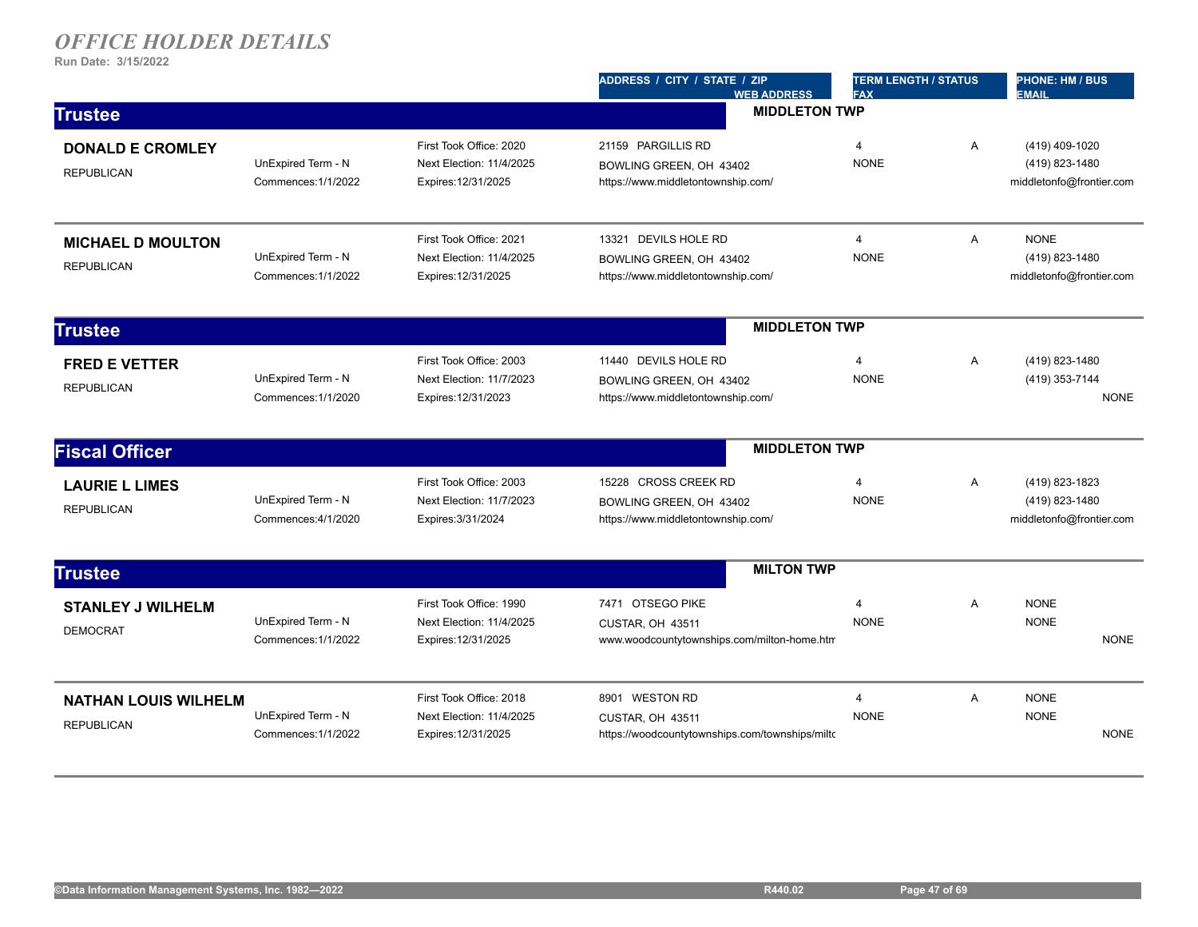# *OFFICE HOLDER DETAILS*

**Run Date: 3/15/2022**

| | | | ADDRESS / CITY / STATE / ZIP / WEB ADDRESS | TERM LENGTH / STATUS / FAX | | PHONE: HM / BUS / EMAIL |
|---|---|---|---|---|---|---|

## Trustee — MIDDLETON TWP

| Name / Party | Term | Office Dates | Address / Web Address | Term Length / Fax | Status | Phone / Email |
|---|---|---|---|---|---|---|
| **DONALD E CROMLEY**<br>REPUBLICAN | UnExpired Term - N<br>Commences:1/1/2022 | First Took Office: 2020<br>Next Election: 11/4/2025<br>Expires:12/31/2025 | 21159 PARGILLIS RD<br>BOWLING GREEN, OH 43402<br>https://www.middletontownship.com/ | 4<br>NONE | A | (419) 409-1020<br>(419) 823-1480<br>middletonfo@frontier.com |
| **MICHAEL D MOULTON**<br>REPUBLICAN | UnExpired Term - N<br>Commences:1/1/2022 | First Took Office: 2021<br>Next Election: 11/4/2025<br>Expires:12/31/2025 | 13321 DEVILS HOLE RD<br>BOWLING GREEN, OH 43402<br>https://www.middletontownship.com/ | 4<br>NONE | A | NONE<br>(419) 823-1480<br>middletonfo@frontier.com |

## Trustee — MIDDLETON TWP

| Name / Party | Term | Office Dates | Address / Web Address | Term Length / Fax | Status | Phone / Email |
|---|---|---|---|---|---|---|
| **FRED E VETTER**<br>REPUBLICAN | UnExpired Term - N<br>Commences:1/1/2020 | First Took Office: 2003<br>Next Election: 11/7/2023<br>Expires:12/31/2023 | 11440 DEVILS HOLE RD<br>BOWLING GREEN, OH 43402<br>https://www.middletontownship.com/ | 4<br>NONE | A | (419) 823-1480<br>(419) 353-7144<br>NONE |

## Fiscal Officer — MIDDLETON TWP

| Name / Party | Term | Office Dates | Address / Web Address | Term Length / Fax | Status | Phone / Email |
|---|---|---|---|---|---|---|
| **LAURIE L LIMES**<br>REPUBLICAN | UnExpired Term - N<br>Commences:4/1/2020 | First Took Office: 2003<br>Next Election: 11/7/2023<br>Expires:3/31/2024 | 15228 CROSS CREEK RD<br>BOWLING GREEN, OH 43402<br>https://www.middletontownship.com/ | 4<br>NONE | A | (419) 823-1823<br>(419) 823-1480<br>middletonfo@frontier.com |

## Trustee — MILTON TWP

| Name / Party | Term | Office Dates | Address / Web Address | Term Length / Fax | Status | Phone / Email |
|---|---|---|---|---|---|---|
| **STANLEY J WILHELM**<br>DEMOCRAT | UnExpired Term - N<br>Commences:1/1/2022 | First Took Office: 1990<br>Next Election: 11/4/2025<br>Expires:12/31/2025 | 7471 OTSEGO PIKE<br>CUSTAR, OH 43511<br>www.woodcountytownships.com/milton-home.htm | 4<br>NONE | A | NONE<br>NONE<br>NONE |
| **NATHAN LOUIS WILHELM**<br>REPUBLICAN | UnExpired Term - N<br>Commences:1/1/2022 | First Took Office: 2018<br>Next Election: 11/4/2025<br>Expires:12/31/2025 | 8901 WESTON RD<br>CUSTAR, OH 43511<br>https://woodcountytownships.com/townships/miltc | 4<br>NONE | A | NONE<br>NONE<br>NONE |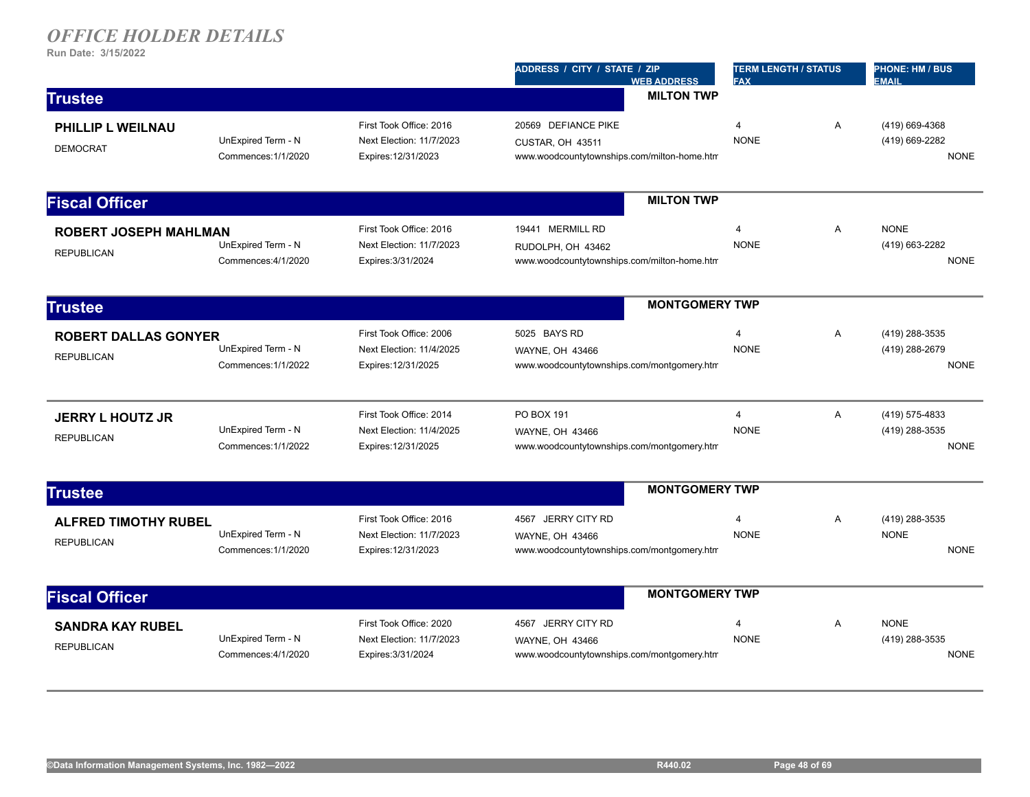# *OFFICE HOLDER DETAILS*

**Run Date: 3/15/2022**

| | | | ADDRESS / CITY / STATE / ZIP / WEB ADDRESS | TERM LENGTH / STATUS / FAX | | PHONE: HM / BUS / EMAIL |
|---|---|---|---|---|---|---|

## Trustee — MILTON TWP

| | | | | | | |
|---|---|---|---|---|---|---|
| **PHILLIP L WEILNAU** | | First Took Office: 2016 | 20569 DEFIANCE PIKE | 4 | A | (419) 669-4368 |
| DEMOCRAT | UnExpired Term - N | Next Election: 11/7/2023 | CUSTAR, OH 43511 | NONE | | (419) 669-2282 |
| | Commences:1/1/2020 | Expires:12/31/2023 | www.woodcountytownships.com/milton-home.htm | | | NONE |

## Fiscal Officer — MILTON TWP

| | | | | | | |
|---|---|---|---|---|---|---|
| **ROBERT JOSEPH MAHLMAN** | | First Took Office: 2016 | 19441 MERMILL RD | 4 | A | NONE |
| REPUBLICAN | UnExpired Term - N | Next Election: 11/7/2023 | RUDOLPH, OH 43462 | NONE | | (419) 663-2282 |
| | Commences:4/1/2020 | Expires:3/31/2024 | www.woodcountytownships.com/milton-home.htm | | | NONE |

## Trustee — MONTGOMERY TWP

| | | | | | | |
|---|---|---|---|---|---|---|
| **ROBERT DALLAS GONYER** | | First Took Office: 2006 | 5025 BAYS RD | 4 | A | (419) 288-3535 |
| REPUBLICAN | UnExpired Term - N | Next Election: 11/4/2025 | WAYNE, OH 43466 | NONE | | (419) 288-2679 |
| | Commences:1/1/2022 | Expires:12/31/2025 | www.woodcountytownships.com/montgomery.htm | | | NONE |
| **JERRY L HOUTZ JR** | | First Took Office: 2014 | PO BOX 191 | 4 | A | (419) 575-4833 |
| REPUBLICAN | UnExpired Term - N | Next Election: 11/4/2025 | WAYNE, OH 43466 | NONE | | (419) 288-3535 |
| | Commences:1/1/2022 | Expires:12/31/2025 | www.woodcountytownships.com/montgomery.htm | | | NONE |

## Trustee — MONTGOMERY TWP

| | | | | | | |
|---|---|---|---|---|---|---|
| **ALFRED TIMOTHY RUBEL** | | First Took Office: 2016 | 4567 JERRY CITY RD | 4 | A | (419) 288-3535 |
| REPUBLICAN | UnExpired Term - N | Next Election: 11/7/2023 | WAYNE, OH 43466 | NONE | | NONE |
| | Commences:1/1/2020 | Expires:12/31/2023 | www.woodcountytownships.com/montgomery.htm | | | NONE |

## Fiscal Officer — MONTGOMERY TWP

| | | | | | | |
|---|---|---|---|---|---|---|
| **SANDRA KAY RUBEL** | | First Took Office: 2020 | 4567 JERRY CITY RD | 4 | A | NONE |
| REPUBLICAN | UnExpired Term - N | Next Election: 11/7/2023 | WAYNE, OH 43466 | NONE | | (419) 288-3535 |
| | Commences:4/1/2020 | Expires:3/31/2024 | www.woodcountytownships.com/montgomery.htm | | | NONE |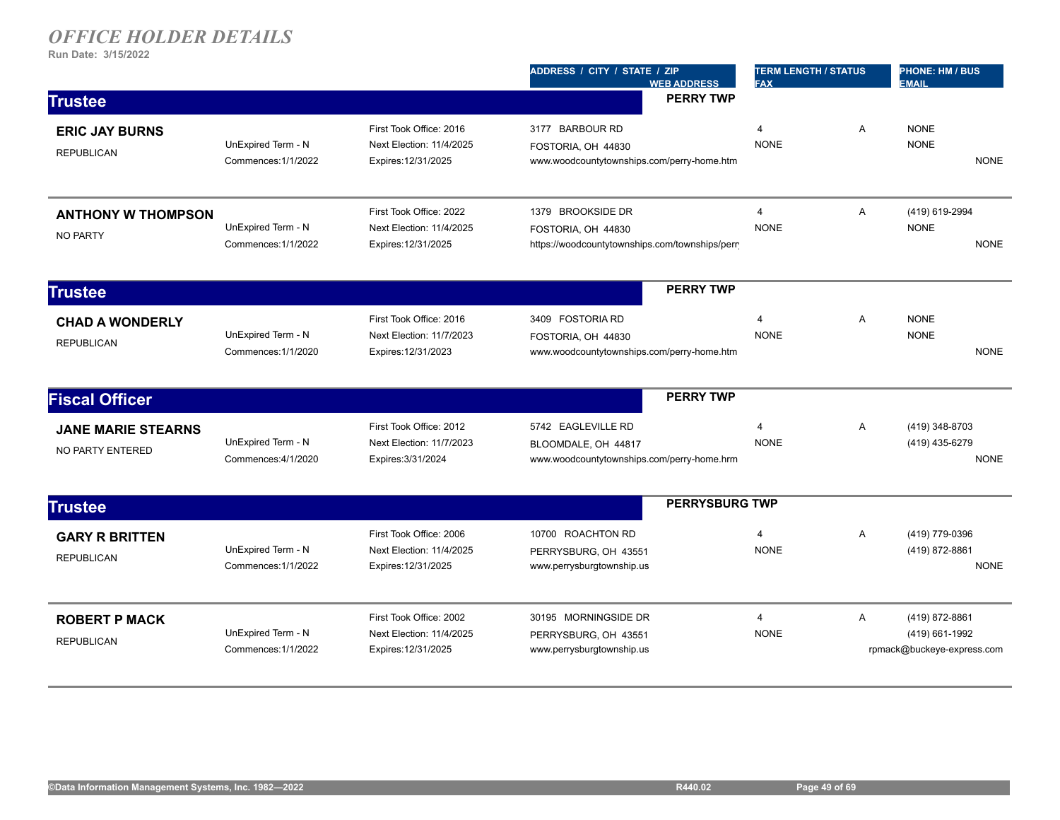# *OFFICE HOLDER DETAILS*

**Run Date: 3/15/2022**

| | | | ADDRESS / CITY / STATE / ZIP<br>WEB ADDRESS | TERM LENGTH / STATUS<br>FAX | | PHONE: HM / BUS<br>EMAIL |
|---|---|---|---|---|---|---|

## Trustee — PERRY TWP

| Name / Party | Term | Dates | Address / Web | Term Length / Fax | Status | Phone / Email |
|---|---|---|---|---|---|---|
| **ERIC JAY BURNS**<br>REPUBLICAN | UnExpired Term - N<br>Commences:1/1/2022 | First Took Office: 2016<br>Next Election: 11/4/2025<br>Expires:12/31/2025 | 3177 BARBOUR RD<br>FOSTORIA, OH 44830<br>www.woodcountytownships.com/perry-home.htm | 4<br>NONE | A | NONE<br>NONE<br>NONE |
| **ANTHONY W THOMPSON**<br>NO PARTY | UnExpired Term - N<br>Commences:1/1/2022 | First Took Office: 2022<br>Next Election: 11/4/2025<br>Expires:12/31/2025 | 1379 BROOKSIDE DR<br>FOSTORIA, OH 44830<br>https://woodcountytownships.com/townships/perr | 4<br>NONE | A | (419) 619-2994<br>NONE<br>NONE |

## Trustee — PERRY TWP

| Name / Party | Term | Dates | Address / Web | Term Length / Fax | Status | Phone / Email |
|---|---|---|---|---|---|---|
| **CHAD A WONDERLY**<br>REPUBLICAN | UnExpired Term - N<br>Commences:1/1/2020 | First Took Office: 2016<br>Next Election: 11/7/2023<br>Expires:12/31/2023 | 3409 FOSTORIA RD<br>FOSTORIA, OH 44830<br>www.woodcountytownships.com/perry-home.htm | 4<br>NONE | A | NONE<br>NONE<br>NONE |

## Fiscal Officer — PERRY TWP

| Name / Party | Term | Dates | Address / Web | Term Length / Fax | Status | Phone / Email |
|---|---|---|---|---|---|---|
| **JANE MARIE STEARNS**<br>NO PARTY ENTERED | UnExpired Term - N<br>Commences:4/1/2020 | First Took Office: 2012<br>Next Election: 11/7/2023<br>Expires:3/31/2024 | 5742 EAGLEVILLE RD<br>BLOOMDALE, OH 44817<br>www.woodcountytownships.com/perry-home.hrm | 4<br>NONE | A | (419) 348-8703<br>(419) 435-6279<br>NONE |

## Trustee — PERRYSBURG TWP

| Name / Party | Term | Dates | Address / Web | Term Length / Fax | Status | Phone / Email |
|---|---|---|---|---|---|---|
| **GARY R BRITTEN**<br>REPUBLICAN | UnExpired Term - N<br>Commences:1/1/2022 | First Took Office: 2006<br>Next Election: 11/4/2025<br>Expires:12/31/2025 | 10700 ROACHTON RD<br>PERRYSBURG, OH 43551<br>www.perrysburgtownship.us | 4<br>NONE | A | (419) 779-0396<br>(419) 872-8861<br>NONE |
| **ROBERT P MACK**<br>REPUBLICAN | UnExpired Term - N<br>Commences:1/1/2022 | First Took Office: 2002<br>Next Election: 11/4/2025<br>Expires:12/31/2025 | 30195 MORNINGSIDE DR<br>PERRYSBURG, OH 43551<br>www.perrysburgtownship.us | 4<br>NONE | A | (419) 872-8861<br>(419) 661-1992<br>rpmack@buckeye-express.com |

©Data Information Management Systems, Inc. 1982—2022 R440.02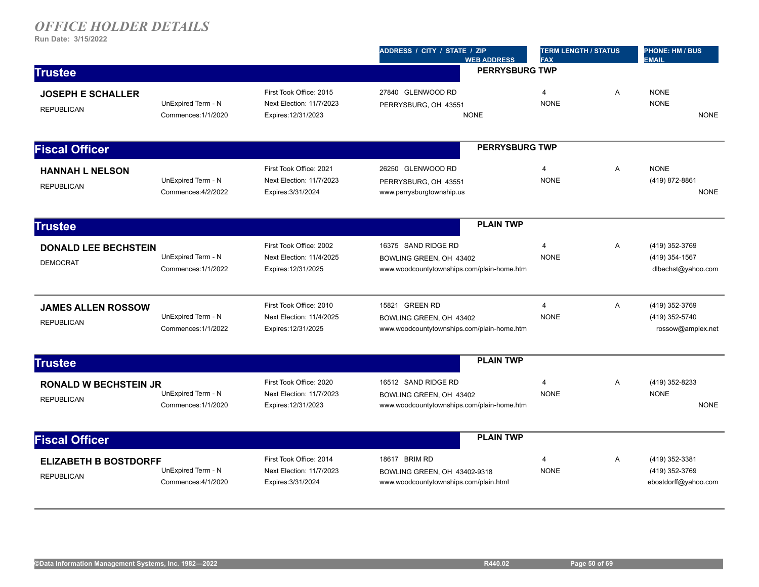# *OFFICE HOLDER DETAILS*

**Run Date: 3/15/2022**

| | | | ADDRESS / CITY / STATE / ZIP<br>WEB ADDRESS | TERM LENGTH / STATUS<br>FAX | | PHONE: HM / BUS<br>EMAIL |
|---|---|---|---|---|---|---|

## Trustee — PERRYSBURG TWP

| | | | | | | |
|---|---|---|---|---|---|---|
| **JOSEPH E SCHALLER**<br>REPUBLICAN | UnExpired Term - N<br>Commences:1/1/2020 | First Took Office: 2015<br>Next Election: 11/7/2023<br>Expires:12/31/2023 | 27840 GLENWOOD RD<br>PERRYSBURG, OH 43551<br>NONE | 4<br>NONE | A | NONE<br>NONE<br>NONE |

## Fiscal Officer — PERRYSBURG TWP

| | | | | | | |
|---|---|---|---|---|---|---|
| **HANNAH L NELSON**<br>REPUBLICAN | UnExpired Term - N<br>Commences:4/2/2022 | First Took Office: 2021<br>Next Election: 11/7/2023<br>Expires:3/31/2024 | 26250 GLENWOOD RD<br>PERRYSBURG, OH 43551<br>www.perrysburgtownship.us | 4<br>NONE | A | NONE<br>(419) 872-8861<br>NONE |

## Trustee — PLAIN TWP

| | | | | | | |
|---|---|---|---|---|---|---|
| **DONALD LEE BECHSTEIN**<br>DEMOCRAT | UnExpired Term - N<br>Commences:1/1/2022 | First Took Office: 2002<br>Next Election: 11/4/2025<br>Expires:12/31/2025 | 16375 SAND RIDGE RD<br>BOWLING GREEN, OH 43402<br>www.woodcountytownships.com/plain-home.htm | 4<br>NONE | A | (419) 352-3769<br>(419) 354-1567<br>dlbechst@yahoo.com |
| **JAMES ALLEN ROSSOW**<br>REPUBLICAN | UnExpired Term - N<br>Commences:1/1/2022 | First Took Office: 2010<br>Next Election: 11/4/2025<br>Expires:12/31/2025 | 15821 GREEN RD<br>BOWLING GREEN, OH 43402<br>www.woodcountytownships.com/plain-home.htm | 4<br>NONE | A | (419) 352-3769<br>(419) 352-5740<br>rossow@amplex.net |

## Trustee — PLAIN TWP

| | | | | | | |
|---|---|---|---|---|---|---|
| **RONALD W BECHSTEIN JR**<br>REPUBLICAN | UnExpired Term - N<br>Commences:1/1/2020 | First Took Office: 2020<br>Next Election: 11/7/2023<br>Expires:12/31/2023 | 16512 SAND RIDGE RD<br>BOWLING GREEN, OH 43402<br>www.woodcountytownships.com/plain-home.htm | 4<br>NONE | A | (419) 352-8233<br>NONE<br>NONE |

## Fiscal Officer — PLAIN TWP

| | | | | | | |
|---|---|---|---|---|---|---|
| **ELIZABETH B BOSTDORFF**<br>REPUBLICAN | UnExpired Term - N<br>Commences:4/1/2020 | First Took Office: 2014<br>Next Election: 11/7/2023<br>Expires:3/31/2024 | 18617 BRIM RD<br>BOWLING GREEN, OH 43402-9318<br>www.woodcountytownships.com/plain.html | 4<br>NONE | A | (419) 352-3381<br>(419) 352-3769<br>ebostdorff@yahoo.com |

©Data Information Management Systems, Inc. 1982—2022 R440.02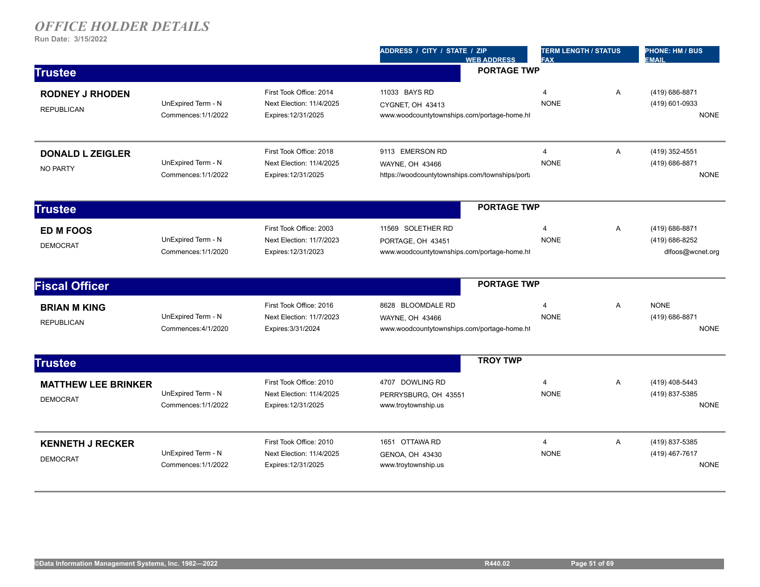# *OFFICE HOLDER DETAILS*

**Run Date: 3/15/2022**

| | | | ADDRESS / CITY / STATE / ZIP<br>WEB ADDRESS | TERM LENGTH / STATUS<br>FAX | | PHONE: HM / BUS<br>EMAIL |
|---|---|---|---|---|---|---|

## Trustee — PORTAGE TWP

| Name / Party | Term | Office Dates | Address / Web | Term Length / Fax | Status | Phone / Email |
|---|---|---|---|---|---|---|
| **RODNEY J RHODEN**<br>REPUBLICAN | UnExpired Term - N<br>Commences:1/1/2022 | First Took Office: 2014<br>Next Election: 11/4/2025<br>Expires:12/31/2025 | 11033 BAYS RD<br>CYGNET, OH 43413<br>www.woodcountytownships.com/portage-home.ht | 4<br>NONE | A | (419) 686-8871<br>(419) 601-0933<br>NONE |
| **DONALD L ZEIGLER**<br>NO PARTY | UnExpired Term - N<br>Commences:1/1/2022 | First Took Office: 2018<br>Next Election: 11/4/2025<br>Expires:12/31/2025 | 9113 EMERSON RD<br>WAYNE, OH 43466<br>https://woodcountytownships.com/townships/porta | 4<br>NONE | A | (419) 352-4551<br>(419) 686-8871<br>NONE |

## Trustee — PORTAGE TWP

| Name / Party | Term | Office Dates | Address / Web | Term Length / Fax | Status | Phone / Email |
|---|---|---|---|---|---|---|
| **ED M FOOS**<br>DEMOCRAT | UnExpired Term - N<br>Commences:1/1/2020 | First Took Office: 2003<br>Next Election: 11/7/2023<br>Expires:12/31/2023 | 11569 SOLETHER RD<br>PORTAGE, OH 43451<br>www.woodcountytownships.com/portage-home.ht | 4<br>NONE | A | (419) 686-8871<br>(419) 686-8252<br>dlfoos@wcnet.org |

## Fiscal Officer — PORTAGE TWP

| Name / Party | Term | Office Dates | Address / Web | Term Length / Fax | Status | Phone / Email |
|---|---|---|---|---|---|---|
| **BRIAN M KING**<br>REPUBLICAN | UnExpired Term - N<br>Commences:4/1/2020 | First Took Office: 2016<br>Next Election: 11/7/2023<br>Expires:3/31/2024 | 8628 BLOOMDALE RD<br>WAYNE, OH 43466<br>www.woodcountytownships.com/portage-home.ht | 4<br>NONE | A | NONE<br>(419) 686-8871<br>NONE |

## Trustee — TROY TWP

| Name / Party | Term | Office Dates | Address / Web | Term Length / Fax | Status | Phone / Email |
|---|---|---|---|---|---|---|
| **MATTHEW LEE BRINKER**<br>DEMOCRAT | UnExpired Term - N<br>Commences:1/1/2022 | First Took Office: 2010<br>Next Election: 11/4/2025<br>Expires:12/31/2025 | 4707 DOWLING RD<br>PERRYSBURG, OH 43551<br>www.troytownship.us | 4<br>NONE | A | (419) 408-5443<br>(419) 837-5385<br>NONE |
| **KENNETH J RECKER**<br>DEMOCRAT | UnExpired Term - N<br>Commences:1/1/2022 | First Took Office: 2010<br>Next Election: 11/4/2025<br>Expires:12/31/2025 | 1651 OTTAWA RD<br>GENOA, OH 43430<br>www.troytownship.us | 4<br>NONE | A | (419) 837-5385<br>(419) 467-7617<br>NONE |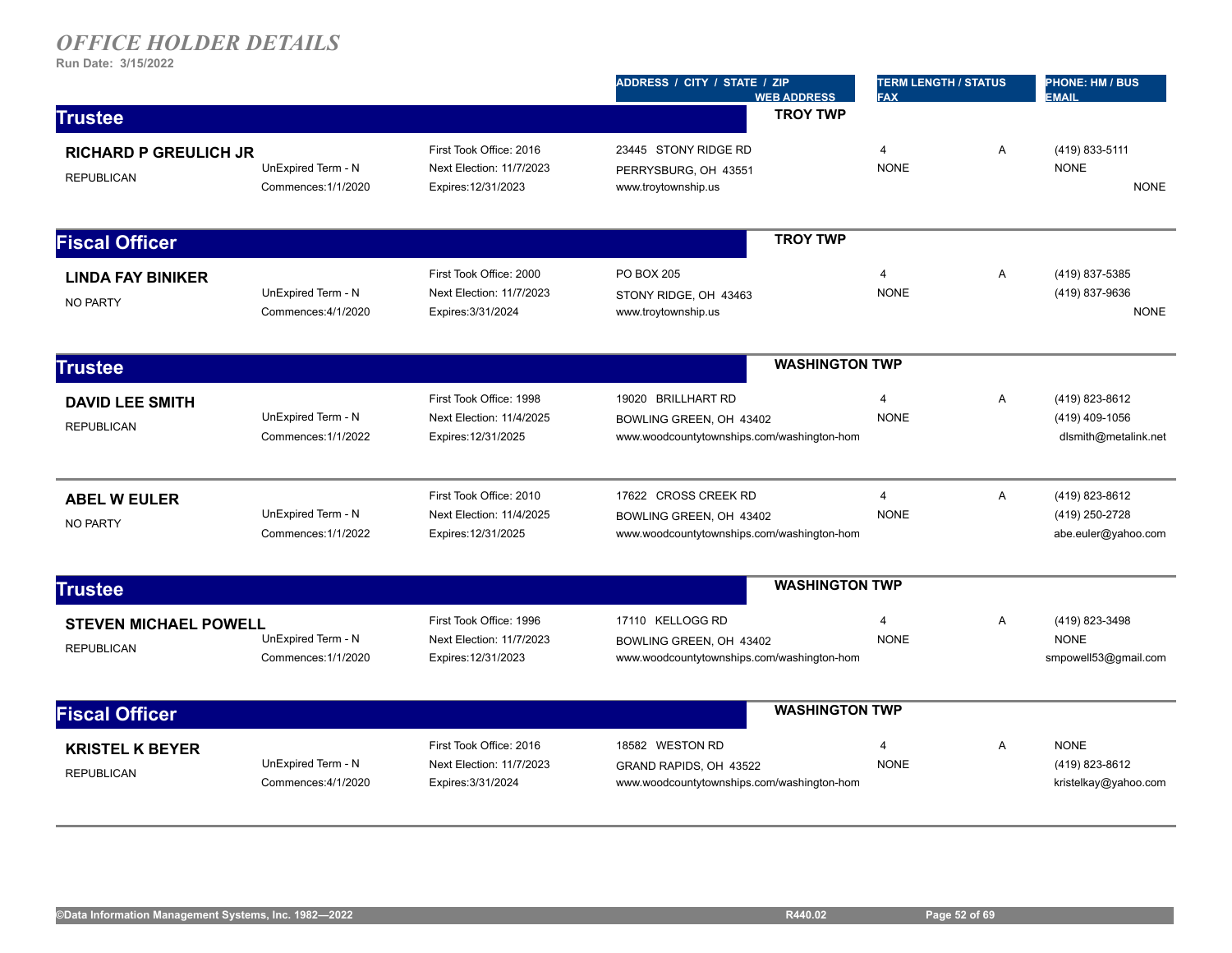# *OFFICE HOLDER DETAILS*

**Run Date: 3/15/2022**

| | | | ADDRESS / CITY / STATE / ZIP / WEB ADDRESS | TERM LENGTH / STATUS / FAX | | PHONE: HM / BUS / EMAIL |
|---|---|---|---|---|---|---|

## Trustee — TROY TWP

| Name | Term | Dates | Address | Term Length / Fax | Status | Phone / Email |
|---|---|---|---|---|---|---|
| **RICHARD P GREULICH JR**<br>REPUBLICAN | UnExpired Term - N<br>Commences:1/1/2020 | First Took Office: 2016<br>Next Election: 11/7/2023<br>Expires:12/31/2023 | 23445 STONY RIDGE RD<br>PERRYSBURG, OH 43551<br>www.troytownship.us | 4<br>NONE | A | (419) 833-5111<br>NONE<br>NONE |

## Fiscal Officer — TROY TWP

| Name | Term | Dates | Address | Term Length / Fax | Status | Phone / Email |
|---|---|---|---|---|---|---|
| **LINDA FAY BINIKER**<br>NO PARTY | UnExpired Term - N<br>Commences:4/1/2020 | First Took Office: 2000<br>Next Election: 11/7/2023<br>Expires:3/31/2024 | PO BOX 205<br>STONY RIDGE, OH 43463<br>www.troytownship.us | 4<br>NONE | A | (419) 837-5385<br>(419) 837-9636<br>NONE |

## Trustee — WASHINGTON TWP

| Name | Term | Dates | Address | Term Length / Fax | Status | Phone / Email |
|---|---|---|---|---|---|---|
| **DAVID LEE SMITH**<br>REPUBLICAN | UnExpired Term - N<br>Commences:1/1/2022 | First Took Office: 1998<br>Next Election: 11/4/2025<br>Expires:12/31/2025 | 19020 BRILLHART RD<br>BOWLING GREEN, OH 43402<br>www.woodcountytownships.com/washington-hom | 4<br>NONE | A | (419) 823-8612<br>(419) 409-1056<br>dlsmith@metalink.net |
| **ABEL W EULER**<br>NO PARTY | UnExpired Term - N<br>Commences:1/1/2022 | First Took Office: 2010<br>Next Election: 11/4/2025<br>Expires:12/31/2025 | 17622 CROSS CREEK RD<br>BOWLING GREEN, OH 43402<br>www.woodcountytownships.com/washington-hom | 4<br>NONE | A | (419) 823-8612<br>(419) 250-2728<br>abe.euler@yahoo.com |

## Trustee — WASHINGTON TWP

| Name | Term | Dates | Address | Term Length / Fax | Status | Phone / Email |
|---|---|---|---|---|---|---|
| **STEVEN MICHAEL POWELL**<br>REPUBLICAN | UnExpired Term - N<br>Commences:1/1/2020 | First Took Office: 1996<br>Next Election: 11/7/2023<br>Expires:12/31/2023 | 17110 KELLOGG RD<br>BOWLING GREEN, OH 43402<br>www.woodcountytownships.com/washington-hom | 4<br>NONE | A | (419) 823-3498<br>NONE<br>smpowell53@gmail.com |

## Fiscal Officer — WASHINGTON TWP

| Name | Term | Dates | Address | Term Length / Fax | Status | Phone / Email |
|---|---|---|---|---|---|---|
| **KRISTEL K BEYER**<br>REPUBLICAN | UnExpired Term - N<br>Commences:4/1/2020 | First Took Office: 2016<br>Next Election: 11/7/2023<br>Expires:3/31/2024 | 18582 WESTON RD<br>GRAND RAPIDS, OH 43522<br>www.woodcountytownships.com/washington-hom | 4<br>NONE | A | NONE<br>(419) 823-8612<br>kristelkay@yahoo.com |

©Data Information Management Systems, Inc. 1982—2022 R440.02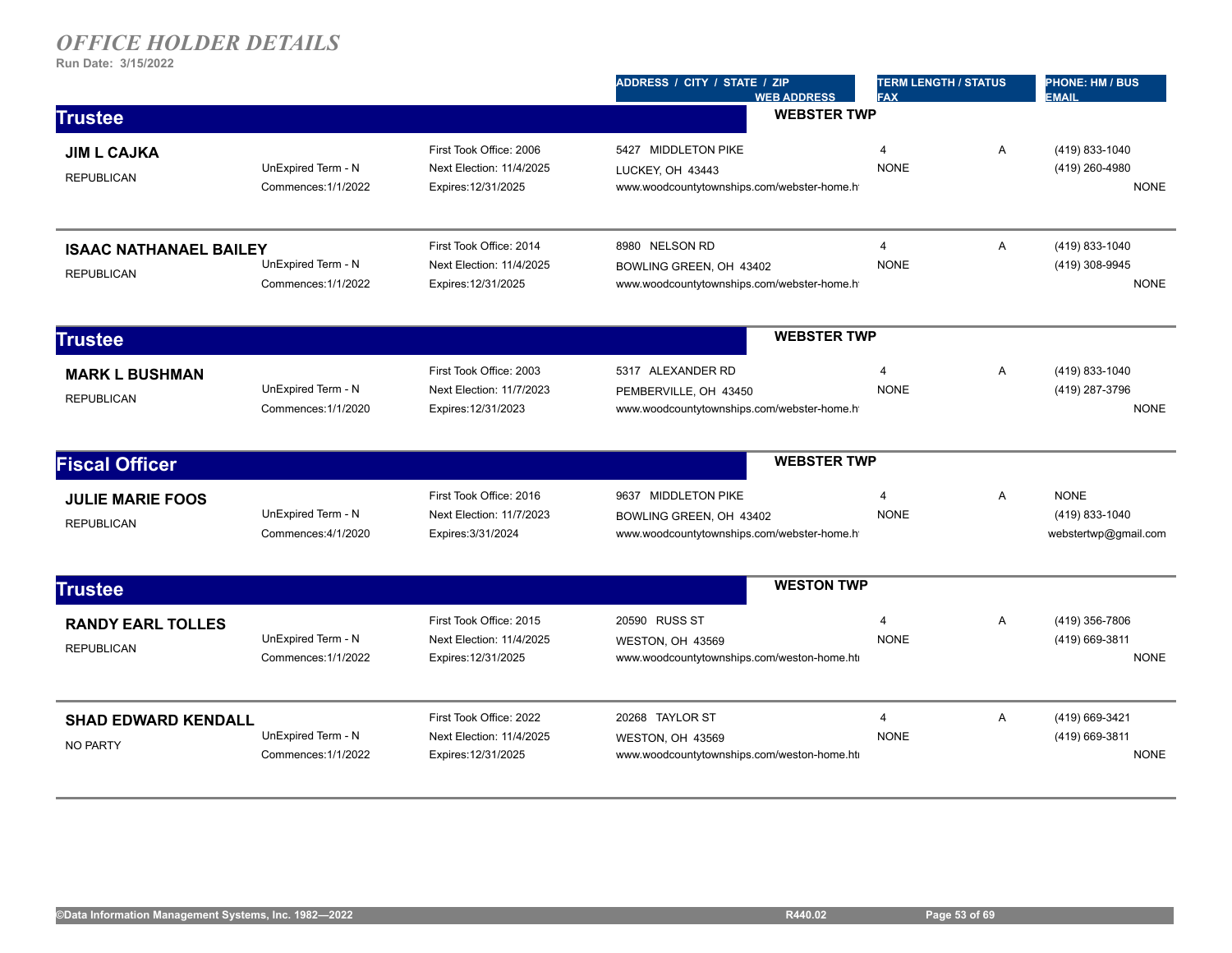# *OFFICE HOLDER DETAILS*

**Run Date: 3/15/2022**

| | | | ADDRESS / CITY / STATE / ZIP<br>WEB ADDRESS | TERM LENGTH / STATUS<br>FAX | | PHONE: HM / BUS<br>EMAIL |
|---|---|---|---|---|---|---|

## Trustee — WEBSTER TWP

| Name / Party | Term | Dates | Address / Web | Term Length / Fax | Status | Phone / Email |
|---|---|---|---|---|---|---|
| **JIM L CAJKA**<br>REPUBLICAN | UnExpired Term - N<br>Commences:1/1/2022 | First Took Office: 2006<br>Next Election: 11/4/2025<br>Expires:12/31/2025 | 5427 MIDDLETON PIKE<br>LUCKEY, OH 43443<br>www.woodcountytownships.com/webster-home.h | 4<br>NONE | A | (419) 833-1040<br>(419) 260-4980<br>NONE |
| **ISAAC NATHANAEL BAILEY**<br>REPUBLICAN | UnExpired Term - N<br>Commences:1/1/2022 | First Took Office: 2014<br>Next Election: 11/4/2025<br>Expires:12/31/2025 | 8980 NELSON RD<br>BOWLING GREEN, OH 43402<br>www.woodcountytownships.com/webster-home.h | 4<br>NONE | A | (419) 833-1040<br>(419) 308-9945<br>NONE |

## Trustee — WEBSTER TWP

| Name / Party | Term | Dates | Address / Web | Term Length / Fax | Status | Phone / Email |
|---|---|---|---|---|---|---|
| **MARK L BUSHMAN**<br>REPUBLICAN | UnExpired Term - N<br>Commences:1/1/2020 | First Took Office: 2003<br>Next Election: 11/7/2023<br>Expires:12/31/2023 | 5317 ALEXANDER RD<br>PEMBERVILLE, OH 43450<br>www.woodcountytownships.com/webster-home.h | 4<br>NONE | A | (419) 833-1040<br>(419) 287-3796<br>NONE |

## Fiscal Officer — WEBSTER TWP

| Name / Party | Term | Dates | Address / Web | Term Length / Fax | Status | Phone / Email |
|---|---|---|---|---|---|---|
| **JULIE MARIE FOOS**<br>REPUBLICAN | UnExpired Term - N<br>Commences:4/1/2020 | First Took Office: 2016<br>Next Election: 11/7/2023<br>Expires:3/31/2024 | 9637 MIDDLETON PIKE<br>BOWLING GREEN, OH 43402<br>www.woodcountytownships.com/webster-home.h | 4<br>NONE | A | NONE<br>(419) 833-1040<br>webstertwp@gmail.com |

## Trustee — WESTON TWP

| Name / Party | Term | Dates | Address / Web | Term Length / Fax | Status | Phone / Email |
|---|---|---|---|---|---|---|
| **RANDY EARL TOLLES**<br>REPUBLICAN | UnExpired Term - N<br>Commences:1/1/2022 | First Took Office: 2015<br>Next Election: 11/4/2025<br>Expires:12/31/2025 | 20590 RUSS ST<br>WESTON, OH 43569<br>www.woodcountytownships.com/weston-home.ht | 4<br>NONE | A | (419) 356-7806<br>(419) 669-3811<br>NONE |
| **SHAD EDWARD KENDALL**<br>NO PARTY | UnExpired Term - N<br>Commences:1/1/2022 | First Took Office: 2022<br>Next Election: 11/4/2025<br>Expires:12/31/2025 | 20268 TAYLOR ST<br>WESTON, OH 43569<br>www.woodcountytownships.com/weston-home.ht | 4<br>NONE | A | (419) 669-3421<br>(419) 669-3811<br>NONE |

©Data Information Management Systems, Inc. 1982—2022 R440.02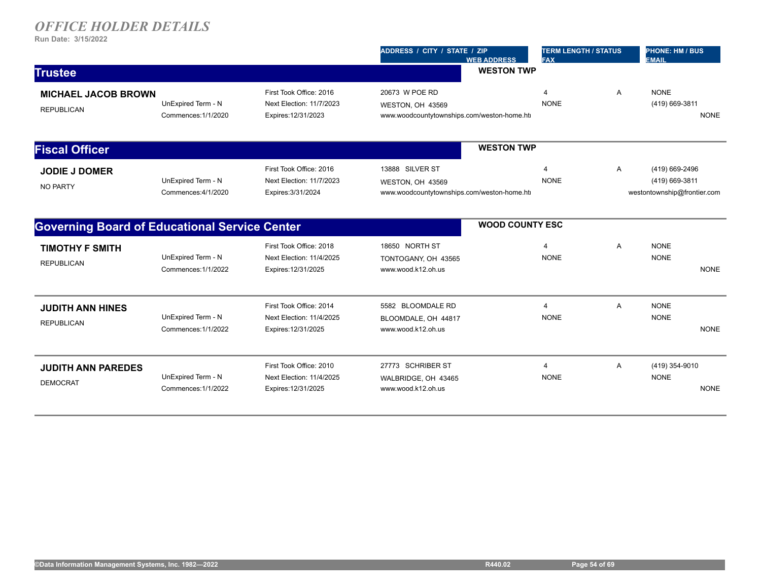# *OFFICE HOLDER DETAILS*

**Run Date: 3/15/2022**

## Trustee — WESTON TWP

| Name / Party | Term | Dates | Address / City / State / Zip / Web Address | Term Length / Status / Fax | | Phone: HM / BUS / Email |
|---|---|---|---|---|---|---|
| **MICHAEL JACOB BROWN**<br>REPUBLICAN | UnExpired Term - N<br>Commences:1/1/2020 | First Took Office: 2016<br>Next Election: 11/7/2023<br>Expires:12/31/2023 | 20673 W POE RD<br>WESTON, OH 43569<br>www.woodcountytownships.com/weston-home.htı | 4<br>NONE | A | NONE<br>(419) 669-3811<br>NONE |

## Fiscal Officer — WESTON TWP

| Name / Party | Term | Dates | Address / City / State / Zip / Web Address | Term Length / Status / Fax | | Phone: HM / BUS / Email |
|---|---|---|---|---|---|---|
| **JODIE J DOMER**<br>NO PARTY | UnExpired Term - N<br>Commences:4/1/2020 | First Took Office: 2016<br>Next Election: 11/7/2023<br>Expires:3/31/2024 | 13888 SILVER ST<br>WESTON, OH 43569<br>www.woodcountytownships.com/weston-home.htı | 4<br>NONE | A | (419) 669-2496<br>(419) 669-3811<br>westontownship@frontier.com |

## Governing Board of Educational Service Center — WOOD COUNTY ESC

| Name / Party | Term | Dates | Address / City / State / Zip / Web Address | Term Length / Status / Fax | | Phone: HM / BUS / Email |
|---|---|---|---|---|---|---|
| **TIMOTHY F SMITH**<br>REPUBLICAN | UnExpired Term - N<br>Commences:1/1/2022 | First Took Office: 2018<br>Next Election: 11/4/2025<br>Expires:12/31/2025 | 18650 NORTH ST<br>TONTOGANY, OH 43565<br>www.wood.k12.oh.us | 4<br>NONE | A | NONE<br>NONE<br>NONE |
| **JUDITH ANN HINES**<br>REPUBLICAN | UnExpired Term - N<br>Commences:1/1/2022 | First Took Office: 2014<br>Next Election: 11/4/2025<br>Expires:12/31/2025 | 5582 BLOOMDALE RD<br>BLOOMDALE, OH 44817<br>www.wood.k12.oh.us | 4<br>NONE | A | NONE<br>NONE<br>NONE |
| **JUDITH ANN PAREDES**<br>DEMOCRAT | UnExpired Term - N<br>Commences:1/1/2022 | First Took Office: 2010<br>Next Election: 11/4/2025<br>Expires:12/31/2025 | 27773 SCHRIBER ST<br>WALBRIDGE, OH 43465<br>www.wood.k12.oh.us | 4<br>NONE | A | (419) 354-9010<br>NONE<br>NONE |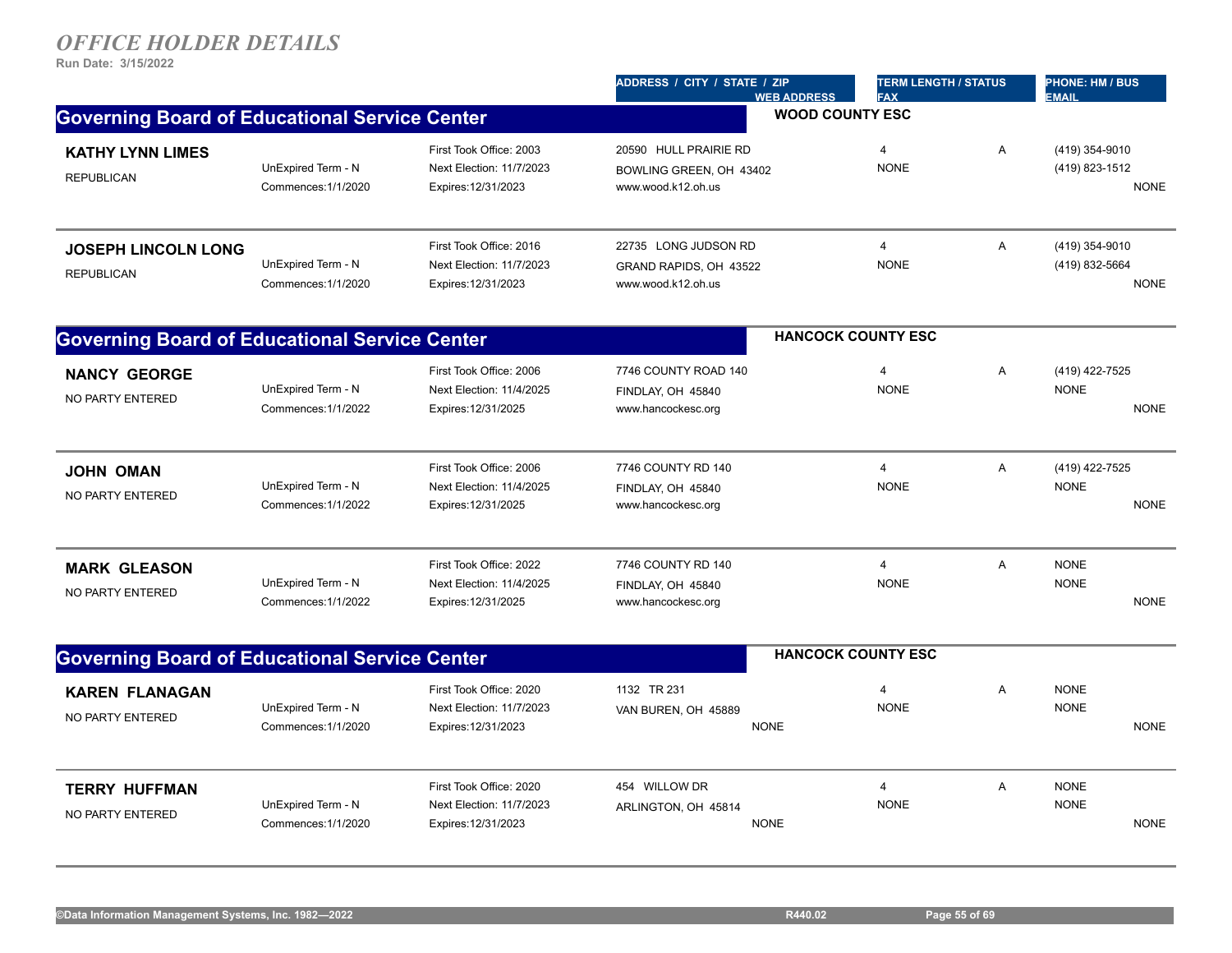## *OFFICE HOLDER DETAILS*

**Run Date: 3/15/2022**

### Governing Board of Educational Service Center — WOOD COUNTY ESC

| Name / Party | Term | Dates | Address / City / State / Zip / Web Address | Term Length / Status / Fax | Phone: HM / BUS / Email |
|---|---|---|---|---|---|
| **KATHY LYNN LIMES**<br>REPUBLICAN | UnExpired Term - N<br>Commences:1/1/2020 | First Took Office: 2003<br>Next Election: 11/7/2023<br>Expires:12/31/2023 | 20590 HULL PRAIRIE RD<br>BOWLING GREEN, OH 43402<br>www.wood.k12.oh.us | 4 A<br>NONE | (419) 354-9010<br>(419) 823-1512<br>NONE |
| **JOSEPH LINCOLN LONG**<br>REPUBLICAN | UnExpired Term - N<br>Commences:1/1/2020 | First Took Office: 2016<br>Next Election: 11/7/2023<br>Expires:12/31/2023 | 22735 LONG JUDSON RD<br>GRAND RAPIDS, OH 43522<br>www.wood.k12.oh.us | 4 A<br>NONE | (419) 354-9010<br>(419) 832-5664<br>NONE |

### Governing Board of Educational Service Center — HANCOCK COUNTY ESC

| Name / Party | Term | Dates | Address / City / State / Zip / Web Address | Term Length / Status / Fax | Phone: HM / BUS / Email |
|---|---|---|---|---|---|
| **NANCY GEORGE**<br>NO PARTY ENTERED | UnExpired Term - N<br>Commences:1/1/2022 | First Took Office: 2006<br>Next Election: 11/4/2025<br>Expires:12/31/2025 | 7746 COUNTY ROAD 140<br>FINDLAY, OH 45840<br>www.hancockesc.org | 4 A<br>NONE | (419) 422-7525<br>NONE<br>NONE |
| **JOHN OMAN**<br>NO PARTY ENTERED | UnExpired Term - N<br>Commences:1/1/2022 | First Took Office: 2006<br>Next Election: 11/4/2025<br>Expires:12/31/2025 | 7746 COUNTY RD 140<br>FINDLAY, OH 45840<br>www.hancockesc.org | 4 A<br>NONE | (419) 422-7525<br>NONE<br>NONE |
| **MARK GLEASON**<br>NO PARTY ENTERED | UnExpired Term - N<br>Commences:1/1/2022 | First Took Office: 2022<br>Next Election: 11/4/2025<br>Expires:12/31/2025 | 7746 COUNTY RD 140<br>FINDLAY, OH 45840<br>www.hancockesc.org | 4 A<br>NONE | NONE<br>NONE<br>NONE |

### Governing Board of Educational Service Center — HANCOCK COUNTY ESC

| Name / Party | Term | Dates | Address / City / State / Zip / Web Address | Term Length / Status / Fax | Phone: HM / BUS / Email |
|---|---|---|---|---|---|
| **KAREN FLANAGAN**<br>NO PARTY ENTERED | UnExpired Term - N<br>Commences:1/1/2020 | First Took Office: 2020<br>Next Election: 11/7/2023<br>Expires:12/31/2023 | 1132 TR 231<br>VAN BUREN, OH 45889<br>NONE | 4 A<br>NONE | NONE<br>NONE<br>NONE |
| **TERRY HUFFMAN**<br>NO PARTY ENTERED | UnExpired Term - N<br>Commences:1/1/2020 | First Took Office: 2020<br>Next Election: 11/7/2023<br>Expires:12/31/2023 | 454 WILLOW DR<br>ARLINGTON, OH 45814<br>NONE | 4 A<br>NONE | NONE<br>NONE<br>NONE |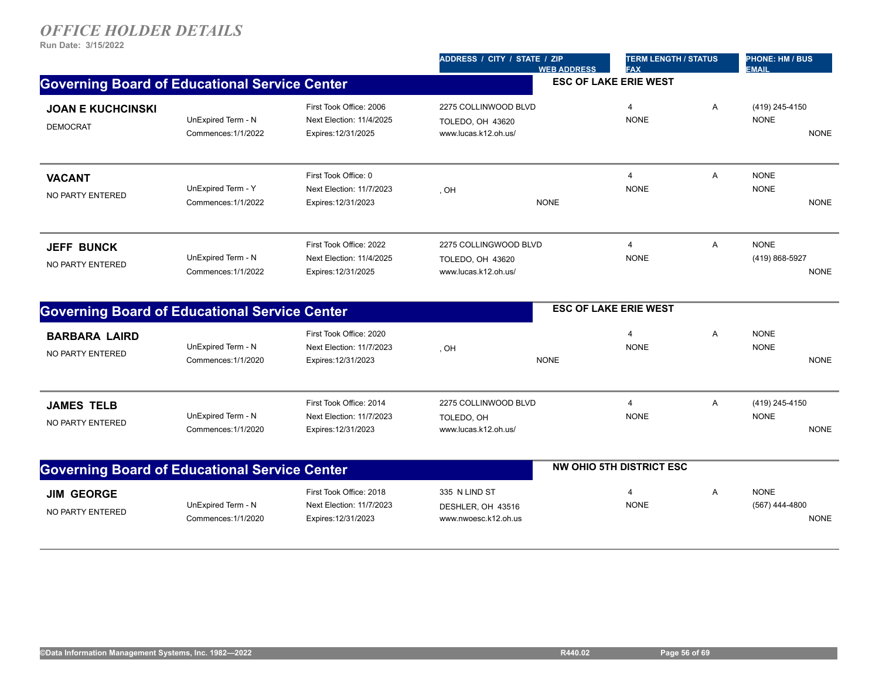# *OFFICE HOLDER DETAILS*

**Run Date: 3/15/2022**

| | | | ADDRESS / CITY / STATE / ZIP / WEB ADDRESS | TERM LENGTH / STATUS / FAX | | PHONE: HM / BUS / EMAIL |
|---|---|---|---|---|---|---|

## Governing Board of Educational Service Center — ESC OF LAKE ERIE WEST

| Name / Party | Term | Dates | Address | Term Length / Fax | Status | Phone / Email |
|---|---|---|---|---|---|---|
| **JOAN E KUCHCINSKI**<br>DEMOCRAT | UnExpired Term - N<br>Commences:1/1/2022 | First Took Office: 2006<br>Next Election: 11/4/2025<br>Expires:12/31/2025 | 2275 COLLINWOOD BLVD<br>TOLEDO, OH 43620<br>www.lucas.k12.oh.us/ | 4<br>NONE | A | (419) 245-4150<br>NONE<br>NONE |
| **VACANT**<br>NO PARTY ENTERED | UnExpired Term - Y<br>Commences:1/1/2022 | First Took Office: 0<br>Next Election: 11/7/2023<br>Expires:12/31/2023 | , OH<br>NONE | 4<br>NONE | A | NONE<br>NONE<br>NONE |
| **JEFF BUNCK**<br>NO PARTY ENTERED | UnExpired Term - N<br>Commences:1/1/2022 | First Took Office: 2022<br>Next Election: 11/4/2025<br>Expires:12/31/2025 | 2275 COLLINGWOOD BLVD<br>TOLEDO, OH 43620<br>www.lucas.k12.oh.us/ | 4<br>NONE | A | NONE<br>(419) 868-5927<br>NONE |

## Governing Board of Educational Service Center — ESC OF LAKE ERIE WEST

| Name / Party | Term | Dates | Address | Term Length / Fax | Status | Phone / Email |
|---|---|---|---|---|---|---|
| **BARBARA LAIRD**<br>NO PARTY ENTERED | UnExpired Term - N<br>Commences:1/1/2020 | First Took Office: 2020<br>Next Election: 11/7/2023<br>Expires:12/31/2023 | , OH<br>NONE | 4<br>NONE | A | NONE<br>NONE<br>NONE |
| **JAMES TELB**<br>NO PARTY ENTERED | UnExpired Term - N<br>Commences:1/1/2020 | First Took Office: 2014<br>Next Election: 11/7/2023<br>Expires:12/31/2023 | 2275 COLLINWOOD BLVD<br>TOLEDO, OH<br>www.lucas.k12.oh.us/ | 4<br>NONE | A | (419) 245-4150<br>NONE<br>NONE |

## Governing Board of Educational Service Center — NW OHIO 5TH DISTRICT ESC

| Name / Party | Term | Dates | Address | Term Length / Fax | Status | Phone / Email |
|---|---|---|---|---|---|---|
| **JIM GEORGE**<br>NO PARTY ENTERED | UnExpired Term - N<br>Commences:1/1/2020 | First Took Office: 2018<br>Next Election: 11/7/2023<br>Expires:12/31/2023 | 335 N LIND ST<br>DESHLER, OH 43516<br>www.nwoesc.k12.oh.us | 4<br>NONE | A | NONE<br>(567) 444-4800<br>NONE |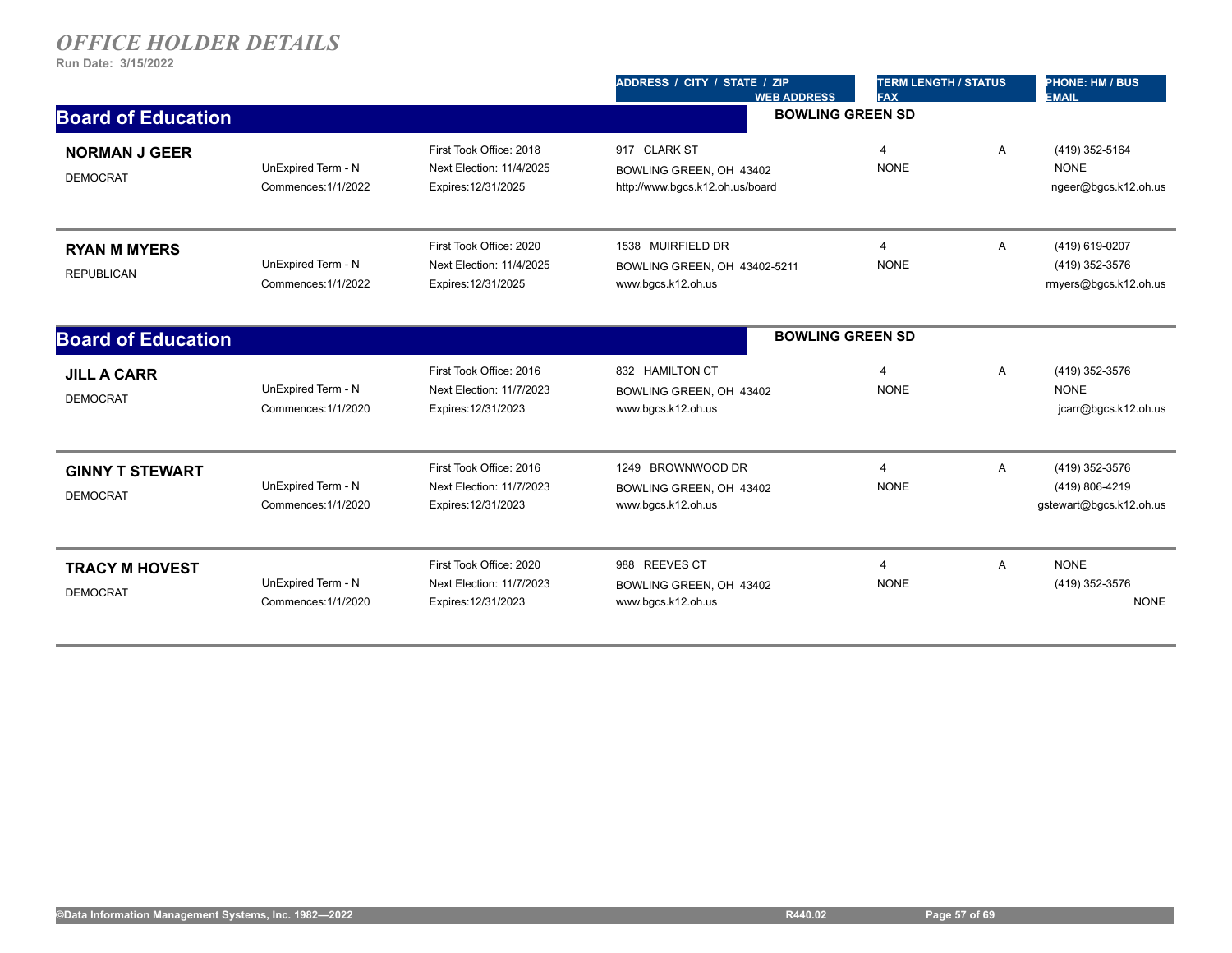# *OFFICE HOLDER DETAILS*

**Run Date: 3/15/2022**

## Board of Education — BOWLING GREEN SD

| Name / Party | Term | Office Dates | ADDRESS / CITY / STATE / ZIP / WEB ADDRESS | TERM LENGTH / STATUS / FAX | | PHONE: HM / BUS / EMAIL |
|---|---|---|---|---|---|---|
| **NORMAN J GEER**<br>DEMOCRAT | UnExpired Term - N<br>Commences:1/1/2022 | First Took Office: 2018<br>Next Election: 11/4/2025<br>Expires:12/31/2025 | 917 CLARK ST<br>BOWLING GREEN, OH 43402<br>http://www.bgcs.k12.oh.us/board | 4<br>NONE | A | (419) 352-5164<br>NONE<br>ngeer@bgcs.k12.oh.us |
| **RYAN M MYERS**<br>REPUBLICAN | UnExpired Term - N<br>Commences:1/1/2022 | First Took Office: 2020<br>Next Election: 11/4/2025<br>Expires:12/31/2025 | 1538 MUIRFIELD DR<br>BOWLING GREEN, OH 43402-5211<br>www.bgcs.k12.oh.us | 4<br>NONE | A | (419) 619-0207<br>(419) 352-3576<br>rmyers@bgcs.k12.oh.us |

## Board of Education — BOWLING GREEN SD

| Name / Party | Term | Office Dates | ADDRESS / CITY / STATE / ZIP / WEB ADDRESS | TERM LENGTH / STATUS / FAX | | PHONE: HM / BUS / EMAIL |
|---|---|---|---|---|---|---|
| **JILL A CARR**<br>DEMOCRAT | UnExpired Term - N<br>Commences:1/1/2020 | First Took Office: 2016<br>Next Election: 11/7/2023<br>Expires:12/31/2023 | 832 HAMILTON CT<br>BOWLING GREEN, OH 43402<br>www.bgcs.k12.oh.us | 4<br>NONE | A | (419) 352-3576<br>NONE<br>jcarr@bgcs.k12.oh.us |
| **GINNY T STEWART**<br>DEMOCRAT | UnExpired Term - N<br>Commences:1/1/2020 | First Took Office: 2016<br>Next Election: 11/7/2023<br>Expires:12/31/2023 | 1249 BROWNWOOD DR<br>BOWLING GREEN, OH 43402<br>www.bgcs.k12.oh.us | 4<br>NONE | A | (419) 352-3576<br>(419) 806-4219<br>gstewart@bgcs.k12.oh.us |
| **TRACY M HOVEST**<br>DEMOCRAT | UnExpired Term - N<br>Commences:1/1/2020 | First Took Office: 2020<br>Next Election: 11/7/2023<br>Expires:12/31/2023 | 988 REEVES CT<br>BOWLING GREEN, OH 43402<br>www.bgcs.k12.oh.us | 4<br>NONE | A | NONE<br>(419) 352-3576<br>NONE |

©Data Information Management Systems, Inc. 1982—2022 R440.02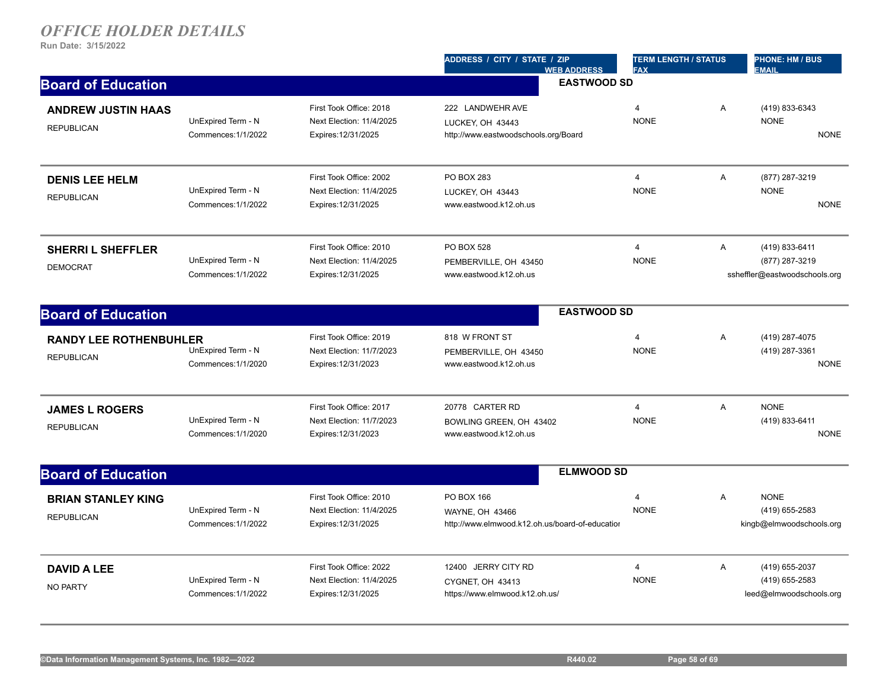# *OFFICE HOLDER DETAILS*

**Run Date: 3/15/2022**

| | | | ADDRESS / CITY / STATE / ZIP<br>WEB ADDRESS | TERM LENGTH / STATUS<br>FAX | | PHONE: HM / BUS<br>EMAIL |
|---|---|---|---|---|---|---|

## Board of Education — EASTWOOD SD

| Name / Party | Term | Office | Address / Web | Term Length / Fax | Status | Phone / Email |
|---|---|---|---|---|---|---|
| **ANDREW JUSTIN HAAS**<br>REPUBLICAN | UnExpired Term - N<br>Commences:1/1/2022 | First Took Office: 2018<br>Next Election: 11/4/2025<br>Expires:12/31/2025 | 222 LANDWEHR AVE<br>LUCKEY, OH 43443<br>http://www.eastwoodschools.org/Board | 4<br>NONE | A | (419) 833-6343<br>NONE<br>NONE |
| **DENIS LEE HELM**<br>REPUBLICAN | UnExpired Term - N<br>Commences:1/1/2022 | First Took Office: 2002<br>Next Election: 11/4/2025<br>Expires:12/31/2025 | PO BOX 283<br>LUCKEY, OH 43443<br>www.eastwood.k12.oh.us | 4<br>NONE | A | (877) 287-3219<br>NONE<br>NONE |
| **SHERRI L SHEFFLER**<br>DEMOCRAT | UnExpired Term - N<br>Commences:1/1/2022 | First Took Office: 2010<br>Next Election: 11/4/2025<br>Expires:12/31/2025 | PO BOX 528<br>PEMBERVILLE, OH 43450<br>www.eastwood.k12.oh.us | 4<br>NONE | A | (419) 833-6411<br>(877) 287-3219<br>ssheffler@eastwoodschools.org |

## Board of Education — EASTWOOD SD

| Name / Party | Term | Office | Address / Web | Term Length / Fax | Status | Phone / Email |
|---|---|---|---|---|---|---|
| **RANDY LEE ROTHENBUHLER**<br>REPUBLICAN | UnExpired Term - N<br>Commences:1/1/2020 | First Took Office: 2019<br>Next Election: 11/7/2023<br>Expires:12/31/2023 | 818 W FRONT ST<br>PEMBERVILLE, OH 43450<br>www.eastwood.k12.oh.us | 4<br>NONE | A | (419) 287-4075<br>(419) 287-3361<br>NONE |
| **JAMES L ROGERS**<br>REPUBLICAN | UnExpired Term - N<br>Commences:1/1/2020 | First Took Office: 2017<br>Next Election: 11/7/2023<br>Expires:12/31/2023 | 20778 CARTER RD<br>BOWLING GREEN, OH 43402<br>www.eastwood.k12.oh.us | 4<br>NONE | A | NONE<br>(419) 833-6411<br>NONE |

## Board of Education — ELMWOOD SD

| Name / Party | Term | Office | Address / Web | Term Length / Fax | Status | Phone / Email |
|---|---|---|---|---|---|---|
| **BRIAN STANLEY KING**<br>REPUBLICAN | UnExpired Term - N<br>Commences:1/1/2022 | First Took Office: 2010<br>Next Election: 11/4/2025<br>Expires:12/31/2025 | PO BOX 166<br>WAYNE, OH 43466<br>http://www.elmwood.k12.oh.us/board-of-educatior | 4<br>NONE | A | NONE<br>(419) 655-2583<br>kingb@elmwoodschools.org |
| **DAVID A LEE**<br>NO PARTY | UnExpired Term - N<br>Commences:1/1/2022 | First Took Office: 2022<br>Next Election: 11/4/2025<br>Expires:12/31/2025 | 12400 JERRY CITY RD<br>CYGNET, OH 43413<br>https://www.elmwood.k12.oh.us/ | 4<br>NONE | A | (419) 655-2037<br>(419) 655-2583<br>leed@elmwoodschools.org |

©Data Information Management Systems, Inc. 1982—2022 R440.02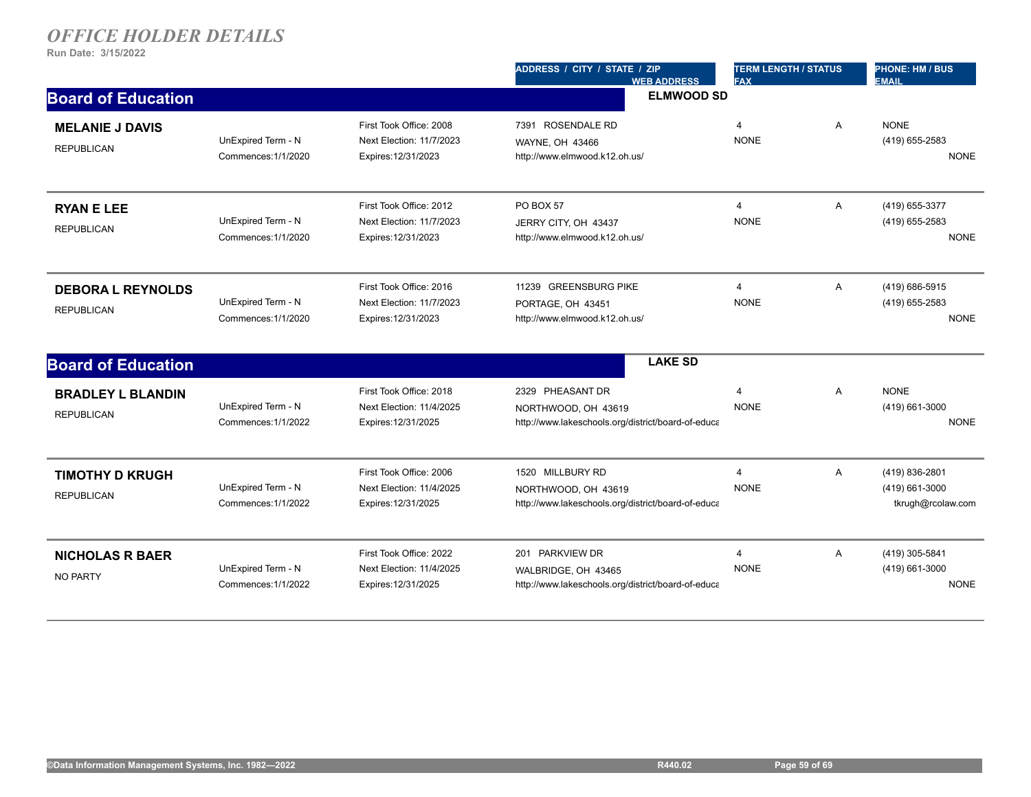# *OFFICE HOLDER DETAILS*

**Run Date: 3/15/2022**

## Board of Education — ELMWOOD SD

| Name / Party | Term | Office Dates | ADDRESS / CITY / STATE / ZIP / WEB ADDRESS | TERM LENGTH / STATUS / FAX | | PHONE: HM / BUS / EMAIL |
|---|---|---|---|---|---|---|
| **MELANIE J DAVIS**<br>REPUBLICAN | UnExpired Term - N<br>Commences:1/1/2020 | First Took Office: 2008<br>Next Election: 11/7/2023<br>Expires:12/31/2023 | 7391 ROSENDALE RD<br>WAYNE, OH 43466<br>http://www.elmwood.k12.oh.us/ | 4<br>NONE | A | NONE<br>(419) 655-2583<br>NONE |
| **RYAN E LEE**<br>REPUBLICAN | UnExpired Term - N<br>Commences:1/1/2020 | First Took Office: 2012<br>Next Election: 11/7/2023<br>Expires:12/31/2023 | PO BOX 57<br>JERRY CITY, OH 43437<br>http://www.elmwood.k12.oh.us/ | 4<br>NONE | A | (419) 655-3377<br>(419) 655-2583<br>NONE |
| **DEBORA L REYNOLDS**<br>REPUBLICAN | UnExpired Term - N<br>Commences:1/1/2020 | First Took Office: 2016<br>Next Election: 11/7/2023<br>Expires:12/31/2023 | 11239 GREENSBURG PIKE<br>PORTAGE, OH 43451<br>http://www.elmwood.k12.oh.us/ | 4<br>NONE | A | (419) 686-5915<br>(419) 655-2583<br>NONE |

## Board of Education — LAKE SD

| Name / Party | Term | Office Dates | ADDRESS / CITY / STATE / ZIP / WEB ADDRESS | TERM LENGTH / STATUS / FAX | | PHONE: HM / BUS / EMAIL |
|---|---|---|---|---|---|---|
| **BRADLEY L BLANDIN**<br>REPUBLICAN | UnExpired Term - N<br>Commences:1/1/2022 | First Took Office: 2018<br>Next Election: 11/4/2025<br>Expires:12/31/2025 | 2329 PHEASANT DR<br>NORTHWOOD, OH 43619<br>http://www.lakeschools.org/district/board-of-educa | 4<br>NONE | A | NONE<br>(419) 661-3000<br>NONE |
| **TIMOTHY D KRUGH**<br>REPUBLICAN | UnExpired Term - N<br>Commences:1/1/2022 | First Took Office: 2006<br>Next Election: 11/4/2025<br>Expires:12/31/2025 | 1520 MILLBURY RD<br>NORTHWOOD, OH 43619<br>http://www.lakeschools.org/district/board-of-educa | 4<br>NONE | A | (419) 836-2801<br>(419) 661-3000<br>tkrugh@rcolaw.com |
| **NICHOLAS R BAER**<br>NO PARTY | UnExpired Term - N<br>Commences:1/1/2022 | First Took Office: 2022<br>Next Election: 11/4/2025<br>Expires:12/31/2025 | 201 PARKVIEW DR<br>WALBRIDGE, OH 43465<br>http://www.lakeschools.org/district/board-of-educa | 4<br>NONE | A | (419) 305-5841<br>(419) 661-3000<br>NONE |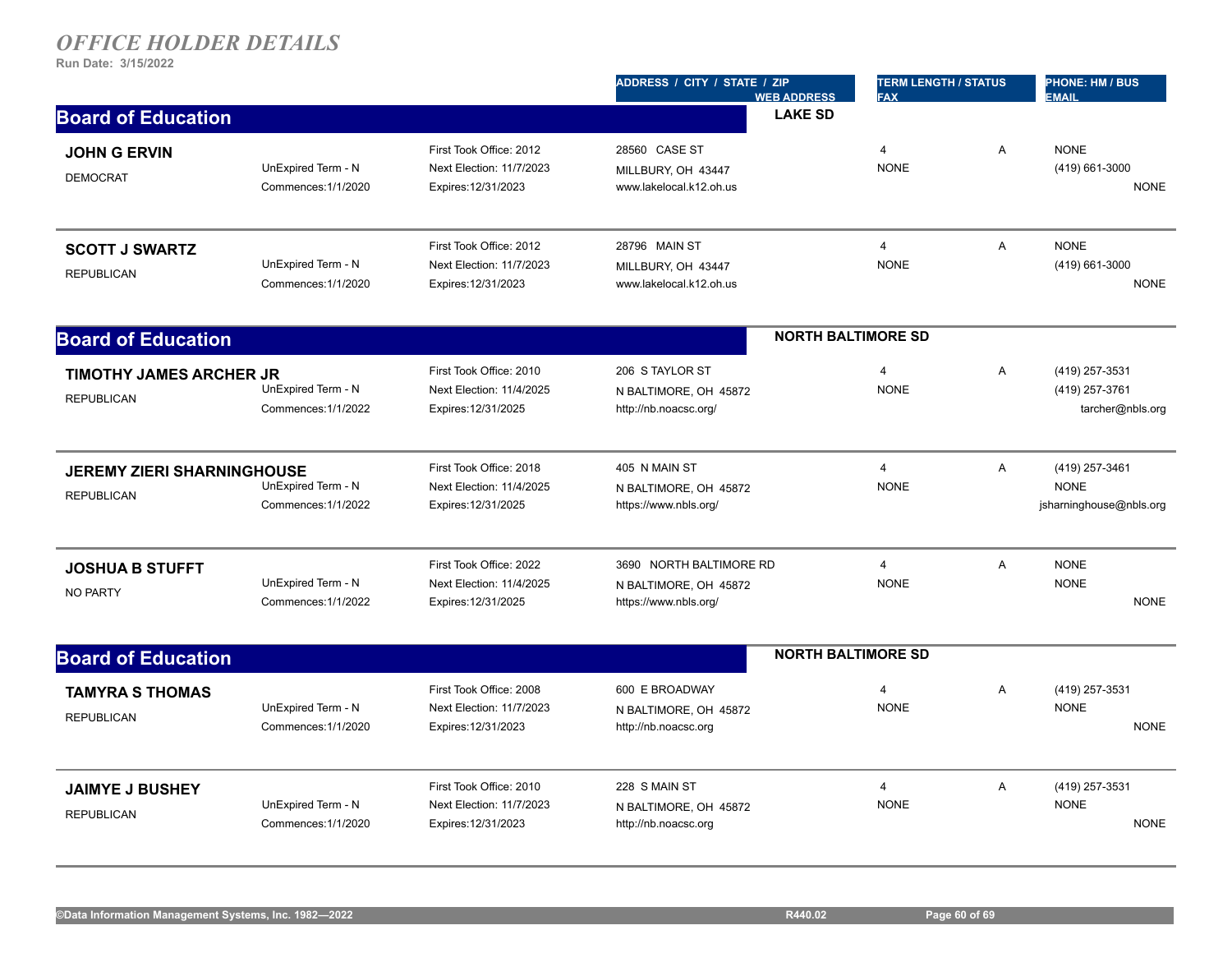# *OFFICE HOLDER DETAILS*

**Run Date: 3/15/2022**

| | | | ADDRESS / CITY / STATE / ZIP / WEB ADDRESS | TERM LENGTH / STATUS / FAX | | PHONE: HM / BUS / EMAIL |
|---|---|---|---|---|---|---|

## Board of Education — LAKE SD

| Name / Party | Term | Dates | Address / City / State / Zip / Web Address | Term Length / Fax | Status | Phone: Hm / Bus / Email |
|---|---|---|---|---|---|---|
| **JOHN G ERVIN**<br>DEMOCRAT | UnExpired Term - N<br>Commences:1/1/2020 | First Took Office: 2012<br>Next Election: 11/7/2023<br>Expires:12/31/2023 | 28560 CASE ST<br>MILLBURY, OH 43447<br>www.lakelocal.k12.oh.us | 4<br>NONE | A | NONE<br>(419) 661-3000<br>NONE |
| **SCOTT J SWARTZ**<br>REPUBLICAN | UnExpired Term - N<br>Commences:1/1/2020 | First Took Office: 2012<br>Next Election: 11/7/2023<br>Expires:12/31/2023 | 28796 MAIN ST<br>MILLBURY, OH 43447<br>www.lakelocal.k12.oh.us | 4<br>NONE | A | NONE<br>(419) 661-3000<br>NONE |

## Board of Education — NORTH BALTIMORE SD

| Name / Party | Term | Dates | Address / City / State / Zip / Web Address | Term Length / Fax | Status | Phone: Hm / Bus / Email |
|---|---|---|---|---|---|---|
| **TIMOTHY JAMES ARCHER JR**<br>REPUBLICAN | UnExpired Term - N<br>Commences:1/1/2022 | First Took Office: 2010<br>Next Election: 11/4/2025<br>Expires:12/31/2025 | 206 S TAYLOR ST<br>N BALTIMORE, OH 45872<br>http://nb.noacsc.org/ | 4<br>NONE | A | (419) 257-3531<br>(419) 257-3761<br>tarcher@nbls.org |
| **JEREMY ZIERI SHARNINGHOUSE**<br>REPUBLICAN | UnExpired Term - N<br>Commences:1/1/2022 | First Took Office: 2018<br>Next Election: 11/4/2025<br>Expires:12/31/2025 | 405 N MAIN ST<br>N BALTIMORE, OH 45872<br>https://www.nbls.org/ | 4<br>NONE | A | (419) 257-3461<br>NONE<br>jsharninghouse@nbls.org |
| **JOSHUA B STUFFT**<br>NO PARTY | UnExpired Term - N<br>Commences:1/1/2022 | First Took Office: 2022<br>Next Election: 11/4/2025<br>Expires:12/31/2025 | 3690 NORTH BALTIMORE RD<br>N BALTIMORE, OH 45872<br>https://www.nbls.org/ | 4<br>NONE | A | NONE<br>NONE<br>NONE |

## Board of Education — NORTH BALTIMORE SD

| Name / Party | Term | Dates | Address / City / State / Zip / Web Address | Term Length / Fax | Status | Phone: Hm / Bus / Email |
|---|---|---|---|---|---|---|
| **TAMYRA S THOMAS**<br>REPUBLICAN | UnExpired Term - N<br>Commences:1/1/2020 | First Took Office: 2008<br>Next Election: 11/7/2023<br>Expires:12/31/2023 | 600 E BROADWAY<br>N BALTIMORE, OH 45872<br>http://nb.noacsc.org | 4<br>NONE | A | (419) 257-3531<br>NONE<br>NONE |
| **JAIMYE J BUSHEY**<br>REPUBLICAN | UnExpired Term - N<br>Commences:1/1/2020 | First Took Office: 2010<br>Next Election: 11/7/2023<br>Expires:12/31/2023 | 228 S MAIN ST<br>N BALTIMORE, OH 45872<br>http://nb.noacsc.org | 4<br>NONE | A | (419) 257-3531<br>NONE<br>NONE |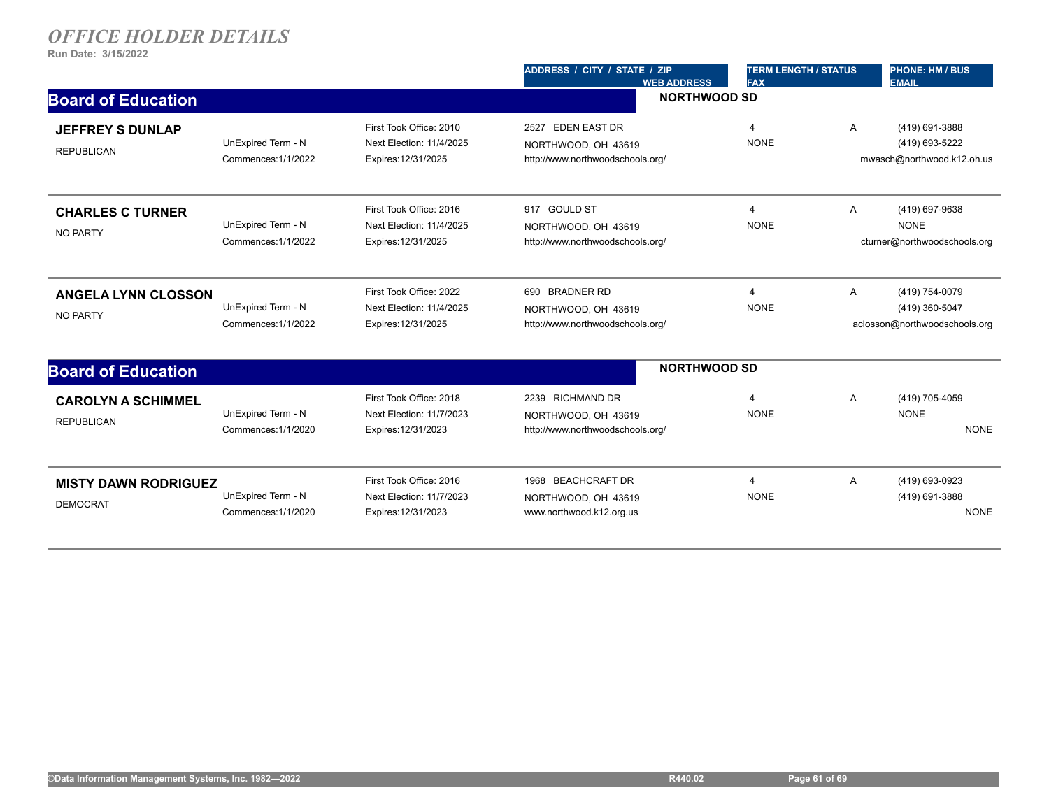# *OFFICE HOLDER DETAILS*

**Run Date: 3/15/2022**

## Board of Education — NORTHWOOD SD

| Name / Party | Term | Dates | Address / City / State / Zip / Web Address | Term Length / Fax | Status | Phone: HM / BUS / Email |
|---|---|---|---|---|---|---|
| **JEFFREY S DUNLAP**<br>REPUBLICAN | UnExpired Term - N<br>Commences:1/1/2022 | First Took Office: 2010<br>Next Election: 11/4/2025<br>Expires:12/31/2025 | 2527 EDEN EAST DR<br>NORTHWOOD, OH 43619<br>http://www.northwoodschools.org/ | 4<br>NONE | A | (419) 691-3888<br>(419) 693-5222<br>mwasch@northwood.k12.oh.us |
| **CHARLES C TURNER**<br>NO PARTY | UnExpired Term - N<br>Commences:1/1/2022 | First Took Office: 2016<br>Next Election: 11/4/2025<br>Expires:12/31/2025 | 917 GOULD ST<br>NORTHWOOD, OH 43619<br>http://www.northwoodschools.org/ | 4<br>NONE | A | (419) 697-9638<br>NONE<br>cturner@northwoodschools.org |
| **ANGELA LYNN CLOSSON**<br>NO PARTY | UnExpired Term - N<br>Commences:1/1/2022 | First Took Office: 2022<br>Next Election: 11/4/2025<br>Expires:12/31/2025 | 690 BRADNER RD<br>NORTHWOOD, OH 43619<br>http://www.northwoodschools.org/ | 4<br>NONE | A | (419) 754-0079<br>(419) 360-5047<br>aclosson@northwoodschools.org |

## Board of Education — NORTHWOOD SD

| Name / Party | Term | Dates | Address / City / State / Zip / Web Address | Term Length / Fax | Status | Phone: HM / BUS / Email |
|---|---|---|---|---|---|---|
| **CAROLYN A SCHIMMEL**<br>REPUBLICAN | UnExpired Term - N<br>Commences:1/1/2020 | First Took Office: 2018<br>Next Election: 11/7/2023<br>Expires:12/31/2023 | 2239 RICHMOND DR<br>NORTHWOOD, OH 43619<br>http://www.northwoodschools.org/ | 4<br>NONE | A | (419) 705-4059<br>NONE<br>NONE |
| **MISTY DAWN RODRIGUEZ**<br>DEMOCRAT | UnExpired Term - N<br>Commences:1/1/2020 | First Took Office: 2016<br>Next Election: 11/7/2023<br>Expires:12/31/2023 | 1968 BEACHCRAFT DR<br>NORTHWOOD, OH 43619<br>www.northwood.k12.org.us | 4<br>NONE | A | (419) 693-0923<br>(419) 691-3888<br>NONE |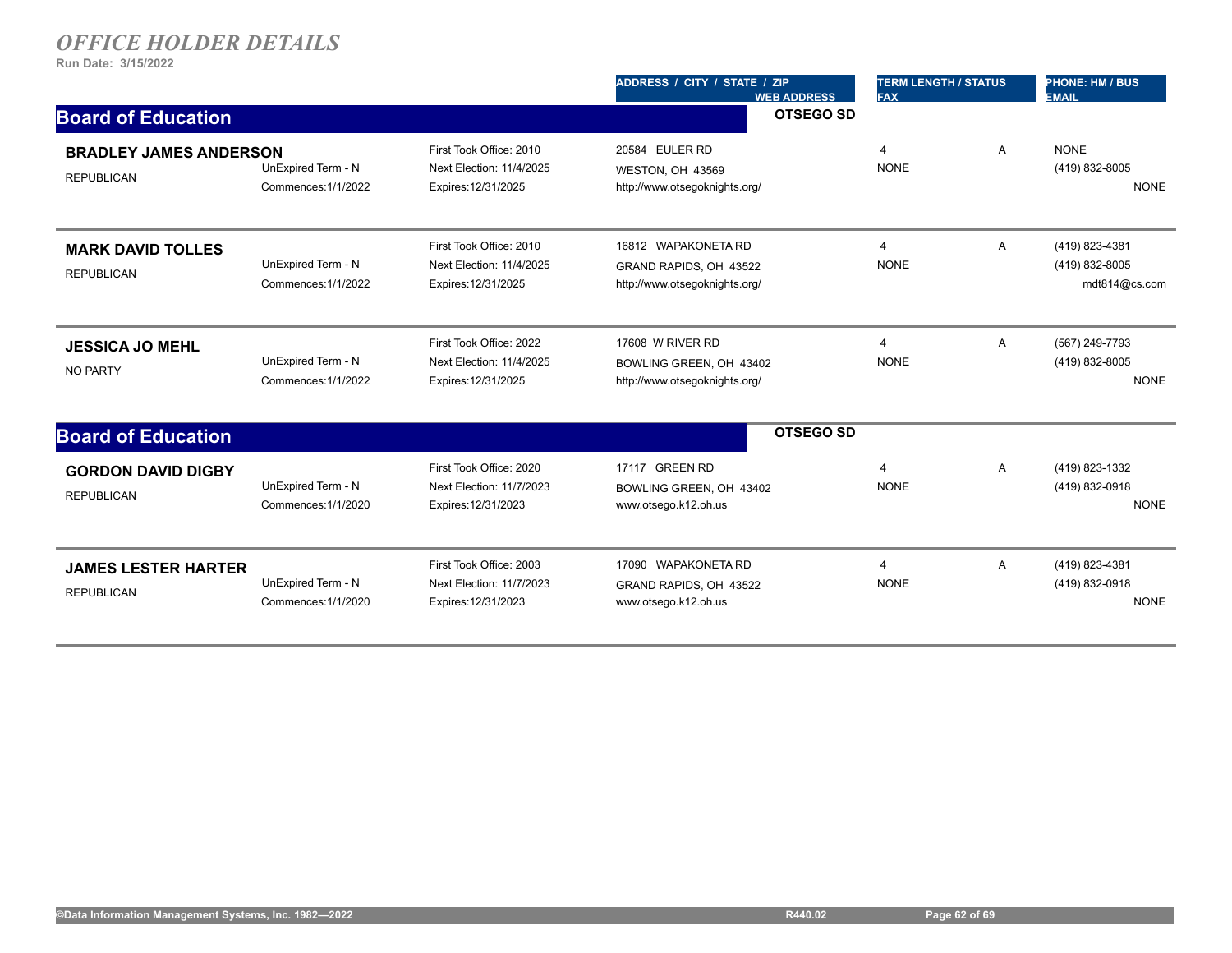# *OFFICE HOLDER DETAILS*

**Run Date: 3/15/2022**

## Board of Education — OTSEGO SD

| Name / Party | Term | Office Dates | ADDRESS / CITY / STATE / ZIP / WEB ADDRESS | TERM LENGTH / STATUS / FAX | | PHONE: HM / BUS / EMAIL |
|---|---|---|---|---|---|---|
| **BRADLEY JAMES ANDERSON**<br>REPUBLICAN | UnExpired Term - N<br>Commences:1/1/2022 | First Took Office: 2010<br>Next Election: 11/4/2025<br>Expires:12/31/2025 | 20584 EULER RD<br>WESTON, OH 43569<br>http://www.otsegoknights.org/ | 4<br>NONE | A | NONE<br>(419) 832-8005<br>NONE |
| **MARK DAVID TOLLES**<br>REPUBLICAN | UnExpired Term - N<br>Commences:1/1/2022 | First Took Office: 2010<br>Next Election: 11/4/2025<br>Expires:12/31/2025 | 16812 WAPAKONETA RD<br>GRAND RAPIDS, OH 43522<br>http://www.otsegoknights.org/ | 4<br>NONE | A | (419) 823-4381<br>(419) 832-8005<br>mdt814@cs.com |
| **JESSICA JO MEHL**<br>NO PARTY | UnExpired Term - N<br>Commences:1/1/2022 | First Took Office: 2022<br>Next Election: 11/4/2025<br>Expires:12/31/2025 | 17608 W RIVER RD<br>BOWLING GREEN, OH 43402<br>http://www.otsegoknights.org/ | 4<br>NONE | A | (567) 249-7793<br>(419) 832-8005<br>NONE |

## Board of Education — OTSEGO SD

| Name / Party | Term | Office Dates | ADDRESS / CITY / STATE / ZIP / WEB ADDRESS | TERM LENGTH / STATUS / FAX | | PHONE: HM / BUS / EMAIL |
|---|---|---|---|---|---|---|
| **GORDON DAVID DIGBY**<br>REPUBLICAN | UnExpired Term - N<br>Commences:1/1/2020 | First Took Office: 2020<br>Next Election: 11/7/2023<br>Expires:12/31/2023 | 17117 GREEN RD<br>BOWLING GREEN, OH 43402<br>www.otsego.k12.oh.us | 4<br>NONE | A | (419) 823-1332<br>(419) 832-0918<br>NONE |
| **JAMES LESTER HARTER**<br>REPUBLICAN | UnExpired Term - N<br>Commences:1/1/2020 | First Took Office: 2003<br>Next Election: 11/7/2023<br>Expires:12/31/2023 | 17090 WAPAKONETA RD<br>GRAND RAPIDS, OH 43522<br>www.otsego.k12.oh.us | 4<br>NONE | A | (419) 823-4381<br>(419) 832-0918<br>NONE |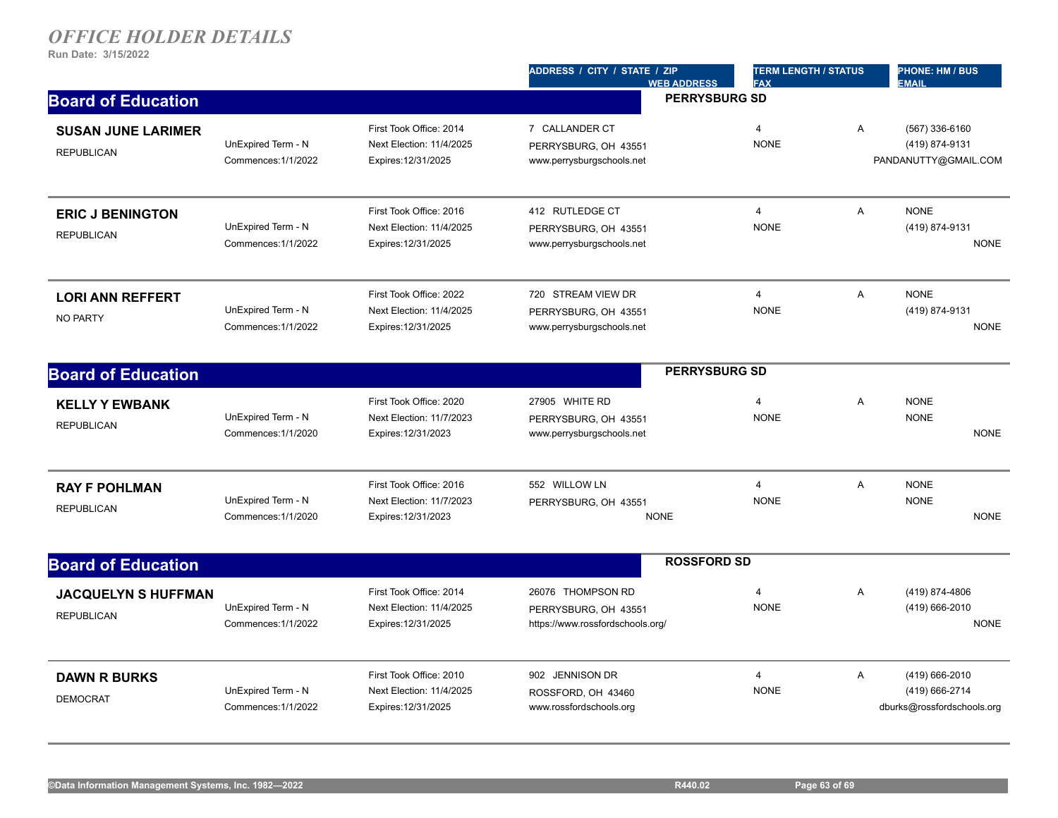# *OFFICE HOLDER DETAILS*

**Run Date: 3/15/2022**

| | | | ADDRESS / CITY / STATE / ZIP / WEB ADDRESS | TERM LENGTH / STATUS / FAX | | PHONE: HM / BUS / EMAIL |
|---|---|---|---|---|---|---|

## Board of Education — PERRYSBURG SD

| Name / Party | Term | Office | Address / Web | Term Length / Fax | Status | Phone / Email |
|---|---|---|---|---|---|---|
| **SUSAN JUNE LARIMER**<br>REPUBLICAN | UnExpired Term - N<br>Commences:1/1/2022 | First Took Office: 2014<br>Next Election: 11/4/2025<br>Expires:12/31/2025 | 7 CALLANDER CT<br>PERRYSBURG, OH 43551<br>www.perrysburgschools.net | 4<br>NONE | A | (567) 336-6160<br>(419) 874-9131<br>PANDANUTTY@GMAIL.COM |
| **ERIC J BENINGTON**<br>REPUBLICAN | UnExpired Term - N<br>Commences:1/1/2022 | First Took Office: 2016<br>Next Election: 11/4/2025<br>Expires:12/31/2025 | 412 RUTLEDGE CT<br>PERRYSBURG, OH 43551<br>www.perrysburgschools.net | 4<br>NONE | A | NONE<br>(419) 874-9131<br>NONE |
| **LORI ANN REFFERT**<br>NO PARTY | UnExpired Term - N<br>Commences:1/1/2022 | First Took Office: 2022<br>Next Election: 11/4/2025<br>Expires:12/31/2025 | 720 STREAM VIEW DR<br>PERRYSBURG, OH 43551<br>www.perrysburgschools.net | 4<br>NONE | A | NONE<br>(419) 874-9131<br>NONE |

## Board of Education — PERRYSBURG SD

| Name / Party | Term | Office | Address / Web | Term Length / Fax | Status | Phone / Email |
|---|---|---|---|---|---|---|
| **KELLY Y EWBANK**<br>REPUBLICAN | UnExpired Term - N<br>Commences:1/1/2020 | First Took Office: 2020<br>Next Election: 11/7/2023<br>Expires:12/31/2023 | 27905 WHITE RD<br>PERRYSBURG, OH 43551<br>www.perrysburgschools.net | 4<br>NONE | A | NONE<br>NONE<br>NONE |
| **RAY F POHLMAN**<br>REPUBLICAN | UnExpired Term - N<br>Commences:1/1/2020 | First Took Office: 2016<br>Next Election: 11/7/2023<br>Expires:12/31/2023 | 552 WILLOW LN<br>PERRYSBURG, OH 43551<br>NONE | 4<br>NONE | A | NONE<br>NONE<br>NONE |

## Board of Education — ROSSFORD SD

| Name / Party | Term | Office | Address / Web | Term Length / Fax | Status | Phone / Email |
|---|---|---|---|---|---|---|
| **JACQUELYN S HUFFMAN**<br>REPUBLICAN | UnExpired Term - N<br>Commences:1/1/2022 | First Took Office: 2014<br>Next Election: 11/4/2025<br>Expires:12/31/2025 | 26076 THOMPSON RD<br>PERRYSBURG, OH 43551<br>https://www.rossfordschools.org/ | 4<br>NONE | A | (419) 874-4806<br>(419) 666-2010<br>NONE |
| **DAWN R BURKS**<br>DEMOCRAT | UnExpired Term - N<br>Commences:1/1/2022 | First Took Office: 2010<br>Next Election: 11/4/2025<br>Expires:12/31/2025 | 902 JENNISON DR<br>ROSSFORD, OH 43460<br>www.rossfordschools.org | 4<br>NONE | A | (419) 666-2010<br>(419) 666-2714<br>dburks@rossfordschools.org |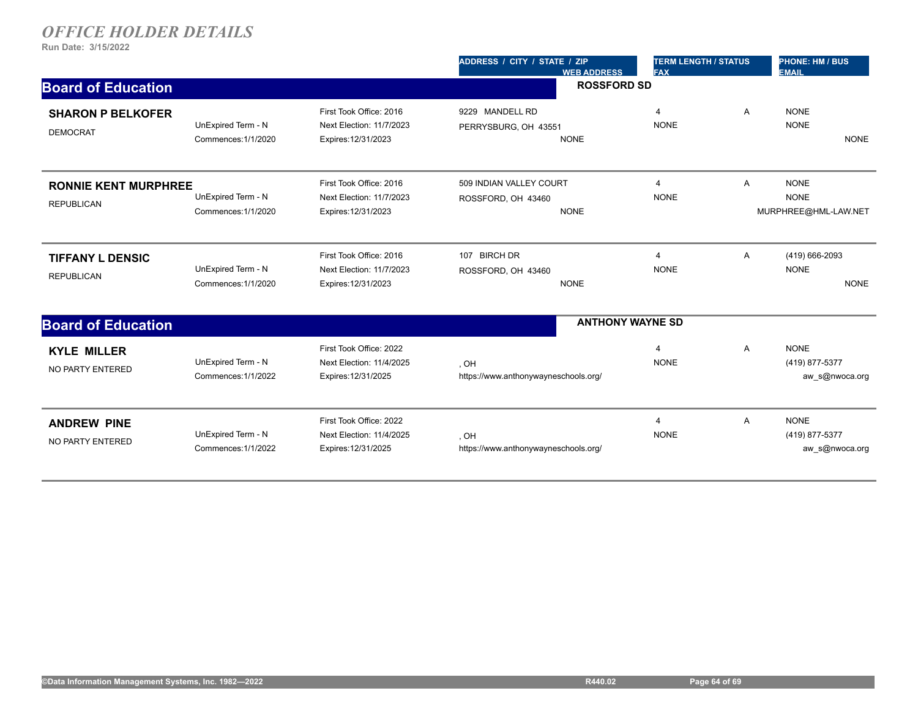# *OFFICE HOLDER DETAILS*

**Run Date: 3/15/2022**

| | | | ADDRESS / CITY / STATE / ZIP<br>WEB ADDRESS | TERM LENGTH / STATUS<br>FAX | | PHONE: HM / BUS<br>EMAIL |
|---|---|---|---|---|---|---|

## Board of Education — ROSSFORD SD

| Name / Party | Term | Office Dates | Address / Web Address | Term Length / Fax | Status | Phone: HM / BUS / Email |
|---|---|---|---|---|---|---|
| **SHARON P BELKOFER**<br>DEMOCRAT | UnExpired Term - N<br>Commences:1/1/2020 | First Took Office: 2016<br>Next Election: 11/7/2023<br>Expires:12/31/2023 | 9229 MANDELL RD<br>PERRYSBURG, OH 43551<br>NONE | 4<br>NONE | A | NONE<br>NONE<br>NONE |
| **RONNIE KENT MURPHREE**<br>REPUBLICAN | UnExpired Term - N<br>Commences:1/1/2020 | First Took Office: 2016<br>Next Election: 11/7/2023<br>Expires:12/31/2023 | 509 INDIAN VALLEY COURT<br>ROSSFORD, OH 43460<br>NONE | 4<br>NONE | A | NONE<br>NONE<br>MURPHREE@HML-LAW.NET |
| **TIFFANY L DENSIC**<br>REPUBLICAN | UnExpired Term - N<br>Commences:1/1/2020 | First Took Office: 2016<br>Next Election: 11/7/2023<br>Expires:12/31/2023 | 107 BIRCH DR<br>ROSSFORD, OH 43460<br>NONE | 4<br>NONE | A | (419) 666-2093<br>NONE<br>NONE |

## Board of Education — ANTHONY WAYNE SD

| Name / Party | Term | Office Dates | Address / Web Address | Term Length / Fax | Status | Phone: HM / BUS / Email |
|---|---|---|---|---|---|---|
| **KYLE MILLER**<br>NO PARTY ENTERED | UnExpired Term - N<br>Commences:1/1/2022 | First Took Office: 2022<br>Next Election: 11/4/2025<br>Expires:12/31/2025 | , OH<br>https://www.anthonywayneschools.org/ | 4<br>NONE | A | NONE<br>(419) 877-5377<br>aw_s@nwoca.org |
| **ANDREW PINE**<br>NO PARTY ENTERED | UnExpired Term - N<br>Commences:1/1/2022 | First Took Office: 2022<br>Next Election: 11/4/2025<br>Expires:12/31/2025 | , OH<br>https://www.anthonywayneschools.org/ | 4<br>NONE | A | NONE<br>(419) 877-5377<br>aw_s@nwoca.org |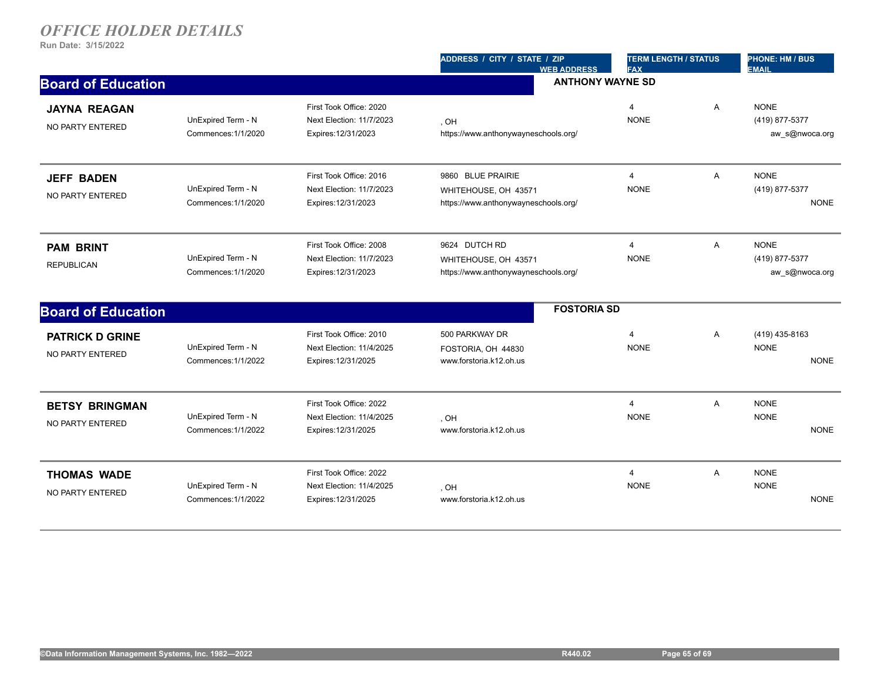# *OFFICE HOLDER DETAILS*

**Run Date: 3/15/2022**

## Board of Education — ANTHONY WAYNE SD

| Name / Party | Term | Dates | ADDRESS / CITY / STATE / ZIP / WEB ADDRESS | TERM LENGTH / STATUS / FAX | | PHONE: HM / BUS / EMAIL |
|---|---|---|---|---|---|---|
| **JAYNA REAGAN**<br>NO PARTY ENTERED | UnExpired Term - N<br>Commences:1/1/2020 | First Took Office: 2020<br>Next Election: 11/7/2023<br>Expires:12/31/2023 | , OH<br>https://www.anthonywayneschools.org/ | 4<br>NONE | A | NONE<br>(419) 877-5377<br>aw_s@nwoca.org |
| **JEFF BADEN**<br>NO PARTY ENTERED | UnExpired Term - N<br>Commences:1/1/2020 | First Took Office: 2016<br>Next Election: 11/7/2023<br>Expires:12/31/2023 | 9860 BLUE PRAIRIE<br>WHITEHOUSE, OH 43571<br>https://www.anthonywayneschools.org/ | 4<br>NONE | A | NONE<br>(419) 877-5377<br>NONE |
| **PAM BRINT**<br>REPUBLICAN | UnExpired Term - N<br>Commences:1/1/2020 | First Took Office: 2008<br>Next Election: 11/7/2023<br>Expires:12/31/2023 | 9624 DUTCH RD<br>WHITEHOUSE, OH 43571<br>https://www.anthonywayneschools.org/ | 4<br>NONE | A | NONE<br>(419) 877-5377<br>aw_s@nwoca.org |

## Board of Education — FOSTORIA SD

| Name / Party | Term | Dates | ADDRESS / CITY / STATE / ZIP / WEB ADDRESS | TERM LENGTH / STATUS / FAX | | PHONE: HM / BUS / EMAIL |
|---|---|---|---|---|---|---|
| **PATRICK D GRINE**<br>NO PARTY ENTERED | UnExpired Term - N<br>Commences:1/1/2022 | First Took Office: 2010<br>Next Election: 11/4/2025<br>Expires:12/31/2025 | 500 PARKWAY DR<br>FOSTORIA, OH 44830<br>www.forstoria.k12.oh.us | 4<br>NONE | A | (419) 435-8163<br>NONE<br>NONE |
| **BETSY BRINGMAN**<br>NO PARTY ENTERED | UnExpired Term - N<br>Commences:1/1/2022 | First Took Office: 2022<br>Next Election: 11/4/2025<br>Expires:12/31/2025 | , OH<br>www.forstoria.k12.oh.us | 4<br>NONE | A | NONE<br>NONE<br>NONE |
| **THOMAS WADE**<br>NO PARTY ENTERED | UnExpired Term - N<br>Commences:1/1/2022 | First Took Office: 2022<br>Next Election: 11/4/2025<br>Expires:12/31/2025 | , OH<br>www.forstoria.k12.oh.us | 4<br>NONE | A | NONE<br>NONE<br>NONE |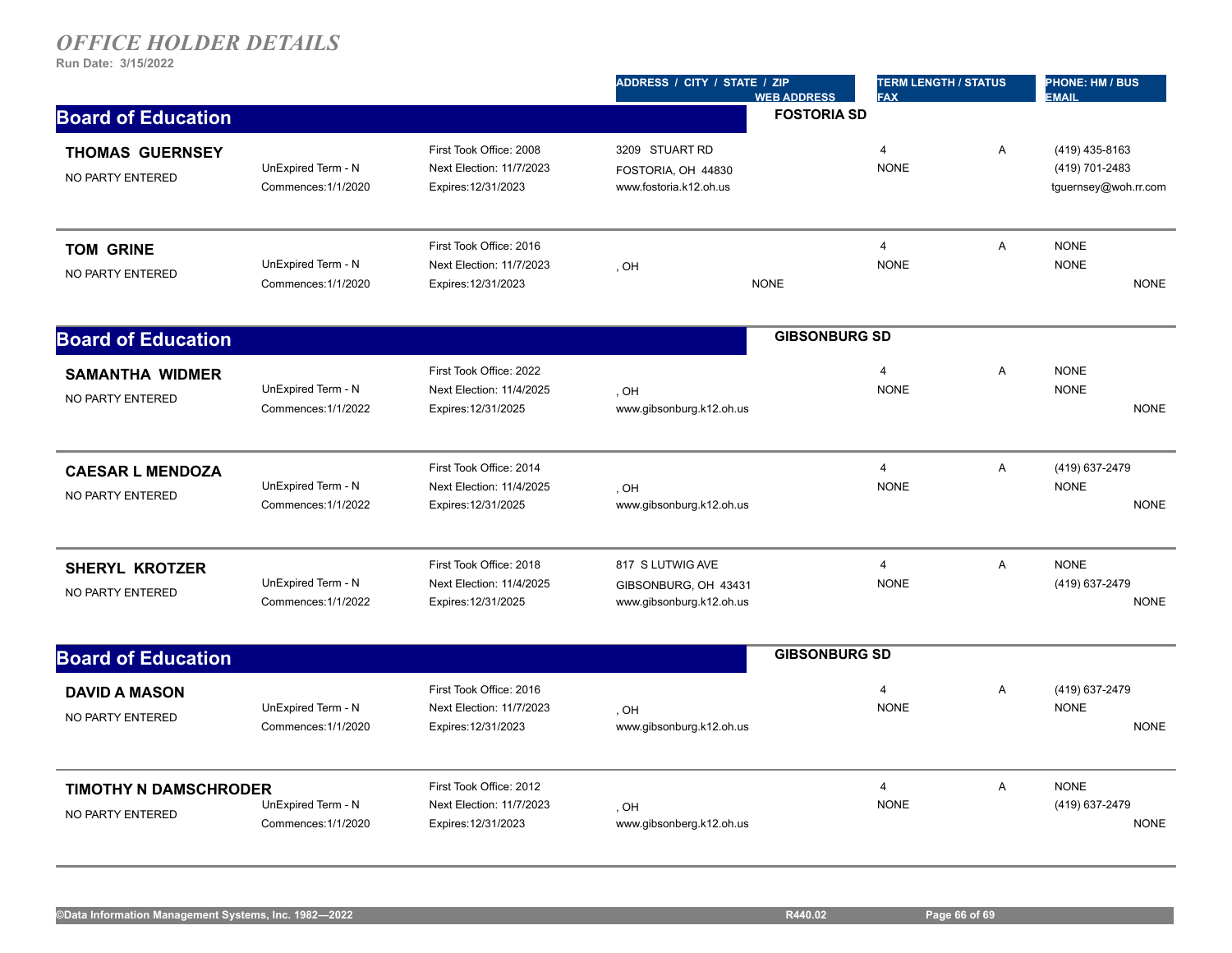# OFFICE HOLDER DETAILS

**Run Date: 3/15/2022**

## Board of Education — FOSTORIA SD

| Name / Party | Term | Office Dates | Address / City / State / Zip / Web Address | Term Length / Status / Fax | Phone: HM / BUS / Email |
|---|---|---|---|---|---|
| **THOMAS GUERNSEY**<br>NO PARTY ENTERED | UnExpired Term - N<br>Commences:1/1/2020 | First Took Office: 2008<br>Next Election: 11/7/2023<br>Expires:12/31/2023 | 3209 STUART RD<br>FOSTORIA, OH 44830<br>www.fostoria.k12.oh.us | 4 A<br>NONE | (419) 435-8163<br>(419) 701-2483<br>tguernsey@woh.rr.com |
| **TOM GRINE**<br>NO PARTY ENTERED | UnExpired Term - N<br>Commences:1/1/2020 | First Took Office: 2016<br>Next Election: 11/7/2023<br>Expires:12/31/2023 | , OH<br>NONE | 4 A<br>NONE | NONE<br>NONE<br>NONE |

## Board of Education — GIBSONBURG SD

| Name / Party | Term | Office Dates | Address / City / State / Zip / Web Address | Term Length / Status / Fax | Phone: HM / BUS / Email |
|---|---|---|---|---|---|
| **SAMANTHA WIDMER**<br>NO PARTY ENTERED | UnExpired Term - N<br>Commences:1/1/2022 | First Took Office: 2022<br>Next Election: 11/4/2025<br>Expires:12/31/2025 | , OH<br>www.gibsonburg.k12.oh.us | 4 A<br>NONE | NONE<br>NONE<br>NONE |
| **CAESAR L MENDOZA**<br>NO PARTY ENTERED | UnExpired Term - N<br>Commences:1/1/2022 | First Took Office: 2014<br>Next Election: 11/4/2025<br>Expires:12/31/2025 | , OH<br>www.gibsonburg.k12.oh.us | 4 A<br>NONE | (419) 637-2479<br>NONE<br>NONE |
| **SHERYL KROTZER**<br>NO PARTY ENTERED | UnExpired Term - N<br>Commences:1/1/2022 | First Took Office: 2018<br>Next Election: 11/4/2025<br>Expires:12/31/2025 | 817 S LUTWIG AVE<br>GIBSONBURG, OH 43431<br>www.gibsonburg.k12.oh.us | 4 A<br>NONE | NONE<br>(419) 637-2479<br>NONE |

## Board of Education — GIBSONBURG SD

| Name / Party | Term | Office Dates | Address / City / State / Zip / Web Address | Term Length / Status / Fax | Phone: HM / BUS / Email |
|---|---|---|---|---|---|
| **DAVID A MASON**<br>NO PARTY ENTERED | UnExpired Term - N<br>Commences:1/1/2020 | First Took Office: 2016<br>Next Election: 11/7/2023<br>Expires:12/31/2023 | , OH<br>www.gibsonburg.k12.oh.us | 4 A<br>NONE | (419) 637-2479<br>NONE<br>NONE |
| **TIMOTHY N DAMSCHRODER**<br>NO PARTY ENTERED | UnExpired Term - N<br>Commences:1/1/2020 | First Took Office: 2012<br>Next Election: 11/7/2023<br>Expires:12/31/2023 | , OH<br>www.gibsonberg.k12.oh.us | 4 A<br>NONE | NONE<br>(419) 637-2479<br>NONE |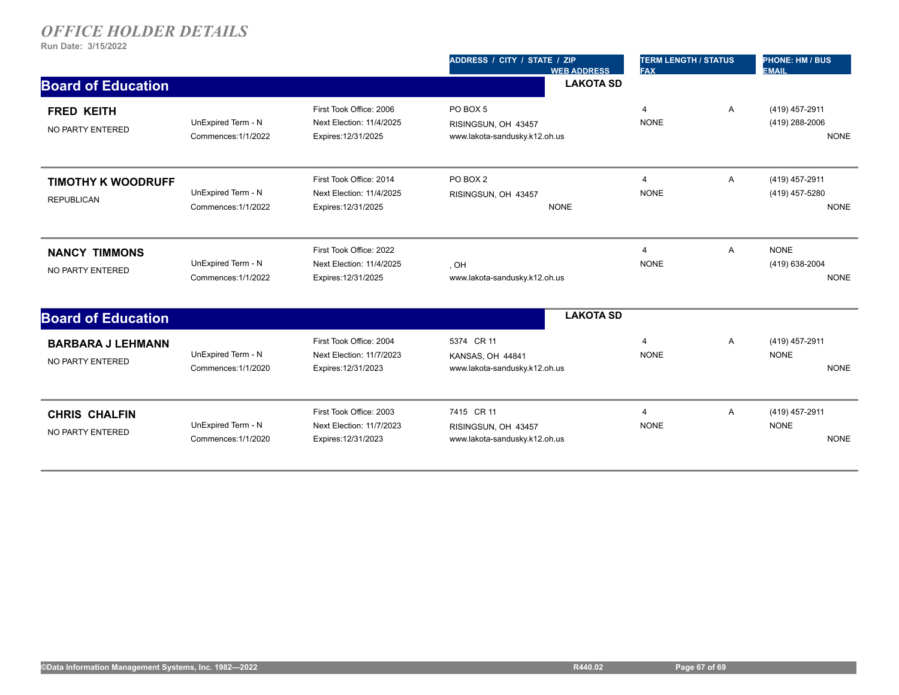*OFFICE HOLDER DETAILS*

**Run Date: 3/15/2022**

## Board of Education — LAKOTA SD

| Name / Party | Term | Dates | ADDRESS / CITY / STATE / ZIP / WEB ADDRESS | TERM LENGTH / STATUS / FAX | | PHONE: HM / BUS / EMAIL |
|---|---|---|---|---|---|---|
| **FRED KEITH**<br>NO PARTY ENTERED | UnExpired Term - N<br>Commences:1/1/2022 | First Took Office: 2006<br>Next Election: 11/4/2025<br>Expires:12/31/2025 | PO BOX 5<br>RISINGSUN, OH 43457<br>www.lakota-sandusky.k12.oh.us | 4<br>NONE | A | (419) 457-2911<br>(419) 288-2006<br>NONE |
| **TIMOTHY K WOODRUFF**<br>REPUBLICAN | UnExpired Term - N<br>Commences:1/1/2022 | First Took Office: 2014<br>Next Election: 11/4/2025<br>Expires:12/31/2025 | PO BOX 2<br>RISINGSUN, OH 43457<br>NONE | 4<br>NONE | A | (419) 457-2911<br>(419) 457-5280<br>NONE |
| **NANCY TIMMONS**<br>NO PARTY ENTERED | UnExpired Term - N<br>Commences:1/1/2022 | First Took Office: 2022<br>Next Election: 11/4/2025<br>Expires:12/31/2025 | , OH<br>www.lakota-sandusky.k12.oh.us | 4<br>NONE | A | NONE<br>(419) 638-2004<br>NONE |

## Board of Education — LAKOTA SD

| Name / Party | Term | Dates | ADDRESS / CITY / STATE / ZIP / WEB ADDRESS | TERM LENGTH / STATUS / FAX | | PHONE: HM / BUS / EMAIL |
|---|---|---|---|---|---|---|
| **BARBARA J LEHMANN**<br>NO PARTY ENTERED | UnExpired Term - N<br>Commences:1/1/2020 | First Took Office: 2004<br>Next Election: 11/7/2023<br>Expires:12/31/2023 | 5374 CR 11<br>KANSAS, OH 44841<br>www.lakota-sandusky.k12.oh.us | 4<br>NONE | A | (419) 457-2911<br>NONE<br>NONE |
| **CHRIS CHALFIN**<br>NO PARTY ENTERED | UnExpired Term - N<br>Commences:1/1/2020 | First Took Office: 2003<br>Next Election: 11/7/2023<br>Expires:12/31/2023 | 7415 CR 11<br>RISINGSUN, OH 43457<br>www.lakota-sandusky.k12.oh.us | 4<br>NONE | A | (419) 457-2911<br>NONE<br>NONE |

©Data Information Management Systems, Inc. 1982—2022 R440.02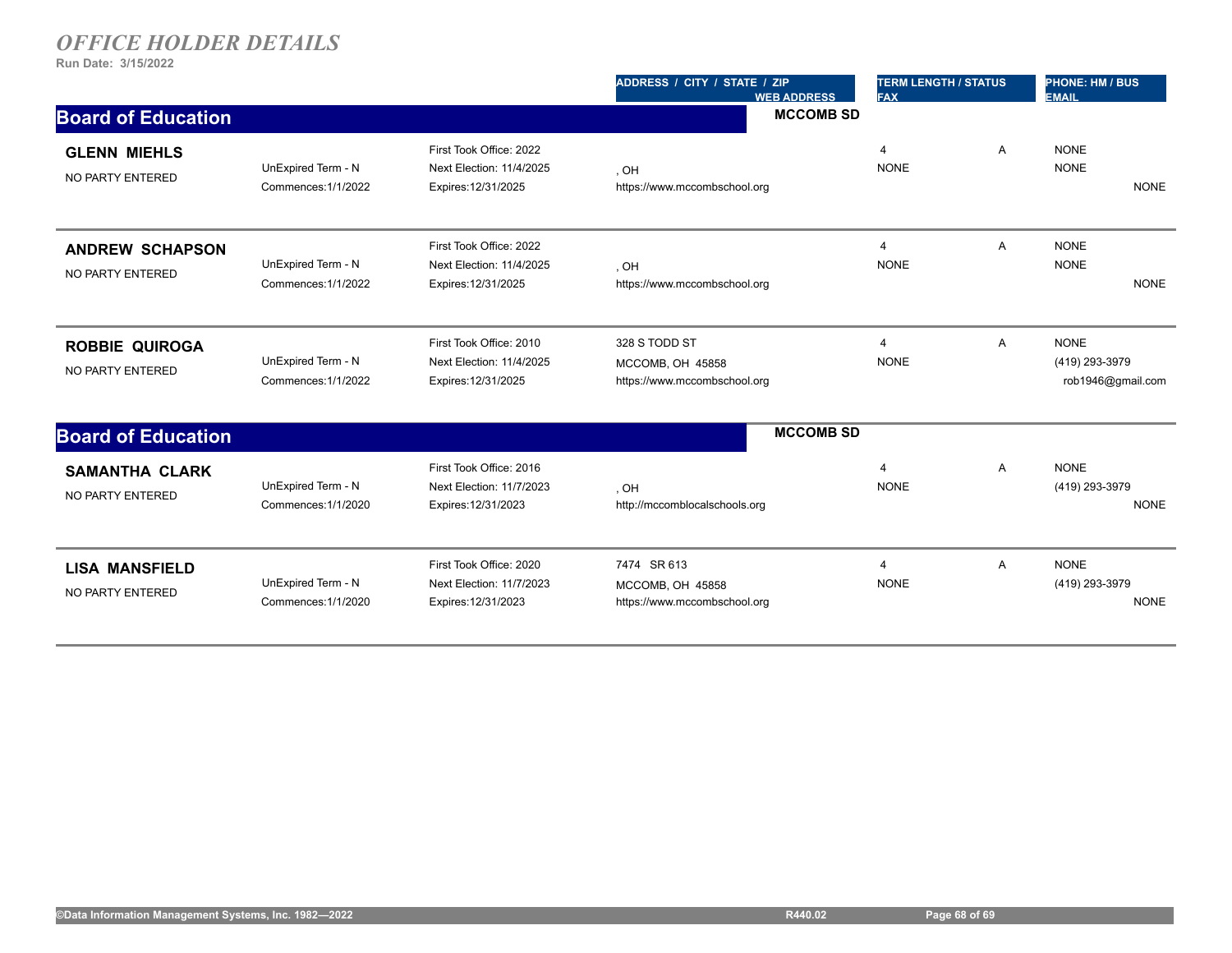# *OFFICE HOLDER DETAILS*

**Run Date: 3/15/2022**

| | | | ADDRESS / CITY / STATE / ZIP<br>WEB ADDRESS | TERM LENGTH / STATUS<br>FAX | | PHONE: HM / BUS<br>EMAIL |
|---|---|---|---|---|---|---|

## Board of Education — MCCOMB SD

| Name | Term | Dates | Address / Web Address | Term Length / Fax | Status | Phone: HM / BUS / Email |
|---|---|---|---|---|---|---|
| **GLENN MIEHLS**<br>NO PARTY ENTERED | UnExpired Term - N<br>Commences:1/1/2022 | First Took Office: 2022<br>Next Election: 11/4/2025<br>Expires:12/31/2025 | , OH<br>https://www.mccombschool.org | 4<br>NONE | A | NONE<br>NONE<br>NONE |
| **ANDREW SCHAPSON**<br>NO PARTY ENTERED | UnExpired Term - N<br>Commences:1/1/2022 | First Took Office: 2022<br>Next Election: 11/4/2025<br>Expires:12/31/2025 | , OH<br>https://www.mccombschool.org | 4<br>NONE | A | NONE<br>NONE<br>NONE |
| **ROBBIE QUIROGA**<br>NO PARTY ENTERED | UnExpired Term - N<br>Commences:1/1/2022 | First Took Office: 2010<br>Next Election: 11/4/2025<br>Expires:12/31/2025 | 328 S TODD ST<br>MCCOMB, OH 45858<br>https://www.mccombschool.org | 4<br>NONE | A | NONE<br>(419) 293-3979<br>rob1946@gmail.com |

## Board of Education — MCCOMB SD

| Name | Term | Dates | Address / Web Address | Term Length / Fax | Status | Phone: HM / BUS / Email |
|---|---|---|---|---|---|---|
| **SAMANTHA CLARK**<br>NO PARTY ENTERED | UnExpired Term - N<br>Commences:1/1/2020 | First Took Office: 2016<br>Next Election: 11/7/2023<br>Expires:12/31/2023 | , OH<br>http://mccomblocalschools.org | 4<br>NONE | A | NONE<br>(419) 293-3979<br>NONE |
| **LISA MANSFIELD**<br>NO PARTY ENTERED | UnExpired Term - N<br>Commences:1/1/2020 | First Took Office: 2020<br>Next Election: 11/7/2023<br>Expires:12/31/2023 | 7474 SR 613<br>MCCOMB, OH 45858<br>https://www.mccombschool.org | 4<br>NONE | A | NONE<br>(419) 293-3979<br>NONE |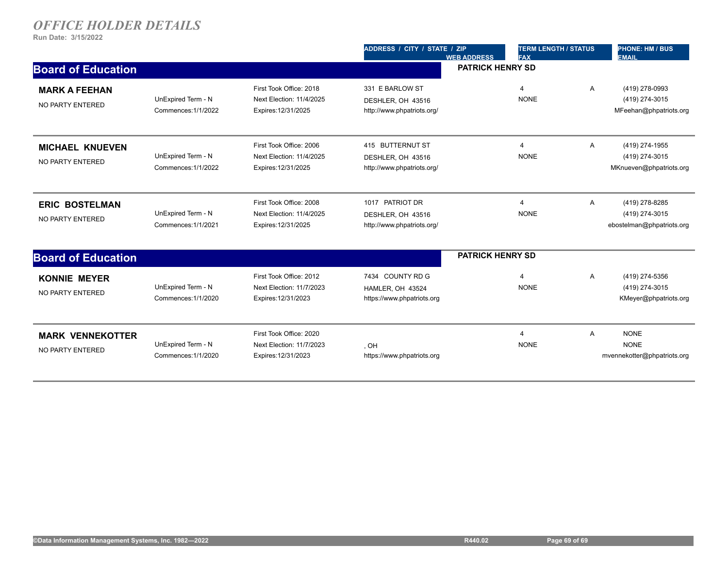## OFFICE HOLDER DETAILS

**Run Date: 3/15/2022**

### Board of Education — PATRICK HENRY SD

| Name / Party | Term | Dates | Address / City / State / Zip / Web Address | Term Length / Status / Fax | | Phone: HM / BUS / Email |
|---|---|---|---|---|---|---|
| **MARK A FEEHAN**<br>NO PARTY ENTERED | UnExpired Term - N<br>Commences:1/1/2022 | First Took Office: 2018<br>Next Election: 11/4/2025<br>Expires:12/31/2025 | 331 E BARLOW ST<br>DESHLER, OH 43516<br>http://www.phpatriots.org/ | 4<br>NONE | A | (419) 278-0993<br>(419) 274-3015<br>MFeehan@phpatriots.org |
| **MICHAEL KNUEVEN**<br>NO PARTY ENTERED | UnExpired Term - N<br>Commences:1/1/2022 | First Took Office: 2006<br>Next Election: 11/4/2025<br>Expires:12/31/2025 | 415 BUTTERNUT ST<br>DESHLER, OH 43516<br>http://www.phpatriots.org/ | 4<br>NONE | A | (419) 274-1955<br>(419) 274-3015<br>MKnueven@phpatriots.org |
| **ERIC BOSTELMAN**<br>NO PARTY ENTERED | UnExpired Term - N<br>Commences:1/1/2021 | First Took Office: 2008<br>Next Election: 11/4/2025<br>Expires:12/31/2025 | 1017 PATRIOT DR<br>DESHLER, OH 43516<br>http://www.phpatriots.org/ | 4<br>NONE | A | (419) 278-8285<br>(419) 274-3015<br>ebostelman@phpatriots.org |

### Board of Education — PATRICK HENRY SD

| Name / Party | Term | Dates | Address / City / State / Zip / Web Address | Term Length / Status / Fax | | Phone: HM / BUS / Email |
|---|---|---|---|---|---|---|
| **KONNIE MEYER**<br>NO PARTY ENTERED | UnExpired Term - N<br>Commences:1/1/2020 | First Took Office: 2012<br>Next Election: 11/7/2023<br>Expires:12/31/2023 | 7434 COUNTY RD G<br>HAMLER, OH 43524<br>https://www.phpatriots.org | 4<br>NONE | A | (419) 274-5356<br>(419) 274-3015<br>KMeyer@phpatriots.org |
| **MARK VENNEKOTTER**<br>NO PARTY ENTERED | UnExpired Term - N<br>Commences:1/1/2020 | First Took Office: 2020<br>Next Election: 11/7/2023<br>Expires:12/31/2023 | , OH<br>https://www.phpatriots.org | 4<br>NONE | A | NONE<br>NONE<br>mvennekotter@phpatriots.org |

©Data Information Management Systems, Inc. 1982—2022 R440.02